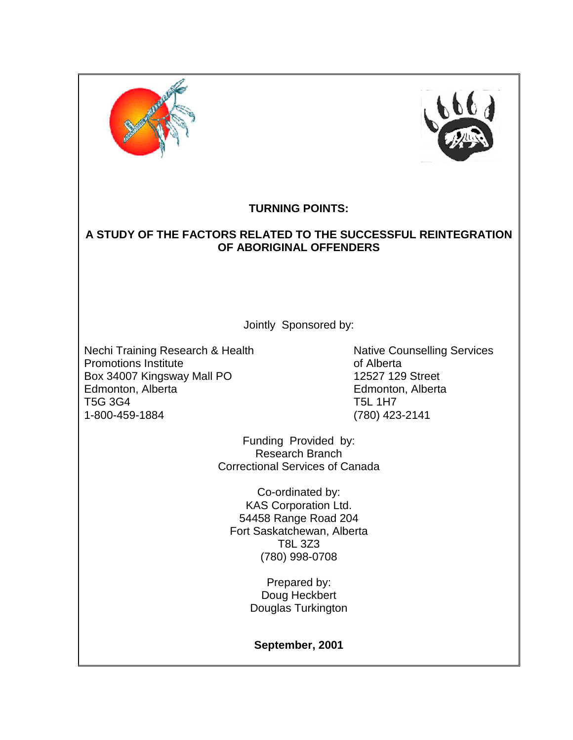# TURNING POINTS:

## A STUDY OF THE FACTORS RELATED TO THE SUCCESSFUL REINTEGRATION OF ABORIGINAL OFFENDERS

Jointly Sponsored by:

Nechi Training Research & Health Promotions Institute
Box 34007 Kingsway Mall PO
Edmonton, Alberta
T5G 3G4
1-800-459-1884

Native Counselling Services of Alberta
12527 129 Street
Edmonton, Alberta
T5L 1H7
(780) 423-2141

Funding Provided by:
Research Branch
Correctional Services of Canada

Co-ordinated by:
KAS Corporation Ltd.
54458 Range Road 204
Fort Saskatchewan, Alberta
T8L 3Z3
(780) 998-0708

Prepared by:
Doug Heckbert
Douglas Turkington

**September, 2001**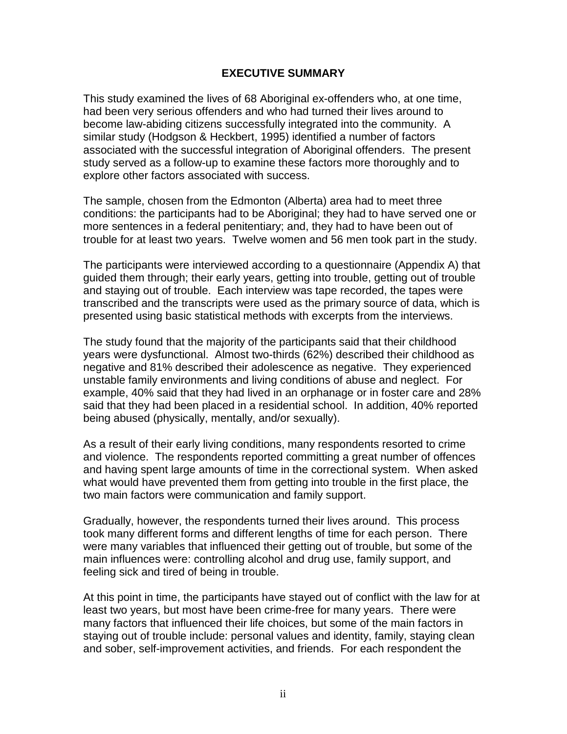## EXECUTIVE SUMMARY

This study examined the lives of 68 Aboriginal ex-offenders who, at one time, had been very serious offenders and who had turned their lives around to become law-abiding citizens successfully integrated into the community. A similar study (Hodgson & Heckbert, 1995) identified a number of factors associated with the successful integration of Aboriginal offenders. The present study served as a follow-up to examine these factors more thoroughly and to explore other factors associated with success.

The sample, chosen from the Edmonton (Alberta) area had to meet three conditions: the participants had to be Aboriginal; they had to have served one or more sentences in a federal penitentiary; and, they had to have been out of trouble for at least two years. Twelve women and 56 men took part in the study.

The participants were interviewed according to a questionnaire (Appendix A) that guided them through; their early years, getting into trouble, getting out of trouble and staying out of trouble. Each interview was tape recorded, the tapes were transcribed and the transcripts were used as the primary source of data, which is presented using basic statistical methods with excerpts from the interviews.

The study found that the majority of the participants said that their childhood years were dysfunctional. Almost two-thirds (62%) described their childhood as negative and 81% described their adolescence as negative. They experienced unstable family environments and living conditions of abuse and neglect. For example, 40% said that they had lived in an orphanage or in foster care and 28% said that they had been placed in a residential school. In addition, 40% reported being abused (physically, mentally, and/or sexually).

As a result of their early living conditions, many respondents resorted to crime and violence. The respondents reported committing a great number of offences and having spent large amounts of time in the correctional system. When asked what would have prevented them from getting into trouble in the first place, the two main factors were communication and family support.

Gradually, however, the respondents turned their lives around. This process took many different forms and different lengths of time for each person. There were many variables that influenced their getting out of trouble, but some of the main influences were: controlling alcohol and drug use, family support, and feeling sick and tired of being in trouble.

At this point in time, the participants have stayed out of conflict with the law for at least two years, but most have been crime-free for many years. There were many factors that influenced their life choices, but some of the main factors in staying out of trouble include: personal values and identity, family, staying clean and sober, self-improvement activities, and friends. For each respondent the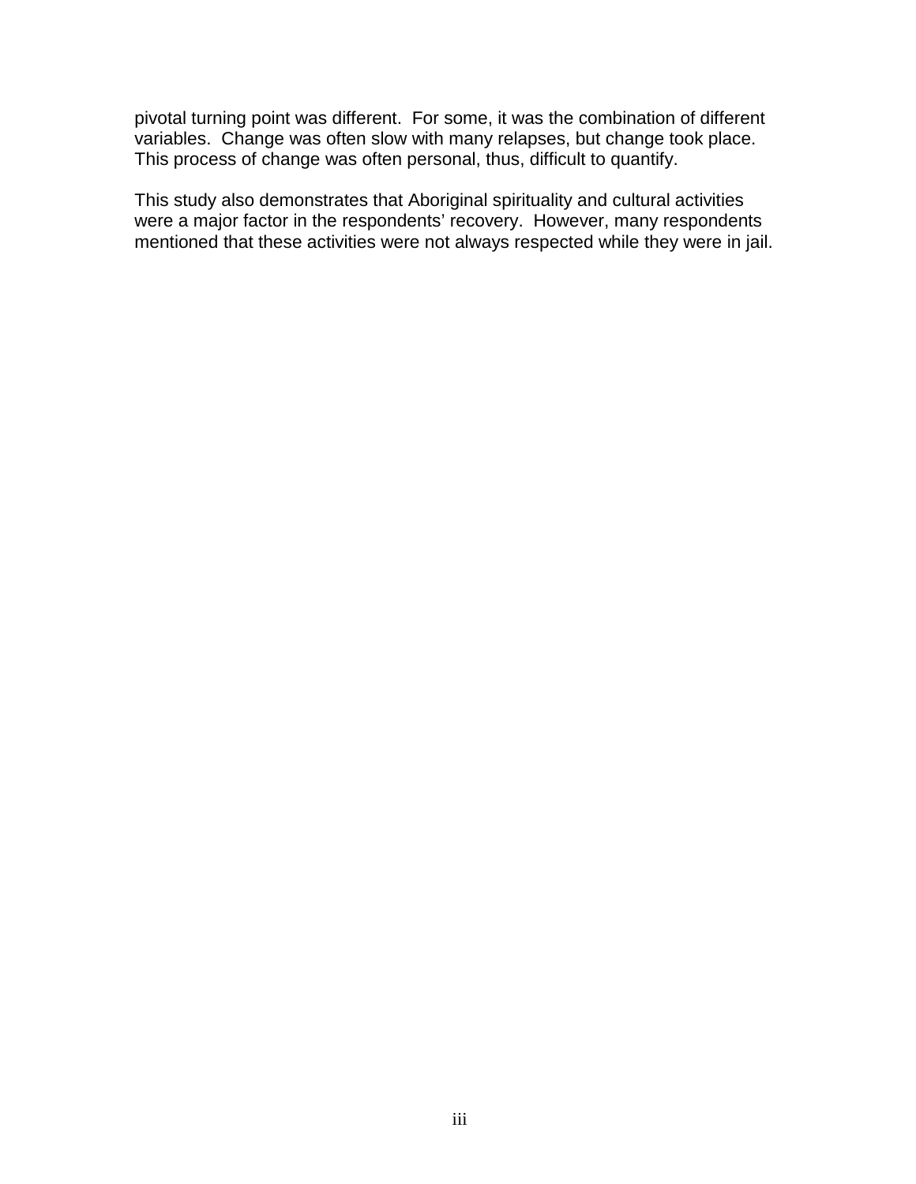pivotal turning point was different. For some, it was the combination of different variables. Change was often slow with many relapses, but change took place. This process of change was often personal, thus, difficult to quantify.

This study also demonstrates that Aboriginal spirituality and cultural activities were a major factor in the respondents' recovery. However, many respondents mentioned that these activities were not always respected while they were in jail.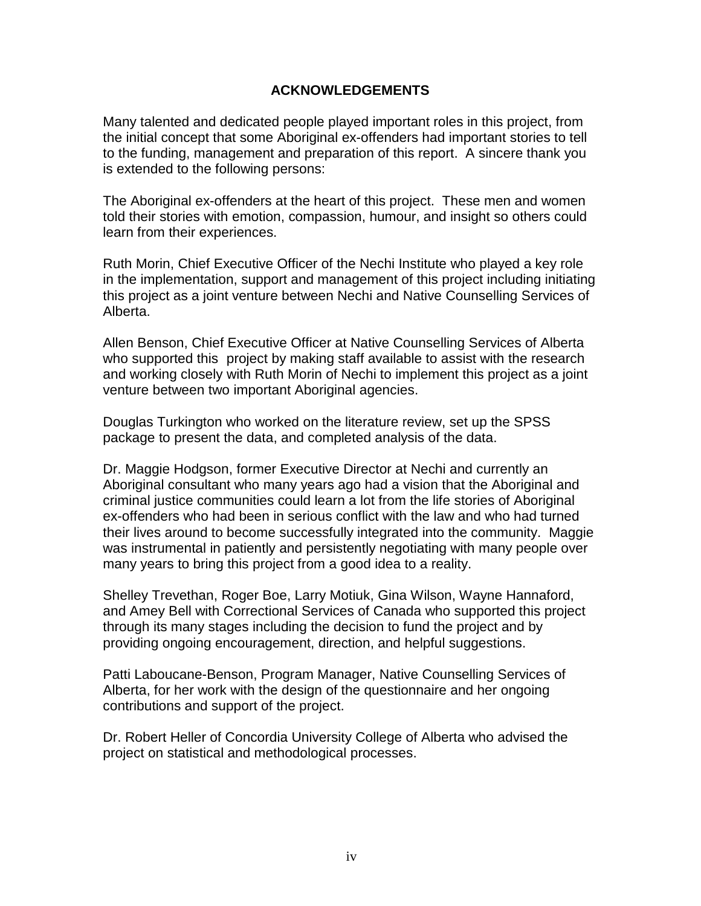## ACKNOWLEDGEMENTS

Many talented and dedicated people played important roles in this project, from the initial concept that some Aboriginal ex-offenders had important stories to tell to the funding, management and preparation of this report. A sincere thank you is extended to the following persons:

The Aboriginal ex-offenders at the heart of this project. These men and women told their stories with emotion, compassion, humour, and insight so others could learn from their experiences.

Ruth Morin, Chief Executive Officer of the Nechi Institute who played a key role in the implementation, support and management of this project including initiating this project as a joint venture between Nechi and Native Counselling Services of Alberta.

Allen Benson, Chief Executive Officer at Native Counselling Services of Alberta who supported this project by making staff available to assist with the research and working closely with Ruth Morin of Nechi to implement this project as a joint venture between two important Aboriginal agencies.

Douglas Turkington who worked on the literature review, set up the SPSS package to present the data, and completed analysis of the data.

Dr. Maggie Hodgson, former Executive Director at Nechi and currently an Aboriginal consultant who many years ago had a vision that the Aboriginal and criminal justice communities could learn a lot from the life stories of Aboriginal ex-offenders who had been in serious conflict with the law and who had turned their lives around to become successfully integrated into the community. Maggie was instrumental in patiently and persistently negotiating with many people over many years to bring this project from a good idea to a reality.

Shelley Trevethan, Roger Boe, Larry Motiuk, Gina Wilson, Wayne Hannaford, and Amey Bell with Correctional Services of Canada who supported this project through its many stages including the decision to fund the project and by providing ongoing encouragement, direction, and helpful suggestions.

Patti Laboucane-Benson, Program Manager, Native Counselling Services of Alberta, for her work with the design of the questionnaire and her ongoing contributions and support of the project.

Dr. Robert Heller of Concordia University College of Alberta who advised the project on statistical and methodological processes.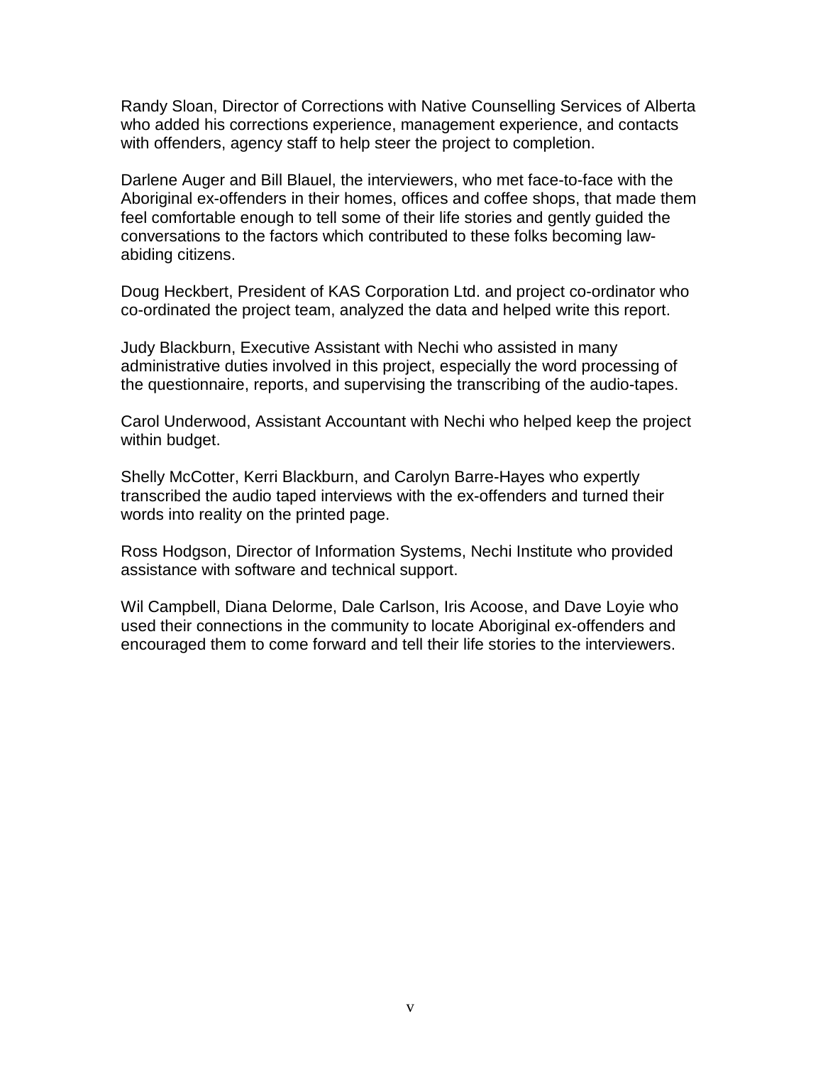Randy Sloan, Director of Corrections with Native Counselling Services of Alberta who added his corrections experience, management experience, and contacts with offenders, agency staff to help steer the project to completion.

Darlene Auger and Bill Blauel, the interviewers, who met face-to-face with the Aboriginal ex-offenders in their homes, offices and coffee shops, that made them feel comfortable enough to tell some of their life stories and gently guided the conversations to the factors which contributed to these folks becoming law-abiding citizens.

Doug Heckbert, President of KAS Corporation Ltd. and project co-ordinator who co-ordinated the project team, analyzed the data and helped write this report.

Judy Blackburn, Executive Assistant with Nechi who assisted in many administrative duties involved in this project, especially the word processing of the questionnaire, reports, and supervising the transcribing of the audio-tapes.

Carol Underwood, Assistant Accountant with Nechi who helped keep the project within budget.

Shelly McCotter, Kerri Blackburn, and Carolyn Barre-Hayes who expertly transcribed the audio taped interviews with the ex-offenders and turned their words into reality on the printed page.

Ross Hodgson, Director of Information Systems, Nechi Institute who provided assistance with software and technical support.

Wil Campbell, Diana Delorme, Dale Carlson, Iris Acoose, and Dave Loyie who used their connections in the community to locate Aboriginal ex-offenders and encouraged them to come forward and tell their life stories to the interviewers.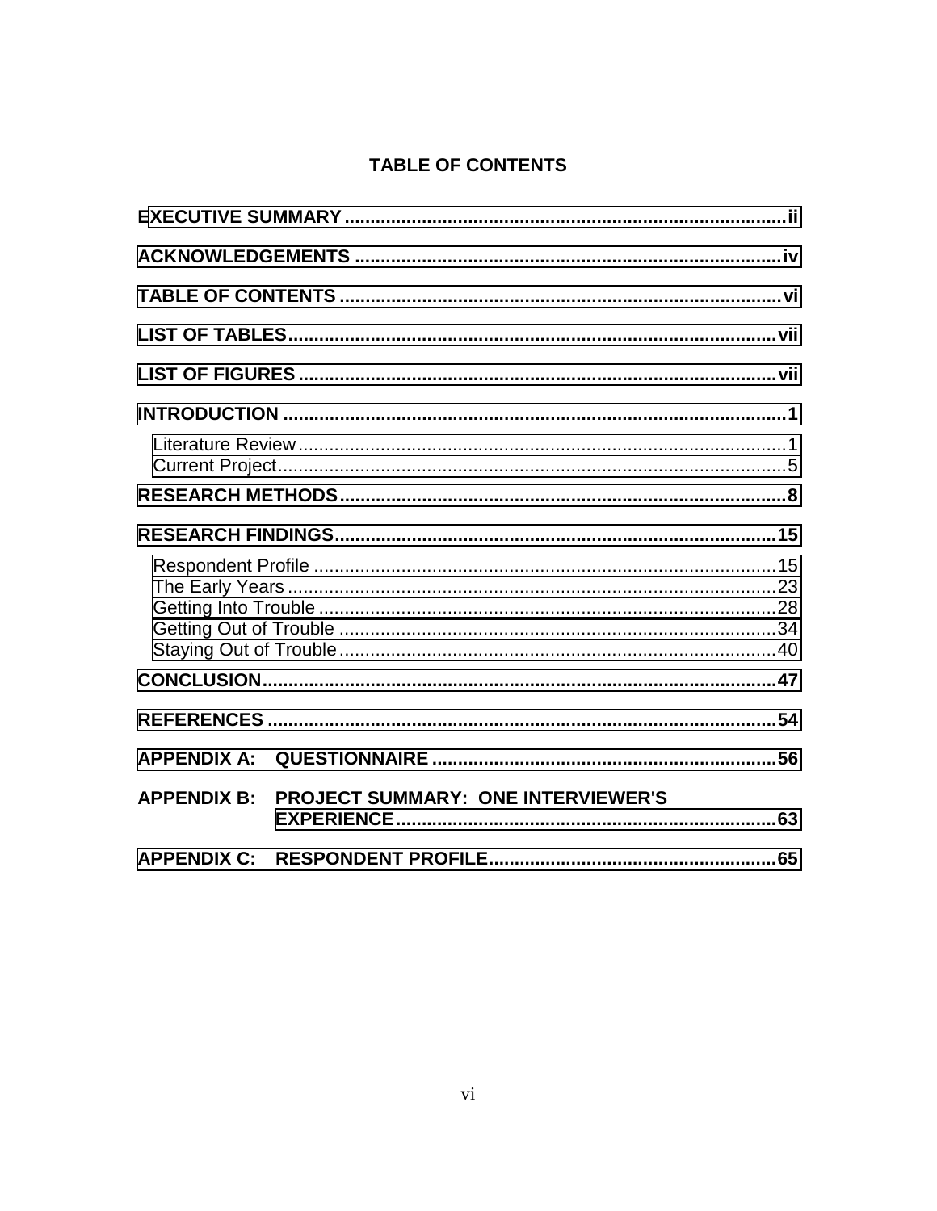# TABLE OF CONTENTS

**EXECUTIVE SUMMARY** .......... ii

**ACKNOWLEDGEMENTS** .......... iv

**TABLE OF CONTENTS** .......... vi

**LIST OF TABLES** .......... vii

**LIST OF FIGURES** .......... vii

**INTRODUCTION** .......... 1

- Literature Review .......... 1
- Current Project .......... 5

**RESEARCH METHODS** .......... 8

**RESEARCH FINDINGS** .......... 15

- Respondent Profile .......... 15
- The Early Years .......... 23
- Getting Into Trouble .......... 28
- Getting Out of Trouble .......... 34
- Staying Out of Trouble .......... 40

**CONCLUSION** .......... 47

**REFERENCES** .......... 54

**APPENDIX A: QUESTIONNAIRE** .......... 56

**APPENDIX B: PROJECT SUMMARY: ONE INTERVIEWER'S EXPERIENCE** .......... 63

**APPENDIX C: RESPONDENT PROFILE** .......... 65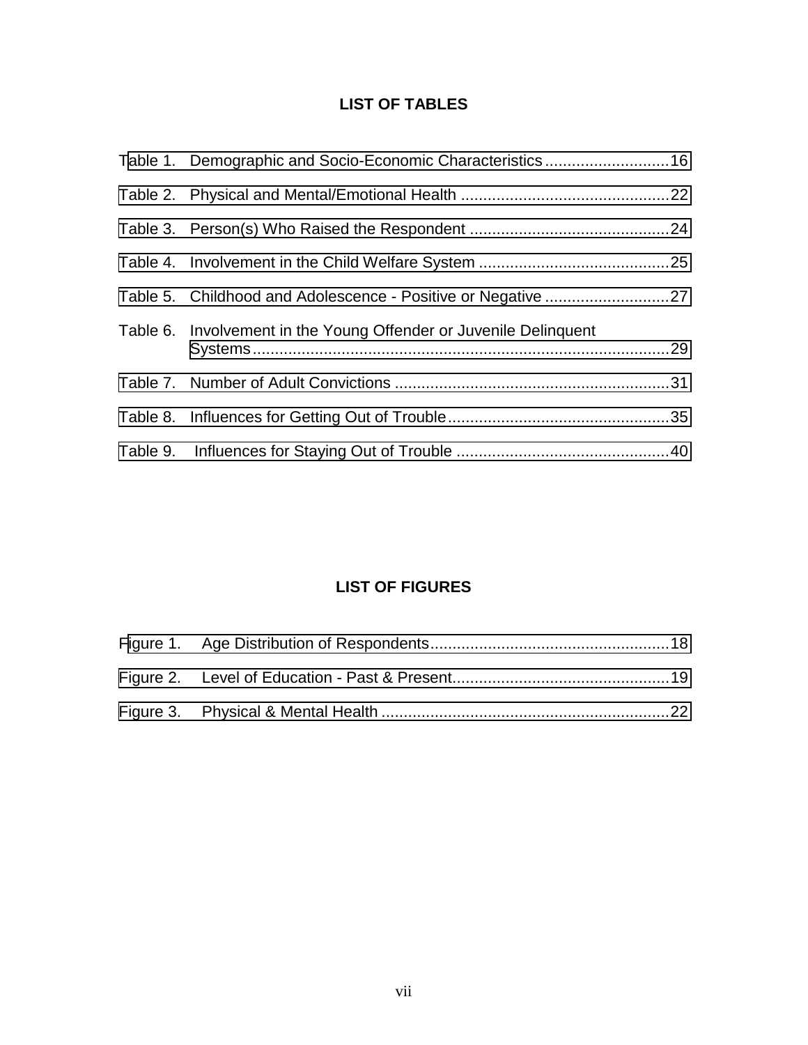## LIST OF TABLES

Table 1. Demographic and Socio-Economic Characteristics ............................16

Table 2. Physical and Mental/Emotional Health ................................................22

Table 3. Person(s) Who Raised the Respondent .............................................24

Table 4. Involvement in the Child Welfare System ...........................................25

Table 5. Childhood and Adolescence - Positive or Negative ............................27

Table 6. Involvement in the Young Offender or Juvenile Delinquent Systems.............................................................................................29

Table 7. Number of Adult Convictions ..............................................................31

Table 8. Influences for Getting Out of Trouble..................................................35

Table 9. Influences for Staying Out of Trouble ................................................40

## LIST OF FIGURES

Figure 1. Age Distribution of Respondents......................................................18

Figure 2. Level of Education - Past & Present.................................................19

Figure 3. Physical & Mental Health .................................................................22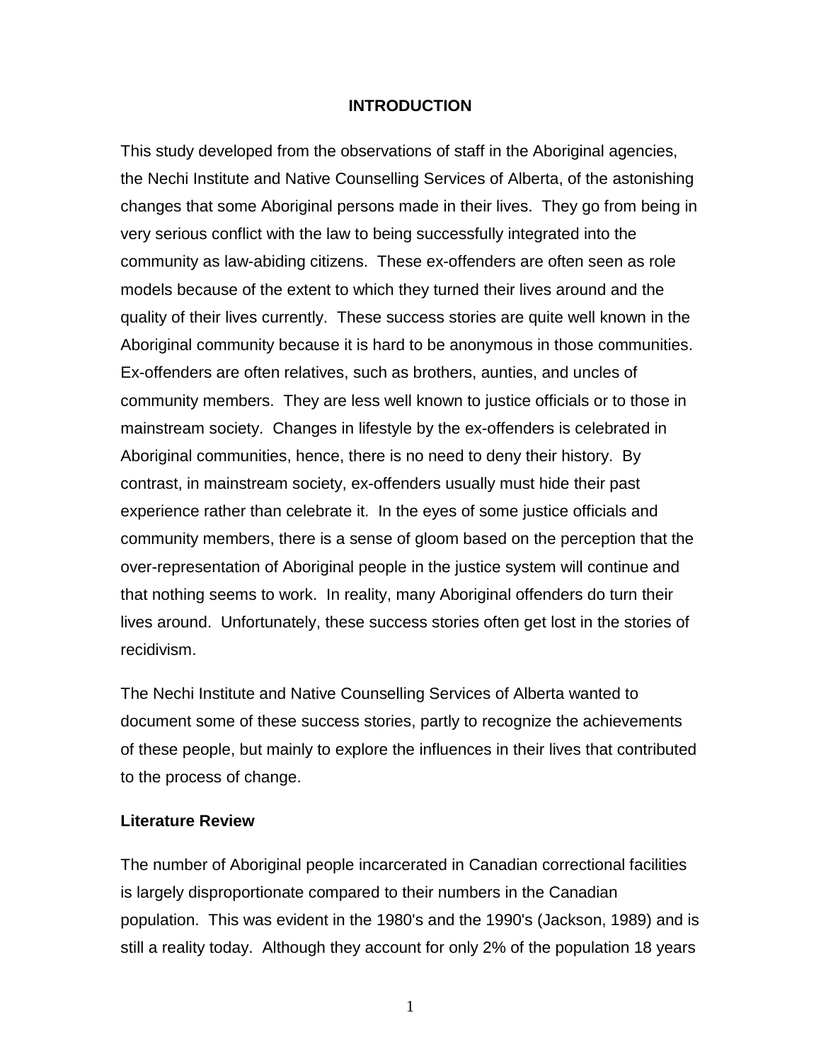## INTRODUCTION

This study developed from the observations of staff in the Aboriginal agencies, the Nechi Institute and Native Counselling Services of Alberta, of the astonishing changes that some Aboriginal persons made in their lives. They go from being in very serious conflict with the law to being successfully integrated into the community as law-abiding citizens. These ex-offenders are often seen as role models because of the extent to which they turned their lives around and the quality of their lives currently. These success stories are quite well known in the Aboriginal community because it is hard to be anonymous in those communities. Ex-offenders are often relatives, such as brothers, aunties, and uncles of community members. They are less well known to justice officials or to those in mainstream society. Changes in lifestyle by the ex-offenders is celebrated in Aboriginal communities, hence, there is no need to deny their history. By contrast, in mainstream society, ex-offenders usually must hide their past experience rather than celebrate it. In the eyes of some justice officials and community members, there is a sense of gloom based on the perception that the over-representation of Aboriginal people in the justice system will continue and that nothing seems to work. In reality, many Aboriginal offenders do turn their lives around. Unfortunately, these success stories often get lost in the stories of recidivism.

The Nechi Institute and Native Counselling Services of Alberta wanted to document some of these success stories, partly to recognize the achievements of these people, but mainly to explore the influences in their lives that contributed to the process of change.

### Literature Review

The number of Aboriginal people incarcerated in Canadian correctional facilities is largely disproportionate compared to their numbers in the Canadian population. This was evident in the 1980's and the 1990's (Jackson, 1989) and is still a reality today. Although they account for only 2% of the population 18 years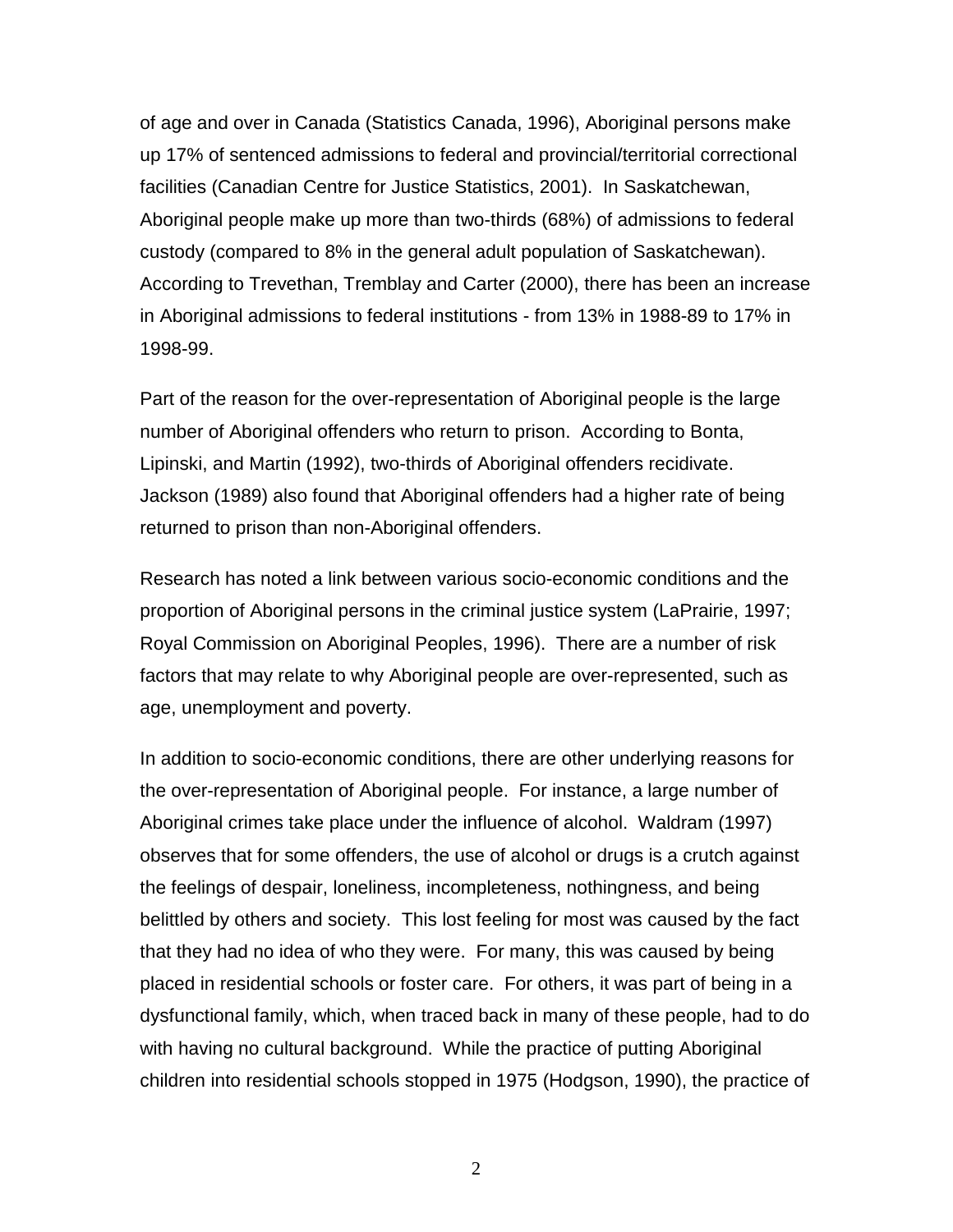of age and over in Canada (Statistics Canada, 1996), Aboriginal persons make up 17% of sentenced admissions to federal and provincial/territorial correctional facilities (Canadian Centre for Justice Statistics, 2001). In Saskatchewan, Aboriginal people make up more than two-thirds (68%) of admissions to federal custody (compared to 8% in the general adult population of Saskatchewan). According to Trevethan, Tremblay and Carter (2000), there has been an increase in Aboriginal admissions to federal institutions - from 13% in 1988-89 to 17% in 1998-99.

Part of the reason for the over-representation of Aboriginal people is the large number of Aboriginal offenders who return to prison. According to Bonta, Lipinski, and Martin (1992), two-thirds of Aboriginal offenders recidivate. Jackson (1989) also found that Aboriginal offenders had a higher rate of being returned to prison than non-Aboriginal offenders.

Research has noted a link between various socio-economic conditions and the proportion of Aboriginal persons in the criminal justice system (LaPrairie, 1997; Royal Commission on Aboriginal Peoples, 1996). There are a number of risk factors that may relate to why Aboriginal people are over-represented, such as age, unemployment and poverty.

In addition to socio-economic conditions, there are other underlying reasons for the over-representation of Aboriginal people. For instance, a large number of Aboriginal crimes take place under the influence of alcohol. Waldram (1997) observes that for some offenders, the use of alcohol or drugs is a crutch against the feelings of despair, loneliness, incompleteness, nothingness, and being belittled by others and society. This lost feeling for most was caused by the fact that they had no idea of who they were. For many, this was caused by being placed in residential schools or foster care. For others, it was part of being in a dysfunctional family, which, when traced back in many of these people, had to do with having no cultural background. While the practice of putting Aboriginal children into residential schools stopped in 1975 (Hodgson, 1990), the practice of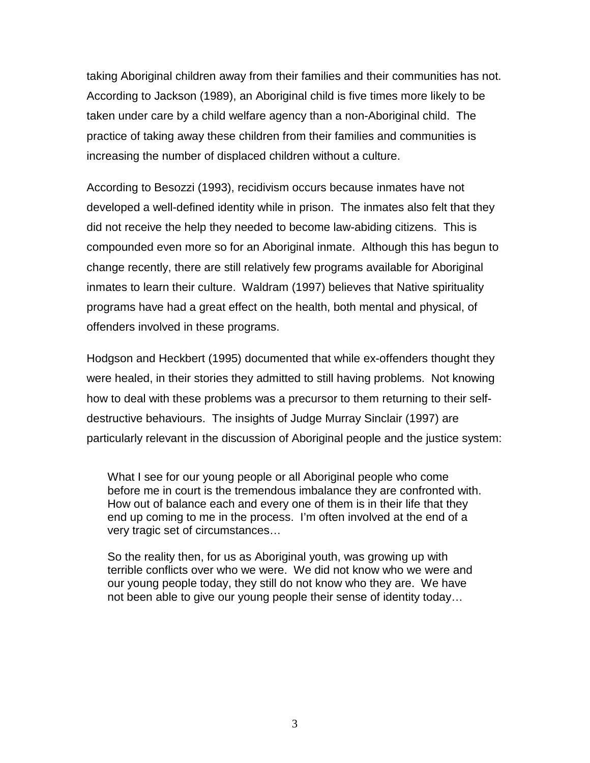taking Aboriginal children away from their families and their communities has not. According to Jackson (1989), an Aboriginal child is five times more likely to be taken under care by a child welfare agency than a non-Aboriginal child. The practice of taking away these children from their families and communities is increasing the number of displaced children without a culture.

According to Besozzi (1993), recidivism occurs because inmates have not developed a well-defined identity while in prison. The inmates also felt that they did not receive the help they needed to become law-abiding citizens. This is compounded even more so for an Aboriginal inmate. Although this has begun to change recently, there are still relatively few programs available for Aboriginal inmates to learn their culture. Waldram (1997) believes that Native spirituality programs have had a great effect on the health, both mental and physical, of offenders involved in these programs.

Hodgson and Heckbert (1995) documented that while ex-offenders thought they were healed, in their stories they admitted to still having problems. Not knowing how to deal with these problems was a precursor to them returning to their self-destructive behaviours. The insights of Judge Murray Sinclair (1997) are particularly relevant in the discussion of Aboriginal people and the justice system:

> What I see for our young people or all Aboriginal people who come before me in court is the tremendous imbalance they are confronted with. How out of balance each and every one of them is in their life that they end up coming to me in the process. I'm often involved at the end of a very tragic set of circumstances…
>
> So the reality then, for us as Aboriginal youth, was growing up with terrible conflicts over who we were. We did not know who we were and our young people today, they still do not know who they are. We have not been able to give our young people their sense of identity today…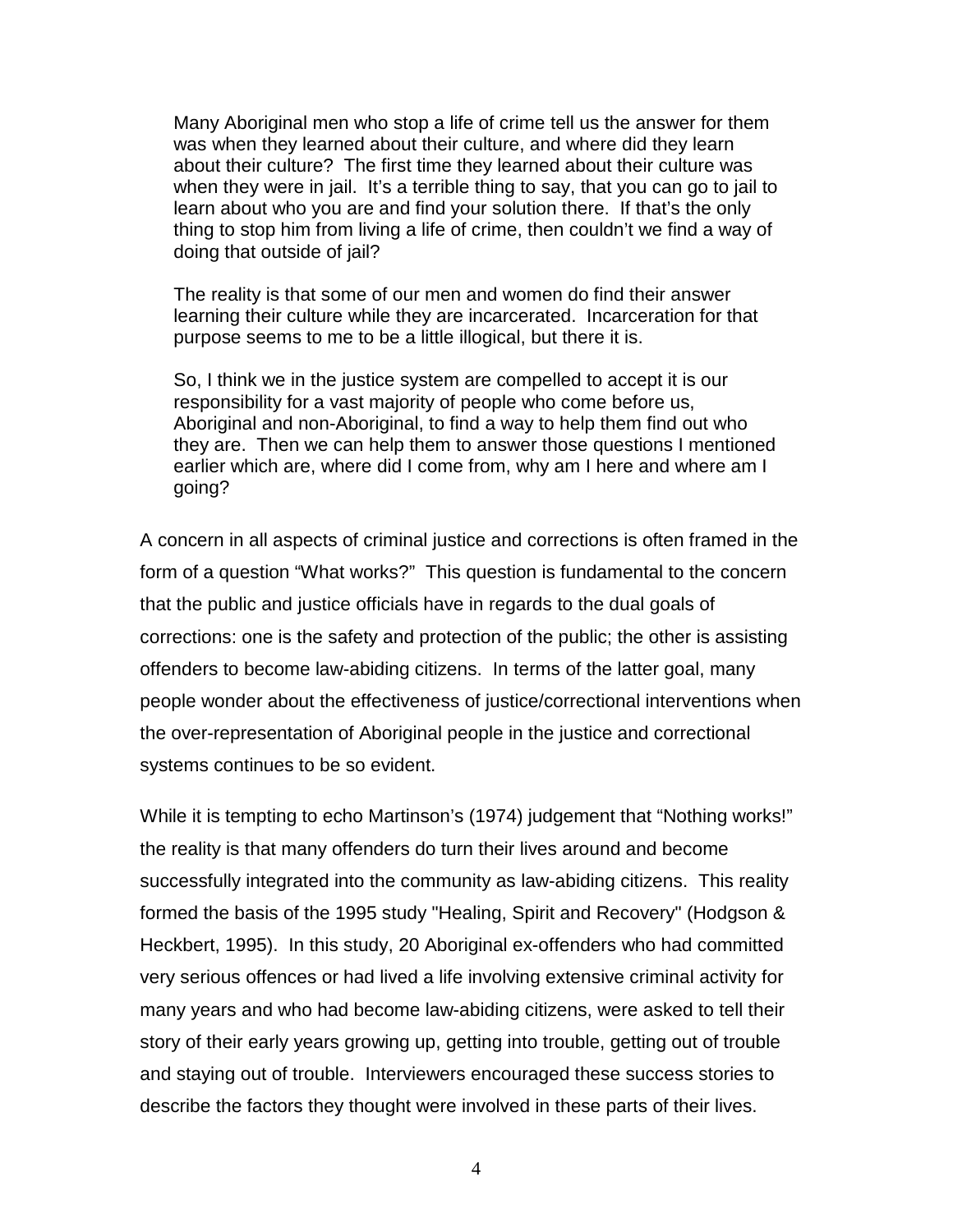> Many Aboriginal men who stop a life of crime tell us the answer for them was when they learned about their culture, and where did they learn about their culture? The first time they learned about their culture was when they were in jail. It's a terrible thing to say, that you can go to jail to learn about who you are and find your solution there. If that's the only thing to stop him from living a life of crime, then couldn't we find a way of doing that outside of jail?
>
> The reality is that some of our men and women do find their answer learning their culture while they are incarcerated. Incarceration for that purpose seems to me to be a little illogical, but there it is.
>
> So, I think we in the justice system are compelled to accept it is our responsibility for a vast majority of people who come before us, Aboriginal and non-Aboriginal, to find a way to help them find out who they are. Then we can help them to answer those questions I mentioned earlier which are, where did I come from, why am I here and where am I going?

A concern in all aspects of criminal justice and corrections is often framed in the form of a question "What works?" This question is fundamental to the concern that the public and justice officials have in regards to the dual goals of corrections: one is the safety and protection of the public; the other is assisting offenders to become law-abiding citizens. In terms of the latter goal, many people wonder about the effectiveness of justice/correctional interventions when the over-representation of Aboriginal people in the justice and correctional systems continues to be so evident.

While it is tempting to echo Martinson's (1974) judgement that "Nothing works!" the reality is that many offenders do turn their lives around and become successfully integrated into the community as law-abiding citizens. This reality formed the basis of the 1995 study "Healing, Spirit and Recovery" (Hodgson & Heckbert, 1995). In this study, 20 Aboriginal ex-offenders who had committed very serious offences or had lived a life involving extensive criminal activity for many years and who had become law-abiding citizens, were asked to tell their story of their early years growing up, getting into trouble, getting out of trouble and staying out of trouble. Interviewers encouraged these success stories to describe the factors they thought were involved in these parts of their lives.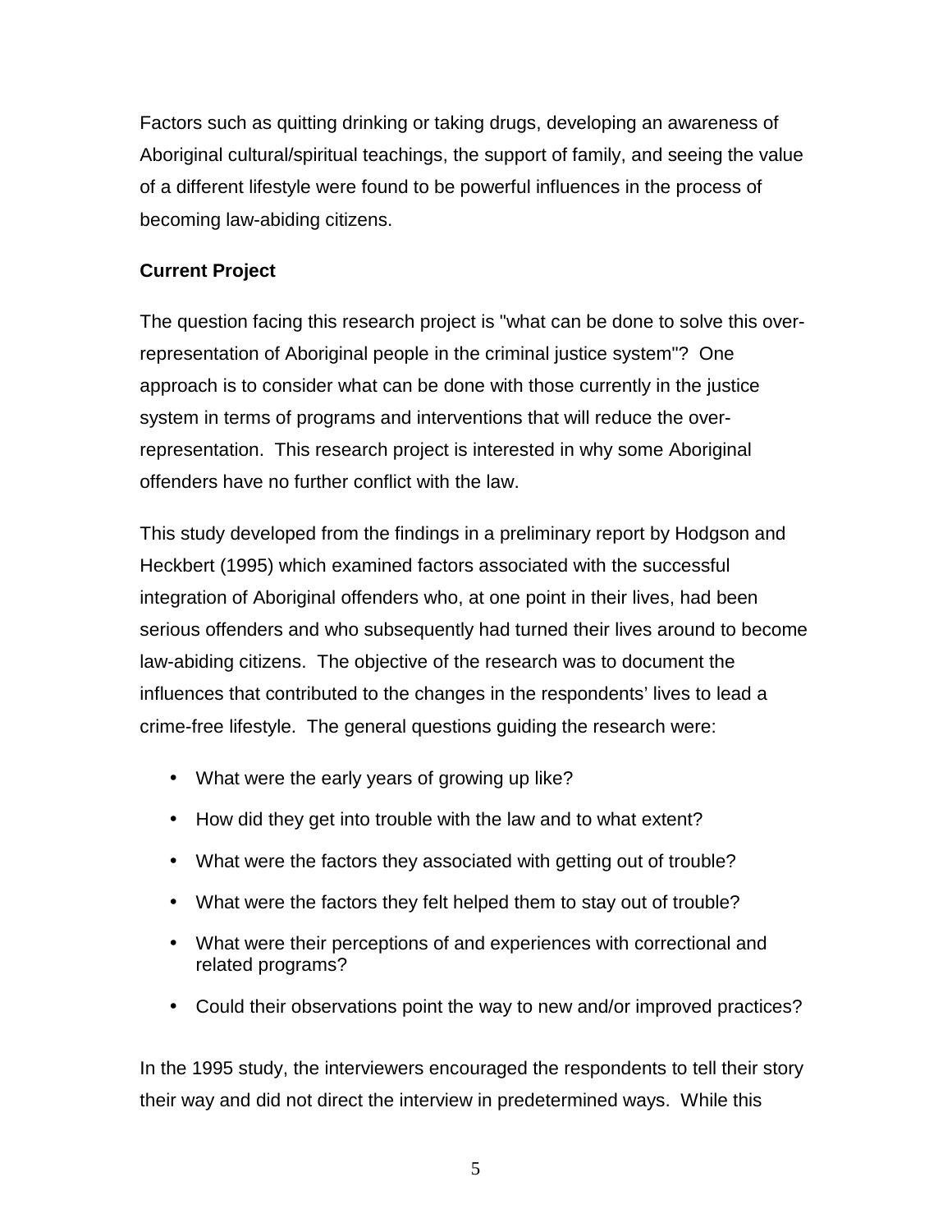Factors such as quitting drinking or taking drugs, developing an awareness of Aboriginal cultural/spiritual teachings, the support of family, and seeing the value of a different lifestyle were found to be powerful influences in the process of becoming law-abiding citizens.

**Current Project**

The question facing this research project is "what can be done to solve this over-representation of Aboriginal people in the criminal justice system"? One approach is to consider what can be done with those currently in the justice system in terms of programs and interventions that will reduce the over-representation. This research project is interested in why some Aboriginal offenders have no further conflict with the law.

This study developed from the findings in a preliminary report by Hodgson and Heckbert (1995) which examined factors associated with the successful integration of Aboriginal offenders who, at one point in their lives, had been serious offenders and who subsequently had turned their lives around to become law-abiding citizens. The objective of the research was to document the influences that contributed to the changes in the respondents' lives to lead a crime-free lifestyle. The general questions guiding the research were:

- What were the early years of growing up like?
- How did they get into trouble with the law and to what extent?
- What were the factors they associated with getting out of trouble?
- What were the factors they felt helped them to stay out of trouble?
- What were their perceptions of and experiences with correctional and related programs?
- Could their observations point the way to new and/or improved practices?

In the 1995 study, the interviewers encouraged the respondents to tell their story their way and did not direct the interview in predetermined ways. While this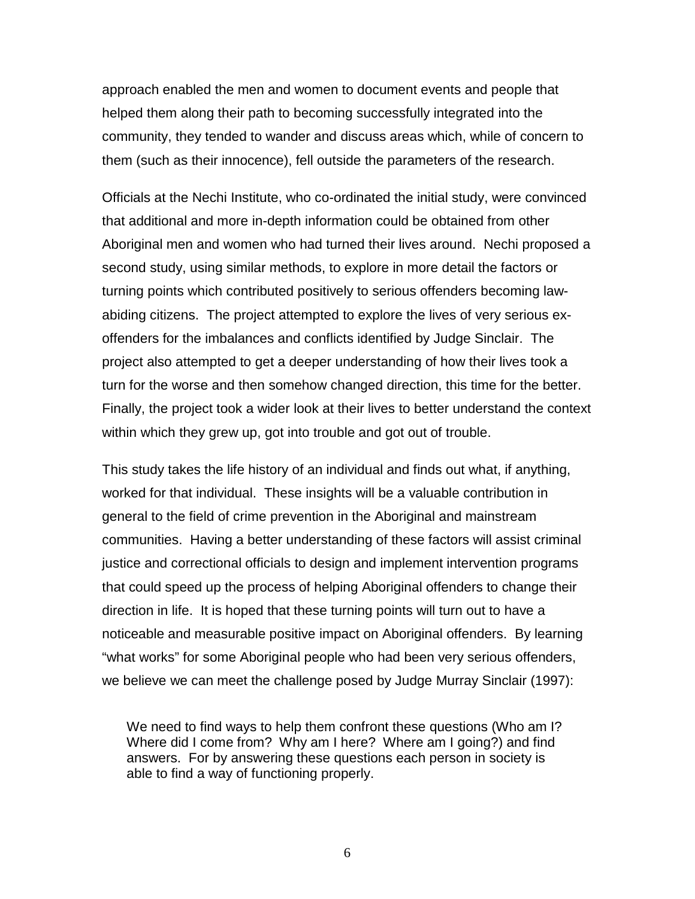approach enabled the men and women to document events and people that helped them along their path to becoming successfully integrated into the community, they tended to wander and discuss areas which, while of concern to them (such as their innocence), fell outside the parameters of the research.

Officials at the Nechi Institute, who co-ordinated the initial study, were convinced that additional and more in-depth information could be obtained from other Aboriginal men and women who had turned their lives around. Nechi proposed a second study, using similar methods, to explore in more detail the factors or turning points which contributed positively to serious offenders becoming law-abiding citizens. The project attempted to explore the lives of very serious ex-offenders for the imbalances and conflicts identified by Judge Sinclair. The project also attempted to get a deeper understanding of how their lives took a turn for the worse and then somehow changed direction, this time for the better. Finally, the project took a wider look at their lives to better understand the context within which they grew up, got into trouble and got out of trouble.

This study takes the life history of an individual and finds out what, if anything, worked for that individual. These insights will be a valuable contribution in general to the field of crime prevention in the Aboriginal and mainstream communities. Having a better understanding of these factors will assist criminal justice and correctional officials to design and implement intervention programs that could speed up the process of helping Aboriginal offenders to change their direction in life. It is hoped that these turning points will turn out to have a noticeable and measurable positive impact on Aboriginal offenders. By learning "what works" for some Aboriginal people who had been very serious offenders, we believe we can meet the challenge posed by Judge Murray Sinclair (1997):

> We need to find ways to help them confront these questions (Who am I? Where did I come from? Why am I here? Where am I going?) and find answers. For by answering these questions each person in society is able to find a way of functioning properly.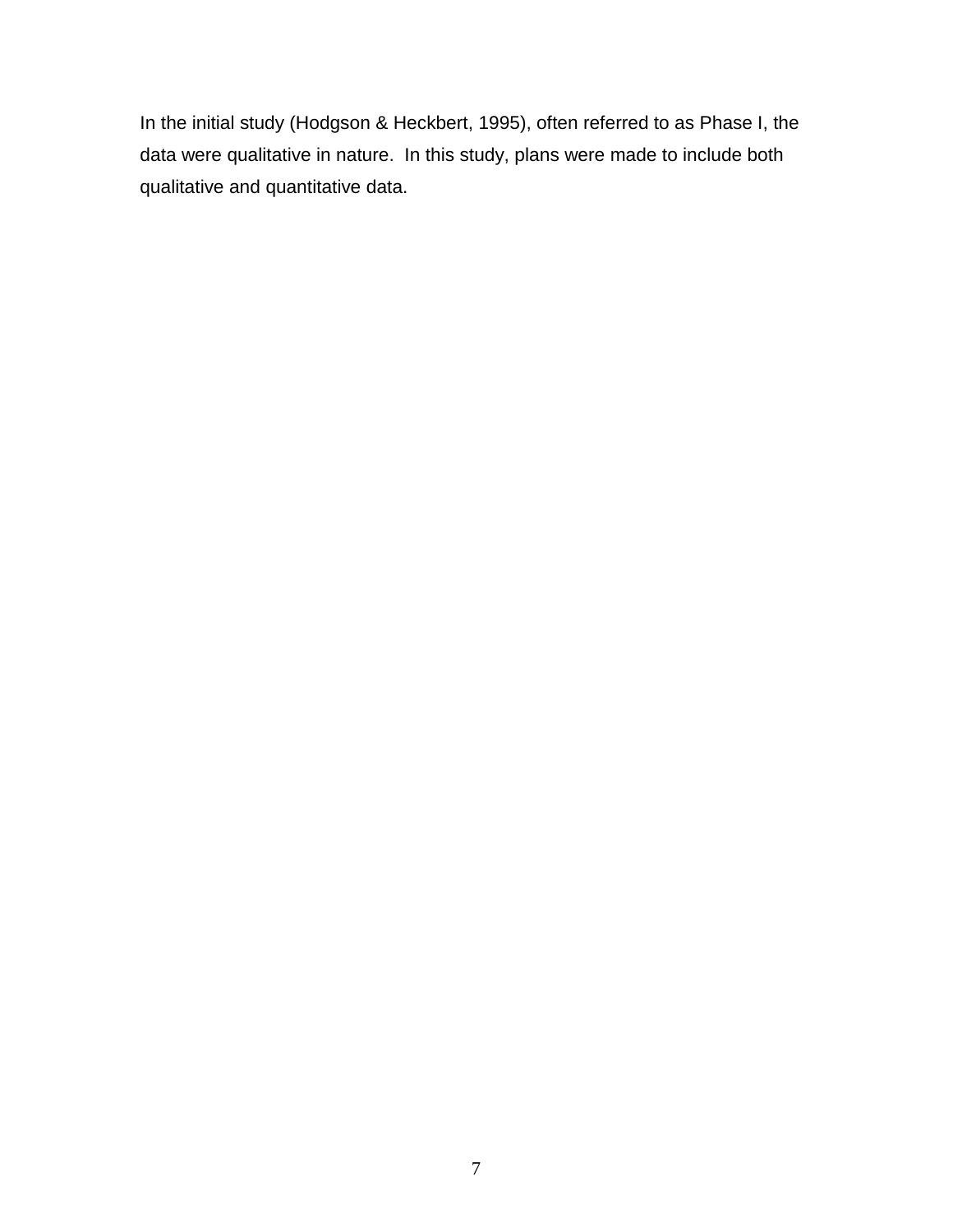In the initial study (Hodgson & Heckbert, 1995), often referred to as Phase I, the data were qualitative in nature. In this study, plans were made to include both qualitative and quantitative data.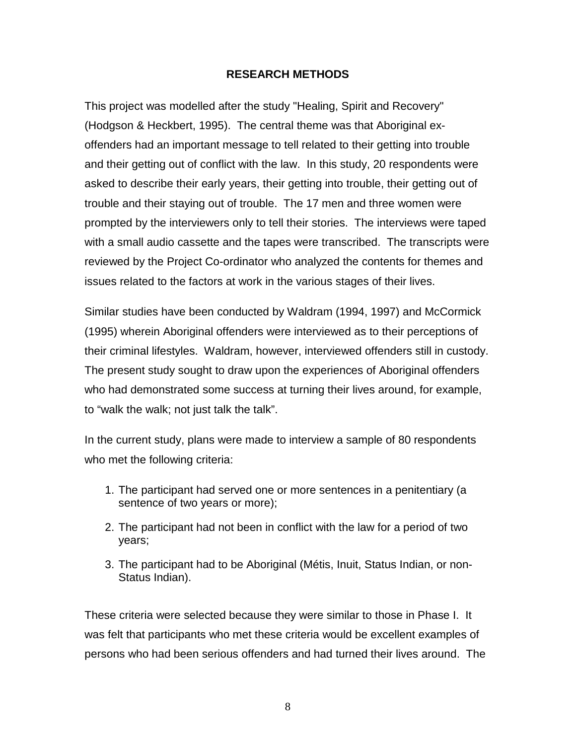## RESEARCH METHODS

This project was modelled after the study "Healing, Spirit and Recovery" (Hodgson & Heckbert, 1995). The central theme was that Aboriginal ex-offenders had an important message to tell related to their getting into trouble and their getting out of conflict with the law. In this study, 20 respondents were asked to describe their early years, their getting into trouble, their getting out of trouble and their staying out of trouble. The 17 men and three women were prompted by the interviewers only to tell their stories. The interviews were taped with a small audio cassette and the tapes were transcribed. The transcripts were reviewed by the Project Co-ordinator who analyzed the contents for themes and issues related to the factors at work in the various stages of their lives.

Similar studies have been conducted by Waldram (1994, 1997) and McCormick (1995) wherein Aboriginal offenders were interviewed as to their perceptions of their criminal lifestyles. Waldram, however, interviewed offenders still in custody. The present study sought to draw upon the experiences of Aboriginal offenders who had demonstrated some success at turning their lives around, for example, to "walk the walk; not just talk the talk".

In the current study, plans were made to interview a sample of 80 respondents who met the following criteria:

1. The participant had served one or more sentences in a penitentiary (a sentence of two years or more);
2. The participant had not been in conflict with the law for a period of two years;
3. The participant had to be Aboriginal (Métis, Inuit, Status Indian, or non-Status Indian).

These criteria were selected because they were similar to those in Phase I. It was felt that participants who met these criteria would be excellent examples of persons who had been serious offenders and had turned their lives around. The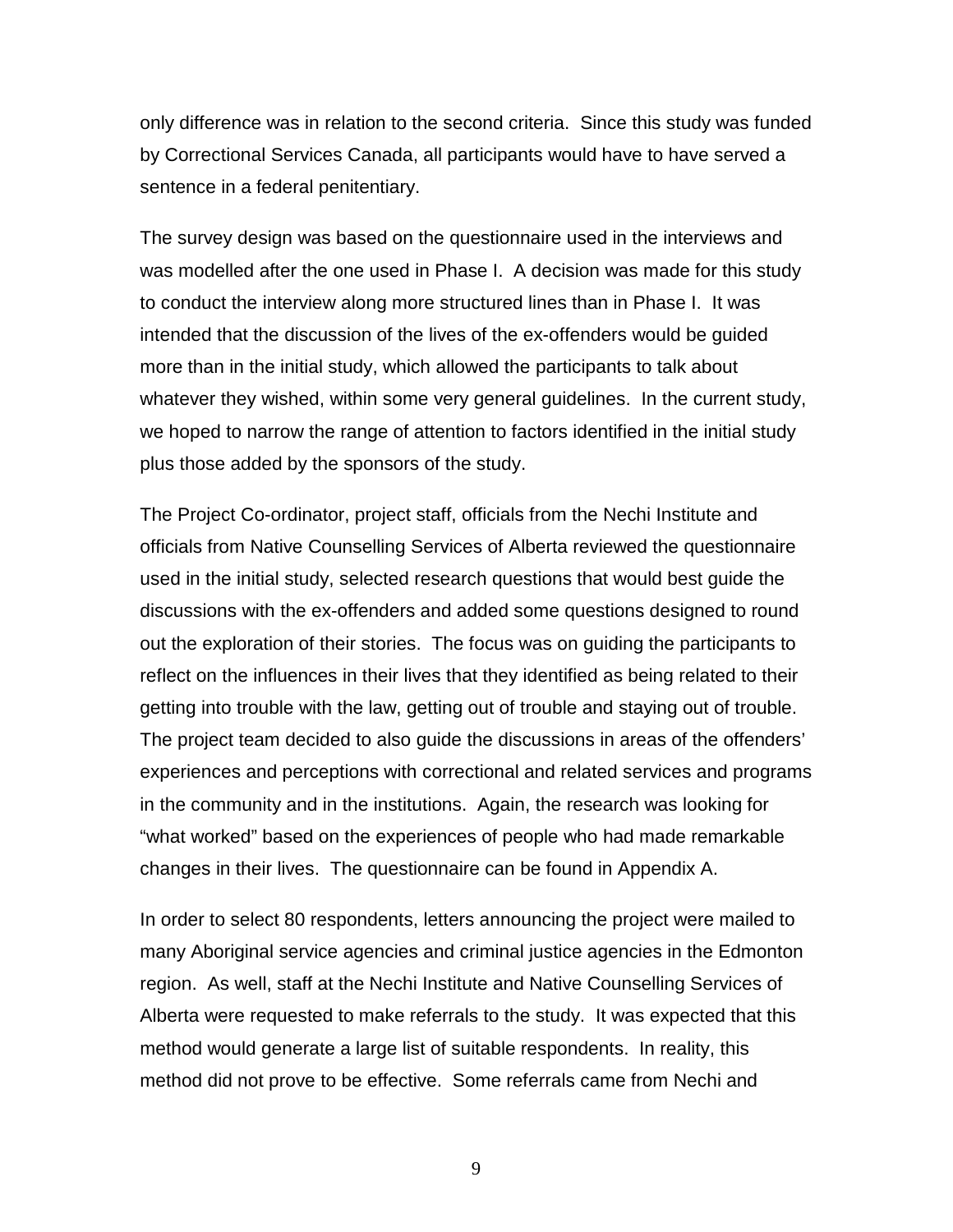only difference was in relation to the second criteria. Since this study was funded by Correctional Services Canada, all participants would have to have served a sentence in a federal penitentiary.

The survey design was based on the questionnaire used in the interviews and was modelled after the one used in Phase I. A decision was made for this study to conduct the interview along more structured lines than in Phase I. It was intended that the discussion of the lives of the ex-offenders would be guided more than in the initial study, which allowed the participants to talk about whatever they wished, within some very general guidelines. In the current study, we hoped to narrow the range of attention to factors identified in the initial study plus those added by the sponsors of the study.

The Project Co-ordinator, project staff, officials from the Nechi Institute and officials from Native Counselling Services of Alberta reviewed the questionnaire used in the initial study, selected research questions that would best guide the discussions with the ex-offenders and added some questions designed to round out the exploration of their stories. The focus was on guiding the participants to reflect on the influences in their lives that they identified as being related to their getting into trouble with the law, getting out of trouble and staying out of trouble. The project team decided to also guide the discussions in areas of the offenders' experiences and perceptions with correctional and related services and programs in the community and in the institutions. Again, the research was looking for "what worked" based on the experiences of people who had made remarkable changes in their lives. The questionnaire can be found in Appendix A.

In order to select 80 respondents, letters announcing the project were mailed to many Aboriginal service agencies and criminal justice agencies in the Edmonton region. As well, staff at the Nechi Institute and Native Counselling Services of Alberta were requested to make referrals to the study. It was expected that this method would generate a large list of suitable respondents. In reality, this method did not prove to be effective. Some referrals came from Nechi and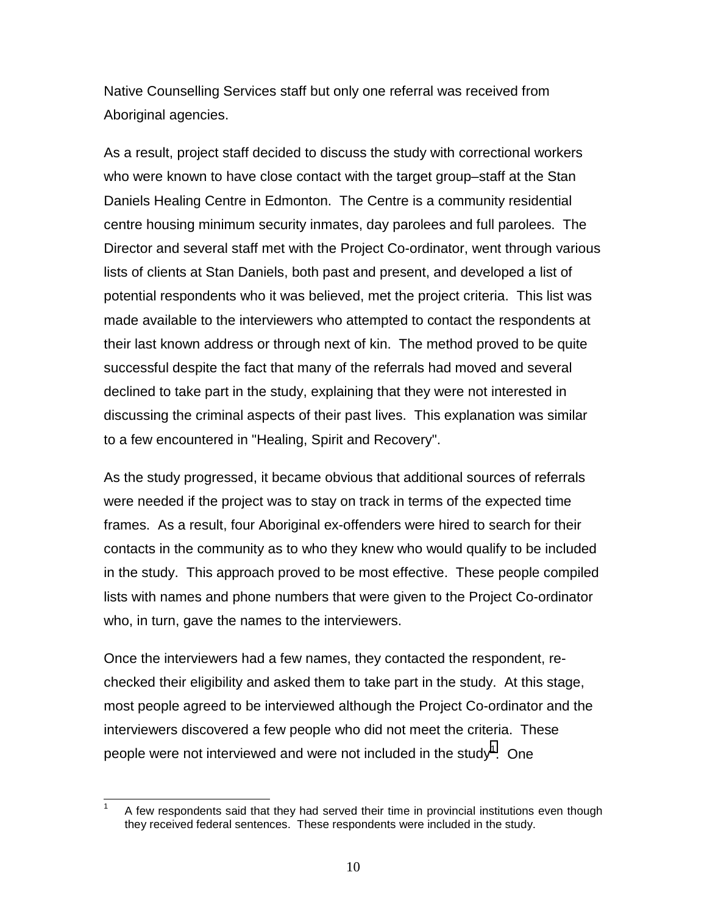Native Counselling Services staff but only one referral was received from Aboriginal agencies.

As a result, project staff decided to discuss the study with correctional workers who were known to have close contact with the target group–staff at the Stan Daniels Healing Centre in Edmonton. The Centre is a community residential centre housing minimum security inmates, day parolees and full parolees. The Director and several staff met with the Project Co-ordinator, went through various lists of clients at Stan Daniels, both past and present, and developed a list of potential respondents who it was believed, met the project criteria. This list was made available to the interviewers who attempted to contact the respondents at their last known address or through next of kin. The method proved to be quite successful despite the fact that many of the referrals had moved and several declined to take part in the study, explaining that they were not interested in discussing the criminal aspects of their past lives. This explanation was similar to a few encountered in "Healing, Spirit and Recovery".

As the study progressed, it became obvious that additional sources of referrals were needed if the project was to stay on track in terms of the expected time frames. As a result, four Aboriginal ex-offenders were hired to search for their contacts in the community as to who they knew who would qualify to be included in the study. This approach proved to be most effective. These people compiled lists with names and phone numbers that were given to the Project Co-ordinator who, in turn, gave the names to the interviewers.

Once the interviewers had a few names, they contacted the respondent, re-checked their eligibility and asked them to take part in the study. At this stage, most people agreed to be interviewed although the Project Co-ordinator and the interviewers discovered a few people who did not meet the criteria. These people were not interviewed and were not included in the study[1]. One

[1] A few respondents said that they had served their time in provincial institutions even though they received federal sentences. These respondents were included in the study.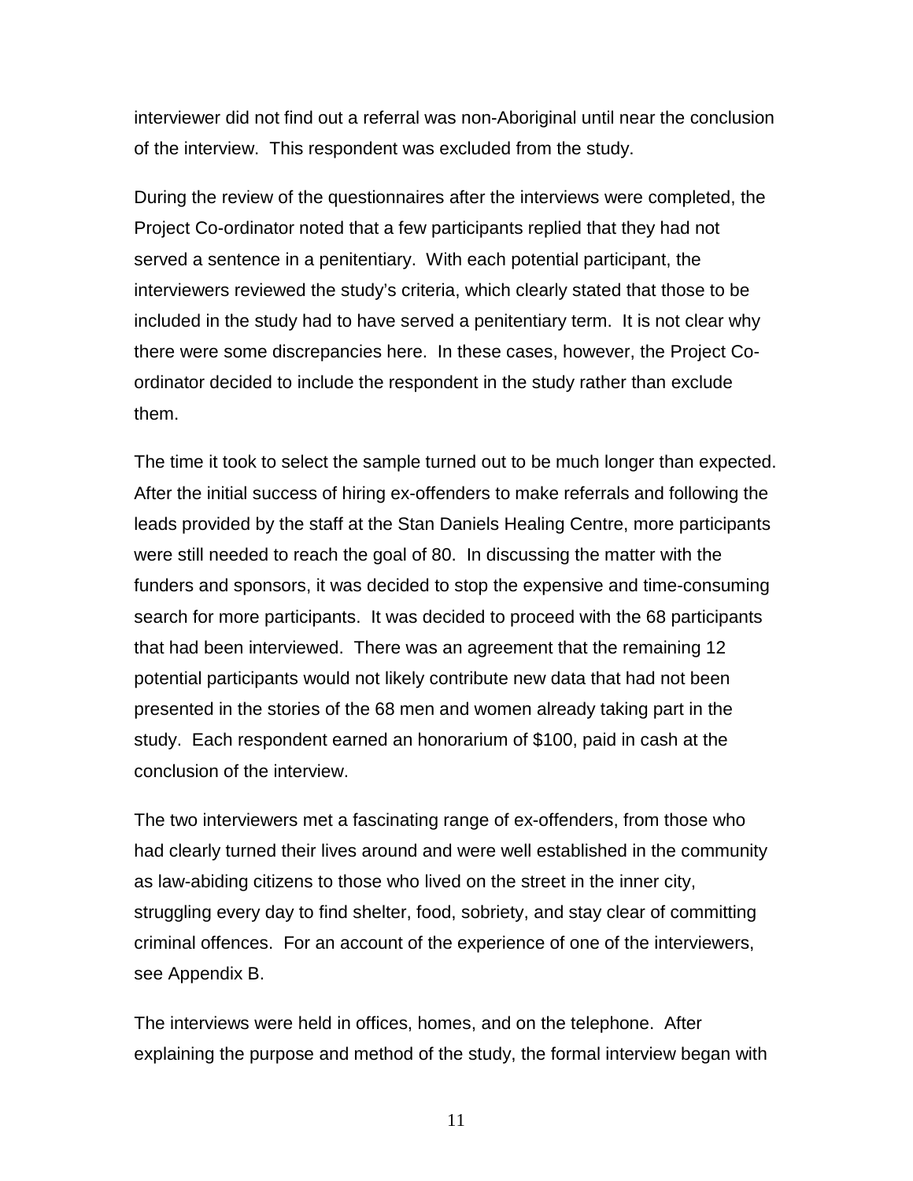interviewer did not find out a referral was non-Aboriginal until near the conclusion of the interview. This respondent was excluded from the study.

During the review of the questionnaires after the interviews were completed, the Project Co-ordinator noted that a few participants replied that they had not served a sentence in a penitentiary. With each potential participant, the interviewers reviewed the study's criteria, which clearly stated that those to be included in the study had to have served a penitentiary term. It is not clear why there were some discrepancies here. In these cases, however, the Project Co-ordinator decided to include the respondent in the study rather than exclude them.

The time it took to select the sample turned out to be much longer than expected. After the initial success of hiring ex-offenders to make referrals and following the leads provided by the staff at the Stan Daniels Healing Centre, more participants were still needed to reach the goal of 80. In discussing the matter with the funders and sponsors, it was decided to stop the expensive and time-consuming search for more participants. It was decided to proceed with the 68 participants that had been interviewed. There was an agreement that the remaining 12 potential participants would not likely contribute new data that had not been presented in the stories of the 68 men and women already taking part in the study. Each respondent earned an honorarium of $100, paid in cash at the conclusion of the interview.

The two interviewers met a fascinating range of ex-offenders, from those who had clearly turned their lives around and were well established in the community as law-abiding citizens to those who lived on the street in the inner city, struggling every day to find shelter, food, sobriety, and stay clear of committing criminal offences. For an account of the experience of one of the interviewers, see Appendix B.

The interviews were held in offices, homes, and on the telephone. After explaining the purpose and method of the study, the formal interview began with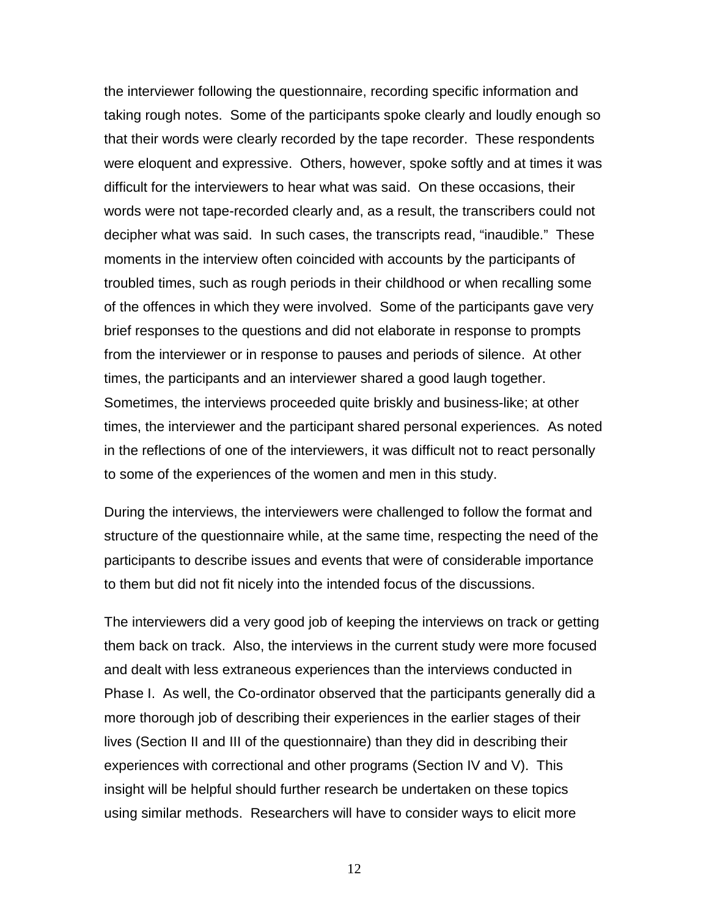the interviewer following the questionnaire, recording specific information and taking rough notes. Some of the participants spoke clearly and loudly enough so that their words were clearly recorded by the tape recorder. These respondents were eloquent and expressive. Others, however, spoke softly and at times it was difficult for the interviewers to hear what was said. On these occasions, their words were not tape-recorded clearly and, as a result, the transcribers could not decipher what was said. In such cases, the transcripts read, "inaudible." These moments in the interview often coincided with accounts by the participants of troubled times, such as rough periods in their childhood or when recalling some of the offences in which they were involved. Some of the participants gave very brief responses to the questions and did not elaborate in response to prompts from the interviewer or in response to pauses and periods of silence. At other times, the participants and an interviewer shared a good laugh together. Sometimes, the interviews proceeded quite briskly and business-like; at other times, the interviewer and the participant shared personal experiences. As noted in the reflections of one of the interviewers, it was difficult not to react personally to some of the experiences of the women and men in this study.

During the interviews, the interviewers were challenged to follow the format and structure of the questionnaire while, at the same time, respecting the need of the participants to describe issues and events that were of considerable importance to them but did not fit nicely into the intended focus of the discussions.

The interviewers did a very good job of keeping the interviews on track or getting them back on track. Also, the interviews in the current study were more focused and dealt with less extraneous experiences than the interviews conducted in Phase I. As well, the Co-ordinator observed that the participants generally did a more thorough job of describing their experiences in the earlier stages of their lives (Section II and III of the questionnaire) than they did in describing their experiences with correctional and other programs (Section IV and V). This insight will be helpful should further research be undertaken on these topics using similar methods. Researchers will have to consider ways to elicit more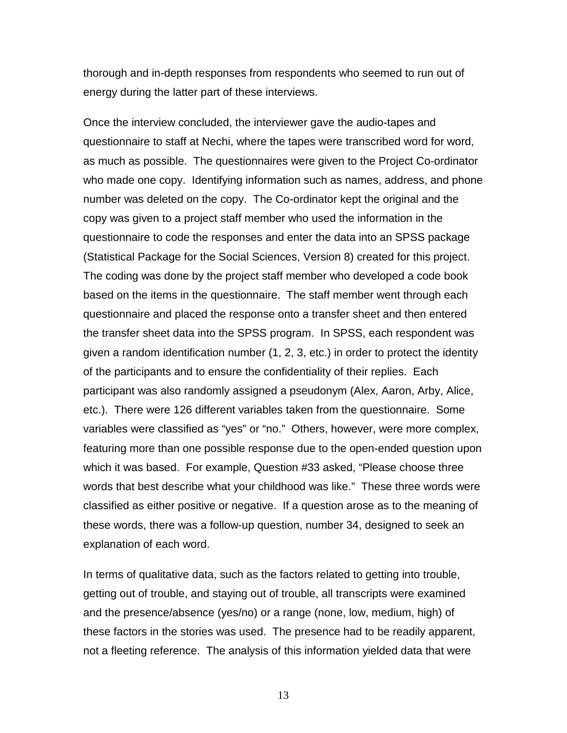thorough and in-depth responses from respondents who seemed to run out of energy during the latter part of these interviews.

Once the interview concluded, the interviewer gave the audio-tapes and questionnaire to staff at Nechi, where the tapes were transcribed word for word, as much as possible. The questionnaires were given to the Project Co-ordinator who made one copy. Identifying information such as names, address, and phone number was deleted on the copy. The Co-ordinator kept the original and the copy was given to a project staff member who used the information in the questionnaire to code the responses and enter the data into an SPSS package (Statistical Package for the Social Sciences, Version 8) created for this project. The coding was done by the project staff member who developed a code book based on the items in the questionnaire. The staff member went through each questionnaire and placed the response onto a transfer sheet and then entered the transfer sheet data into the SPSS program. In SPSS, each respondent was given a random identification number (1, 2, 3, etc.) in order to protect the identity of the participants and to ensure the confidentiality of their replies. Each participant was also randomly assigned a pseudonym (Alex, Aaron, Arby, Alice, etc.). There were 126 different variables taken from the questionnaire. Some variables were classified as "yes" or "no." Others, however, were more complex, featuring more than one possible response due to the open-ended question upon which it was based. For example, Question #33 asked, "Please choose three words that best describe what your childhood was like." These three words were classified as either positive or negative. If a question arose as to the meaning of these words, there was a follow-up question, number 34, designed to seek an explanation of each word.

In terms of qualitative data, such as the factors related to getting into trouble, getting out of trouble, and staying out of trouble, all transcripts were examined and the presence/absence (yes/no) or a range (none, low, medium, high) of these factors in the stories was used. The presence had to be readily apparent, not a fleeting reference. The analysis of this information yielded data that were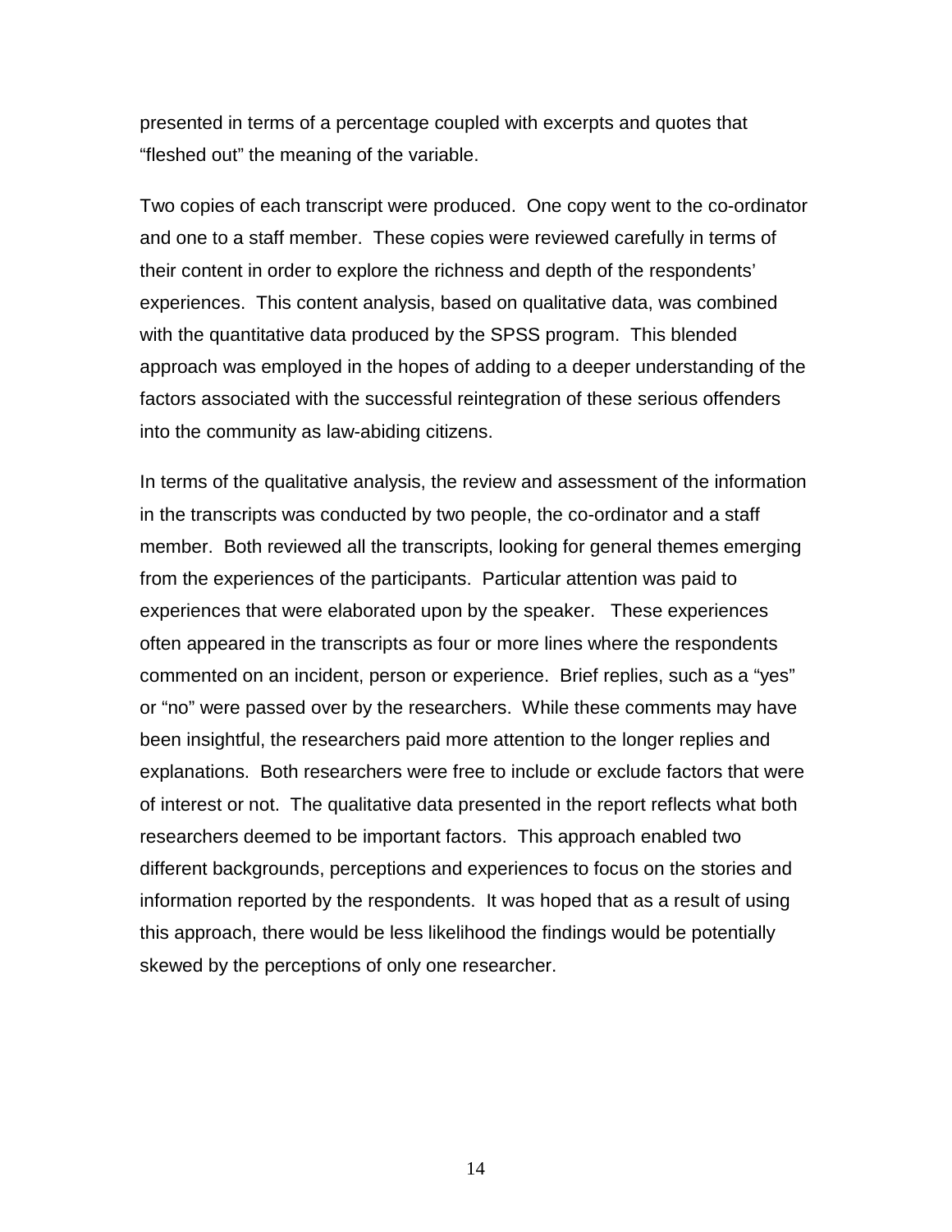presented in terms of a percentage coupled with excerpts and quotes that "fleshed out" the meaning of the variable.

Two copies of each transcript were produced. One copy went to the co-ordinator and one to a staff member. These copies were reviewed carefully in terms of their content in order to explore the richness and depth of the respondents' experiences. This content analysis, based on qualitative data, was combined with the quantitative data produced by the SPSS program. This blended approach was employed in the hopes of adding to a deeper understanding of the factors associated with the successful reintegration of these serious offenders into the community as law-abiding citizens.

In terms of the qualitative analysis, the review and assessment of the information in the transcripts was conducted by two people, the co-ordinator and a staff member. Both reviewed all the transcripts, looking for general themes emerging from the experiences of the participants. Particular attention was paid to experiences that were elaborated upon by the speaker. These experiences often appeared in the transcripts as four or more lines where the respondents commented on an incident, person or experience. Brief replies, such as a "yes" or "no" were passed over by the researchers. While these comments may have been insightful, the researchers paid more attention to the longer replies and explanations. Both researchers were free to include or exclude factors that were of interest or not. The qualitative data presented in the report reflects what both researchers deemed to be important factors. This approach enabled two different backgrounds, perceptions and experiences to focus on the stories and information reported by the respondents. It was hoped that as a result of using this approach, there would be less likelihood the findings would be potentially skewed by the perceptions of only one researcher.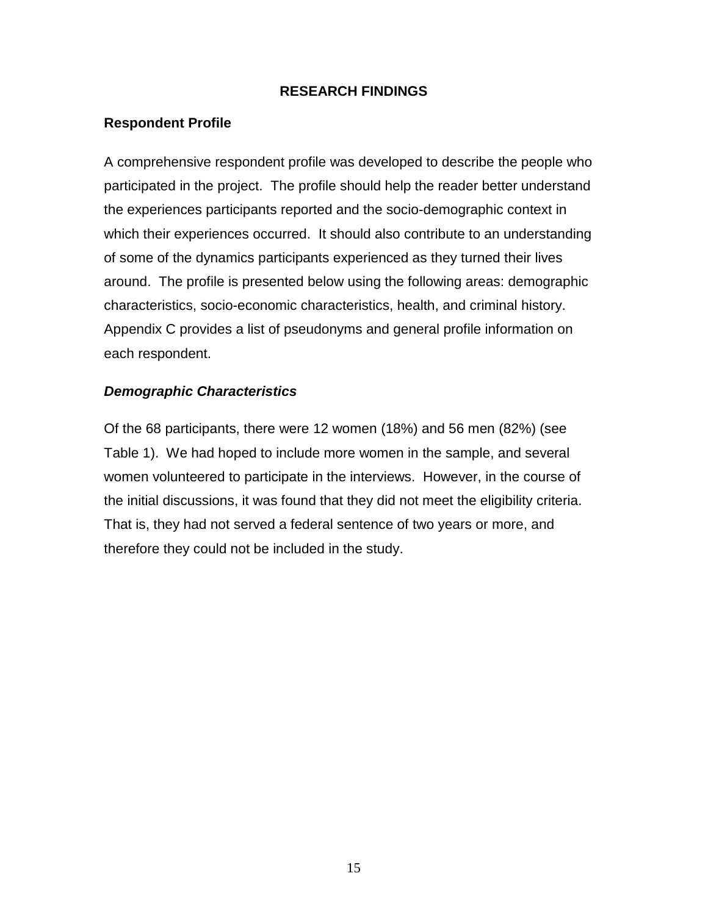# RESEARCH FINDINGS

## Respondent Profile

A comprehensive respondent profile was developed to describe the people who participated in the project. The profile should help the reader better understand the experiences participants reported and the socio-demographic context in which their experiences occurred. It should also contribute to an understanding of some of the dynamics participants experienced as they turned their lives around. The profile is presented below using the following areas: demographic characteristics, socio-economic characteristics, health, and criminal history. Appendix C provides a list of pseudonyms and general profile information on each respondent.

### *Demographic Characteristics*

Of the 68 participants, there were 12 women (18%) and 56 men (82%) (see Table 1). We had hoped to include more women in the sample, and several women volunteered to participate in the interviews. However, in the course of the initial discussions, it was found that they did not meet the eligibility criteria. That is, they had not served a federal sentence of two years or more, and therefore they could not be included in the study.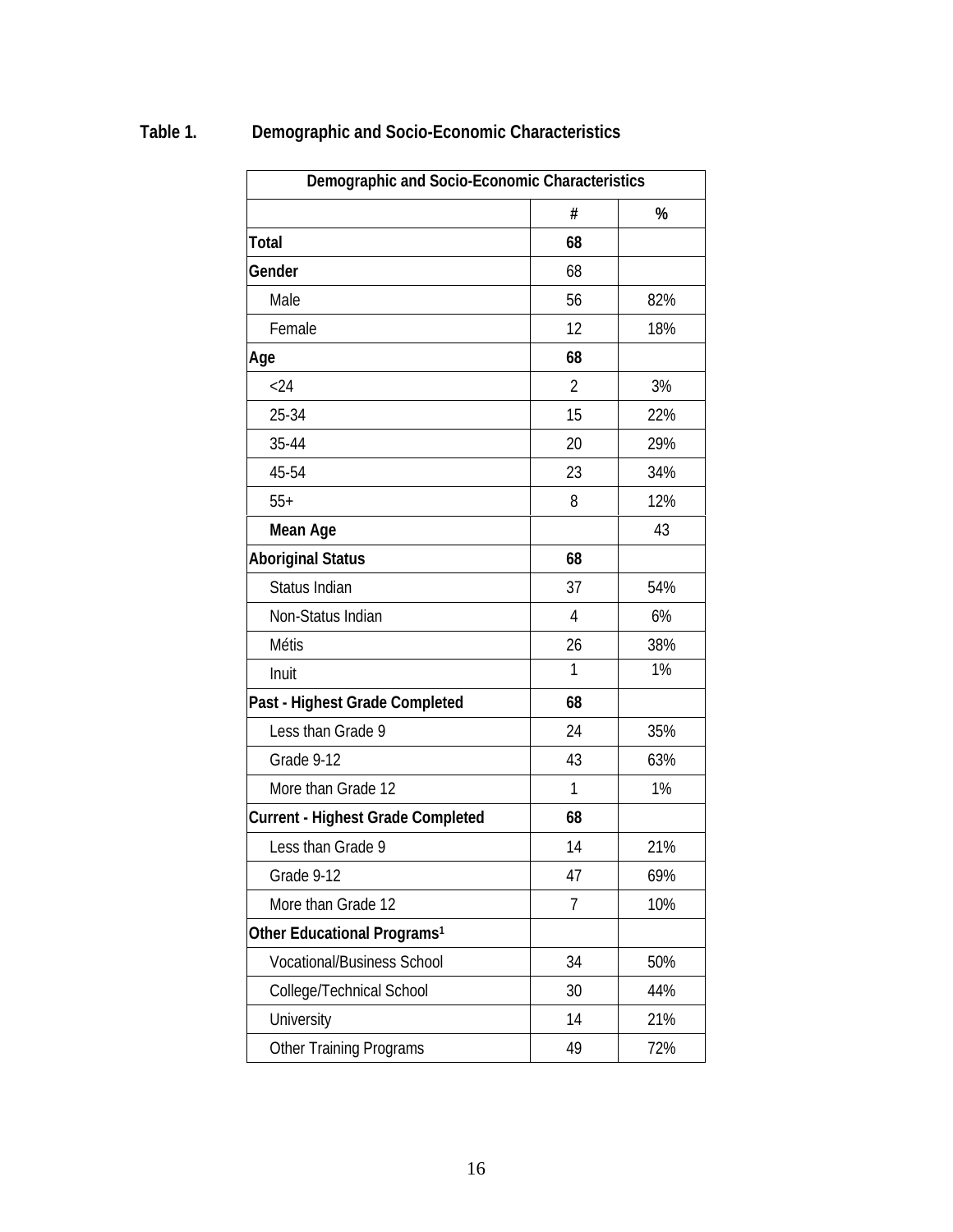**Table 1. Demographic and Socio-Economic Characteristics**

| Demographic and Socio-Economic Characteristics | | |
|---|---|---|
| | **#** | **%** |
| **Total** | **68** | |
| **Gender** | 68 | |
| Male | 56 | 82% |
| Female | 12 | 18% |
| **Age** | **68** | |
| <24 | 2 | 3% |
| 25-34 | 15 | 22% |
| 35-44 | 20 | 29% |
| 45-54 | 23 | 34% |
| 55+ | 8 | 12% |
| **Mean Age** | | 43 |
| **Aboriginal Status** | **68** | |
| Status Indian | 37 | 54% |
| Non-Status Indian | 4 | 6% |
| Métis | 26 | 38% |
| Inuit | 1 | 1% |
| **Past - Highest Grade Completed** | **68** | |
| Less than Grade 9 | 24 | 35% |
| Grade 9-12 | 43 | 63% |
| More than Grade 12 | 1 | 1% |
| **Current - Highest Grade Completed** | **68** | |
| Less than Grade 9 | 14 | 21% |
| Grade 9-12 | 47 | 69% |
| More than Grade 12 | 7 | 10% |
| **Other Educational Programs[1]** | | |
| Vocational/Business School | 34 | 50% |
| College/Technical School | 30 | 44% |
| University | 14 | 21% |
| Other Training Programs | 49 | 72% |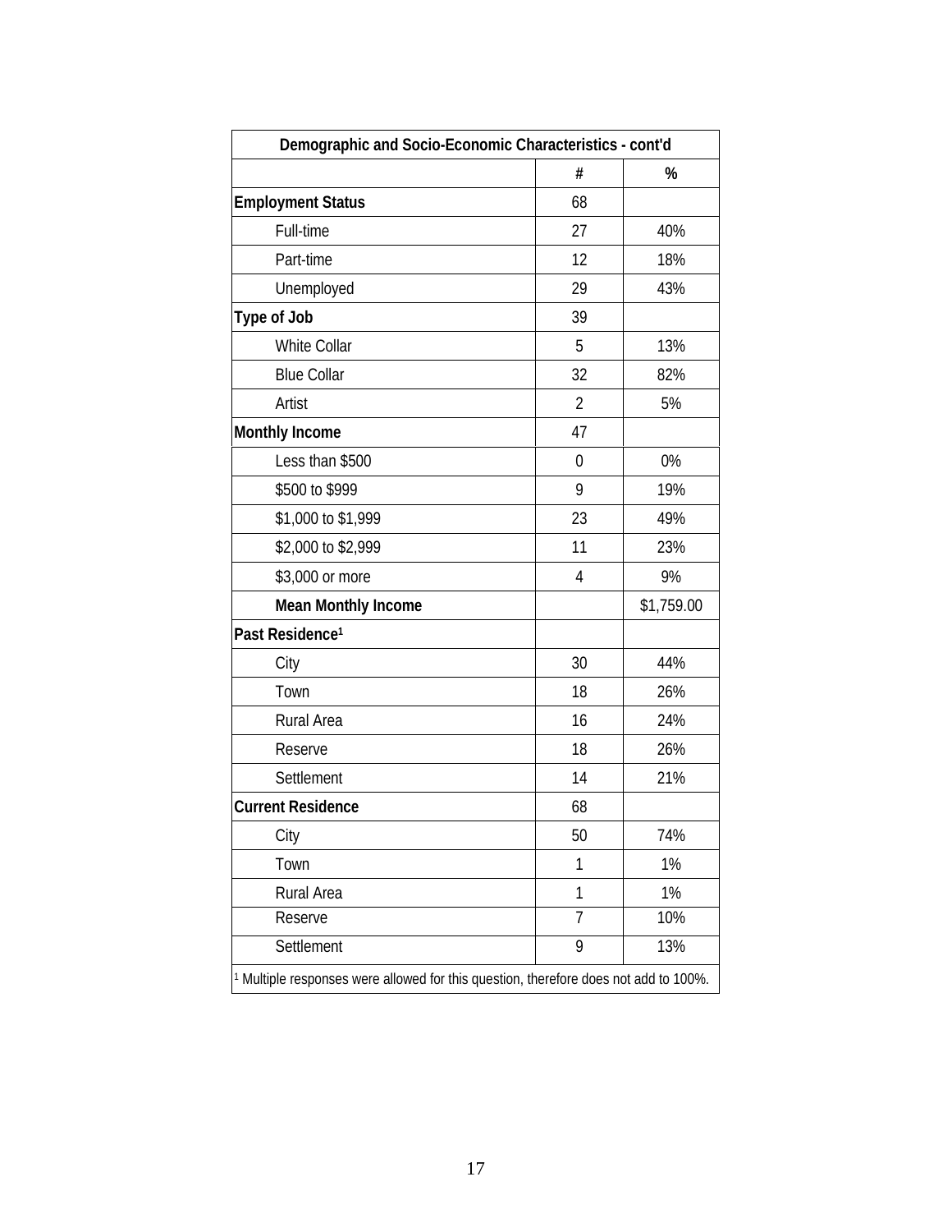| Demographic and Socio-Economic Characteristics - cont'd | | |
|---|---|---|
| | # | % |
| **Employment Status** | 68 | |
| Full-time | 27 | 40% |
| Part-time | 12 | 18% |
| Unemployed | 29 | 43% |
| **Type of Job** | 39 | |
| White Collar | 5 | 13% |
| Blue Collar | 32 | 82% |
| Artist | 2 | 5% |
| **Monthly Income** | 47 | |
| Less than $500 | 0 | 0% |
| $500 to $999 | 9 | 19% |
| $1,000 to $1,999 | 23 | 49% |
| $2,000 to $2,999 | 11 | 23% |
| $3,000 or more | 4 | 9% |
| **Mean Monthly Income** | | $1,759.00 |
| **Past Residence**[1] | | |
| City | 30 | 44% |
| Town | 18 | 26% |
| Rural Area | 16 | 24% |
| Reserve | 18 | 26% |
| Settlement | 14 | 21% |
| **Current Residence** | 68 | |
| City | 50 | 74% |
| Town | 1 | 1% |
| Rural Area | 1 | 1% |
| Reserve | 7 | 10% |
| Settlement | 9 | 13% |

[1] Multiple responses were allowed for this question, therefore does not add to 100%.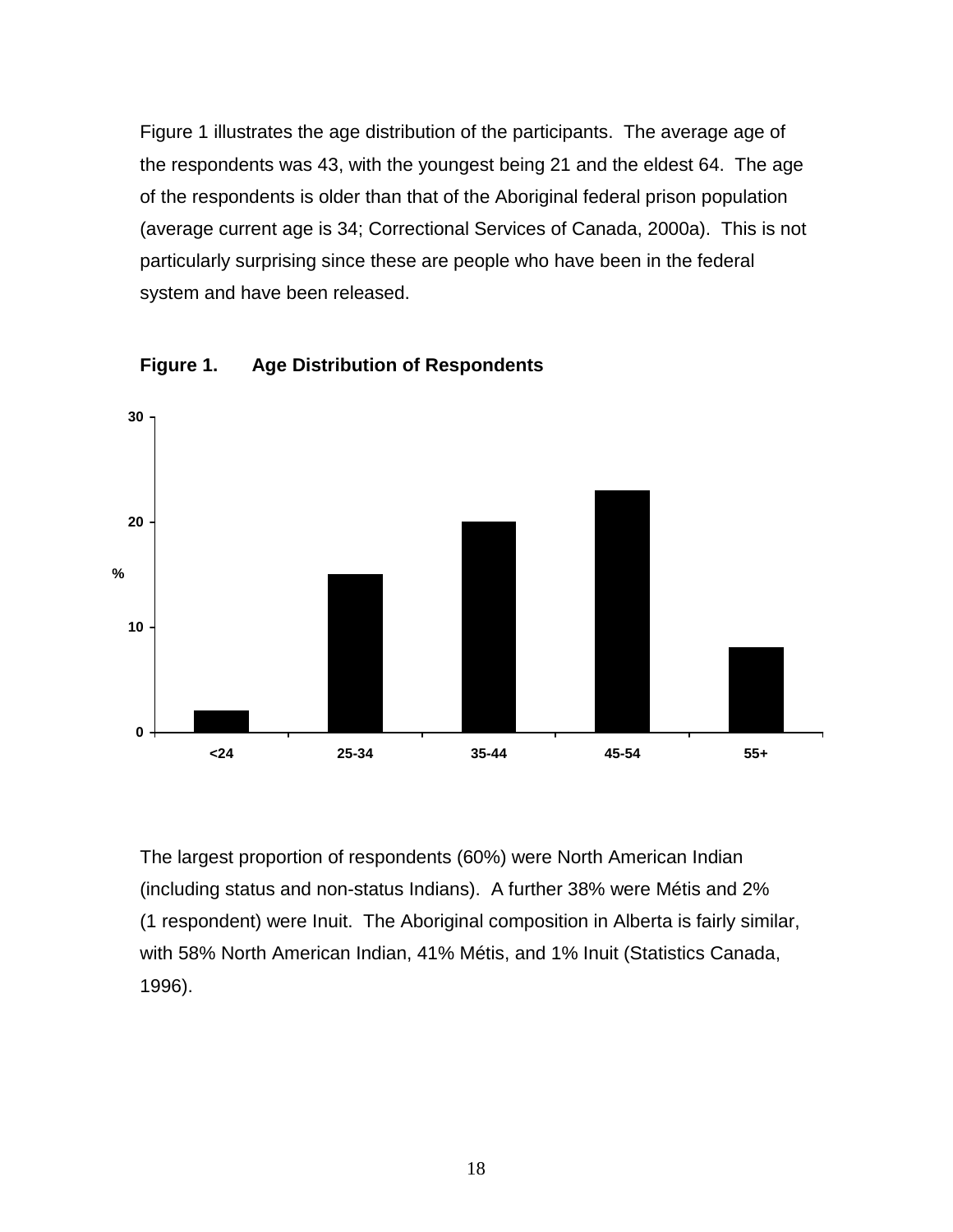Figure 1 illustrates the age distribution of the participants. The average age of the respondents was 43, with the youngest being 21 and the eldest 64. The age of the respondents is older than that of the Aboriginal federal prison population (average current age is 34; Correctional Services of Canada, 2000a). This is not particularly surprising since these are people who have been in the federal system and have been released.

**Figure 1. Age Distribution of Respondents**

The largest proportion of respondents (60%) were North American Indian (including status and non-status Indians). A further 38% were Métis and 2% (1 respondent) were Inuit. The Aboriginal composition in Alberta is fairly similar, with 58% North American Indian, 41% Métis, and 1% Inuit (Statistics Canada, 1996).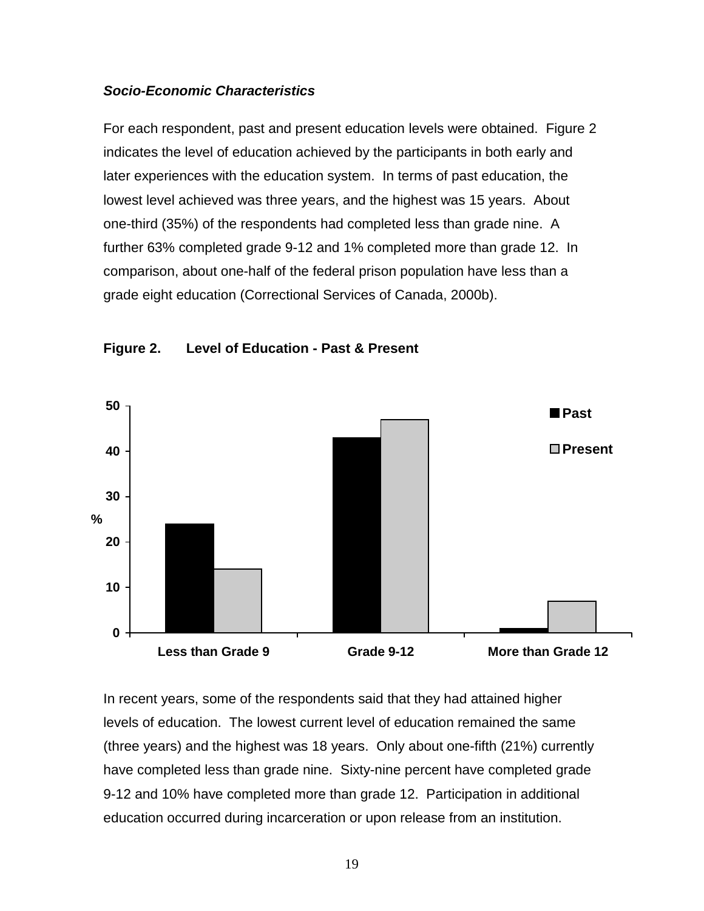### *Socio-Economic Characteristics*

For each respondent, past and present education levels were obtained. Figure 2 indicates the level of education achieved by the participants in both early and later experiences with the education system. In terms of past education, the lowest level achieved was three years, and the highest was 15 years. About one-third (35%) of the respondents had completed less than grade nine. A further 63% completed grade 9-12 and 1% completed more than grade 12. In comparison, about one-half of the federal prison population have less than a grade eight education (Correctional Services of Canada, 2000b).

**Figure 2. Level of Education - Past & Present**

In recent years, some of the respondents said that they had attained higher levels of education. The lowest current level of education remained the same (three years) and the highest was 18 years. Only about one-fifth (21%) currently have completed less than grade nine. Sixty-nine percent have completed grade 9-12 and 10% have completed more than grade 12. Participation in additional education occurred during incarceration or upon release from an institution.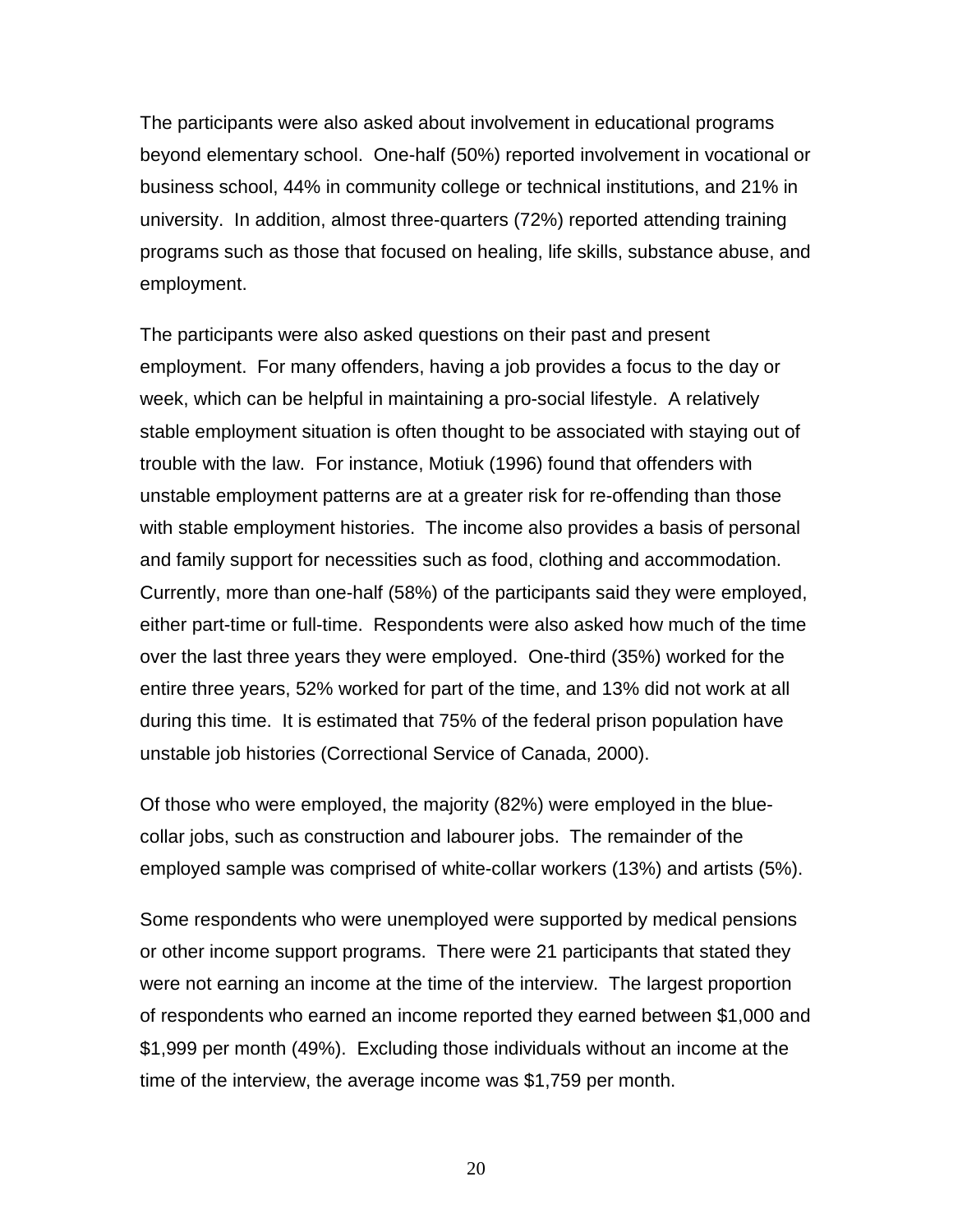The participants were also asked about involvement in educational programs beyond elementary school. One-half (50%) reported involvement in vocational or business school, 44% in community college or technical institutions, and 21% in university. In addition, almost three-quarters (72%) reported attending training programs such as those that focused on healing, life skills, substance abuse, and employment.

The participants were also asked questions on their past and present employment. For many offenders, having a job provides a focus to the day or week, which can be helpful in maintaining a pro-social lifestyle. A relatively stable employment situation is often thought to be associated with staying out of trouble with the law. For instance, Motiuk (1996) found that offenders with unstable employment patterns are at a greater risk for re-offending than those with stable employment histories. The income also provides a basis of personal and family support for necessities such as food, clothing and accommodation. Currently, more than one-half (58%) of the participants said they were employed, either part-time or full-time. Respondents were also asked how much of the time over the last three years they were employed. One-third (35%) worked for the entire three years, 52% worked for part of the time, and 13% did not work at all during this time. It is estimated that 75% of the federal prison population have unstable job histories (Correctional Service of Canada, 2000).

Of those who were employed, the majority (82%) were employed in the blue-collar jobs, such as construction and labourer jobs. The remainder of the employed sample was comprised of white-collar workers (13%) and artists (5%).

Some respondents who were unemployed were supported by medical pensions or other income support programs. There were 21 participants that stated they were not earning an income at the time of the interview. The largest proportion of respondents who earned an income reported they earned between $1,000 and $1,999 per month (49%). Excluding those individuals without an income at the time of the interview, the average income was $1,759 per month.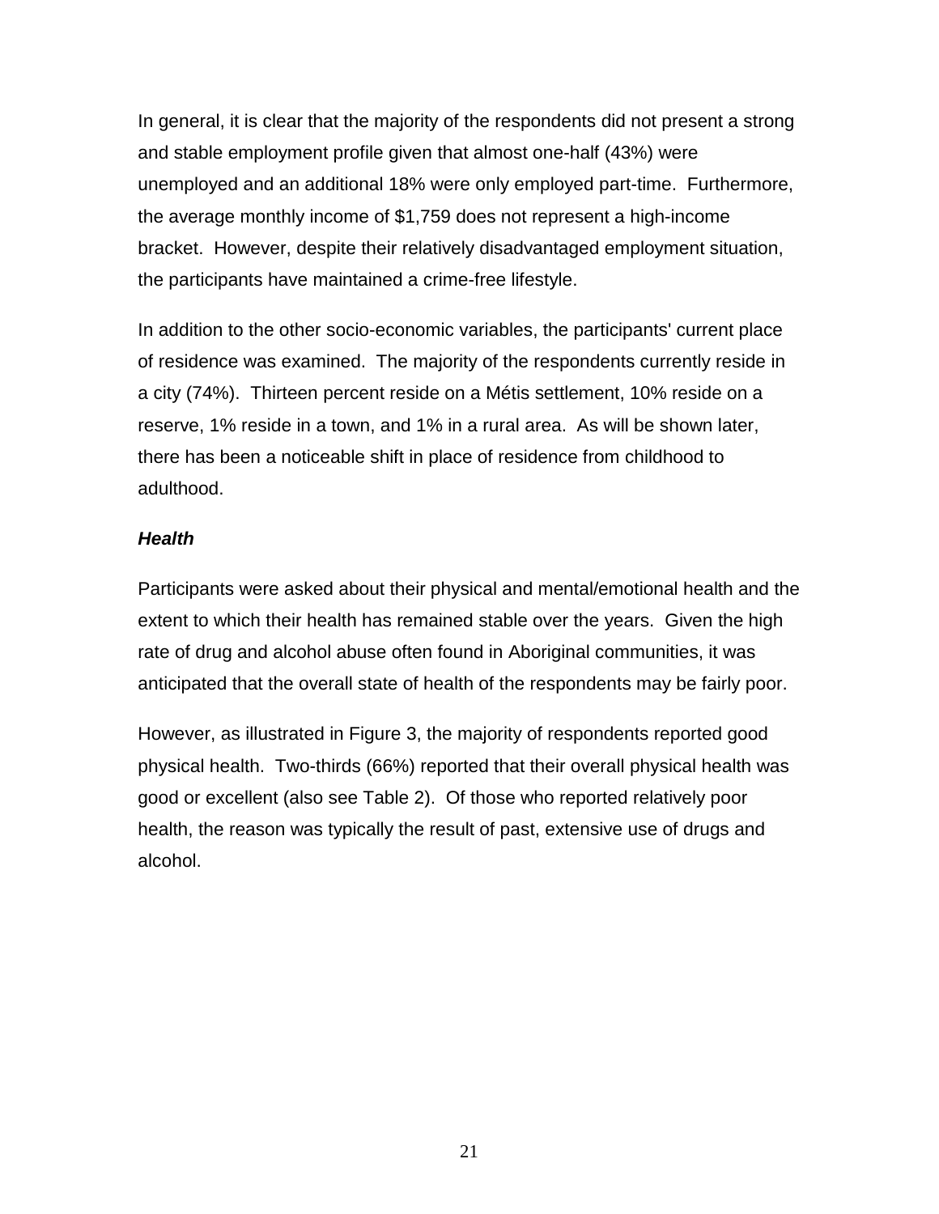In general, it is clear that the majority of the respondents did not present a strong and stable employment profile given that almost one-half (43%) were unemployed and an additional 18% were only employed part-time. Furthermore, the average monthly income of $1,759 does not represent a high-income bracket. However, despite their relatively disadvantaged employment situation, the participants have maintained a crime-free lifestyle.

In addition to the other socio-economic variables, the participants' current place of residence was examined. The majority of the respondents currently reside in a city (74%). Thirteen percent reside on a Métis settlement, 10% reside on a reserve, 1% reside in a town, and 1% in a rural area. As will be shown later, there has been a noticeable shift in place of residence from childhood to adulthood.

### *Health*

Participants were asked about their physical and mental/emotional health and the extent to which their health has remained stable over the years. Given the high rate of drug and alcohol abuse often found in Aboriginal communities, it was anticipated that the overall state of health of the respondents may be fairly poor.

However, as illustrated in Figure 3, the majority of respondents reported good physical health. Two-thirds (66%) reported that their overall physical health was good or excellent (also see Table 2). Of those who reported relatively poor health, the reason was typically the result of past, extensive use of drugs and alcohol.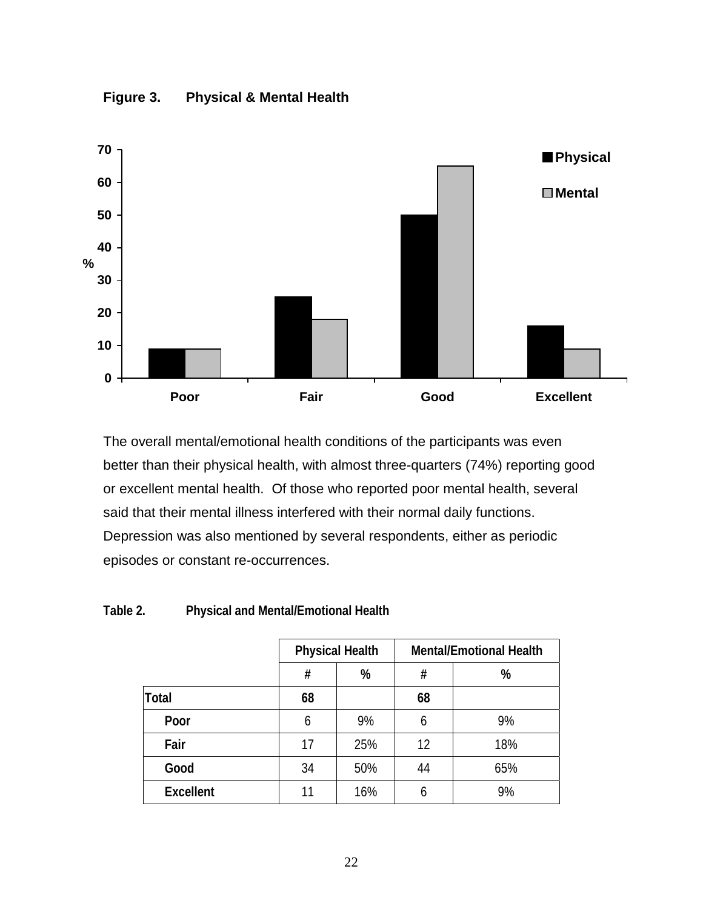**Figure 3. Physical & Mental Health**

The overall mental/emotional health conditions of the participants was even better than their physical health, with almost three-quarters (74%) reporting good or excellent mental health. Of those who reported poor mental health, several said that their mental illness interfered with their normal daily functions. Depression was also mentioned by several respondents, either as periodic episodes or constant re-occurrences.

**Table 2. Physical and Mental/Emotional Health**

| | Physical Health | | Mental/Emotional Health | |
|---|---|---|---|---|
| | # | % | # | % |
| **Total** | **68** | | **68** | |
| **Poor** | 6 | 9% | 6 | 9% |
| **Fair** | 17 | 25% | 12 | 18% |
| **Good** | 34 | 50% | 44 | 65% |
| **Excellent** | 11 | 16% | 6 | 9% |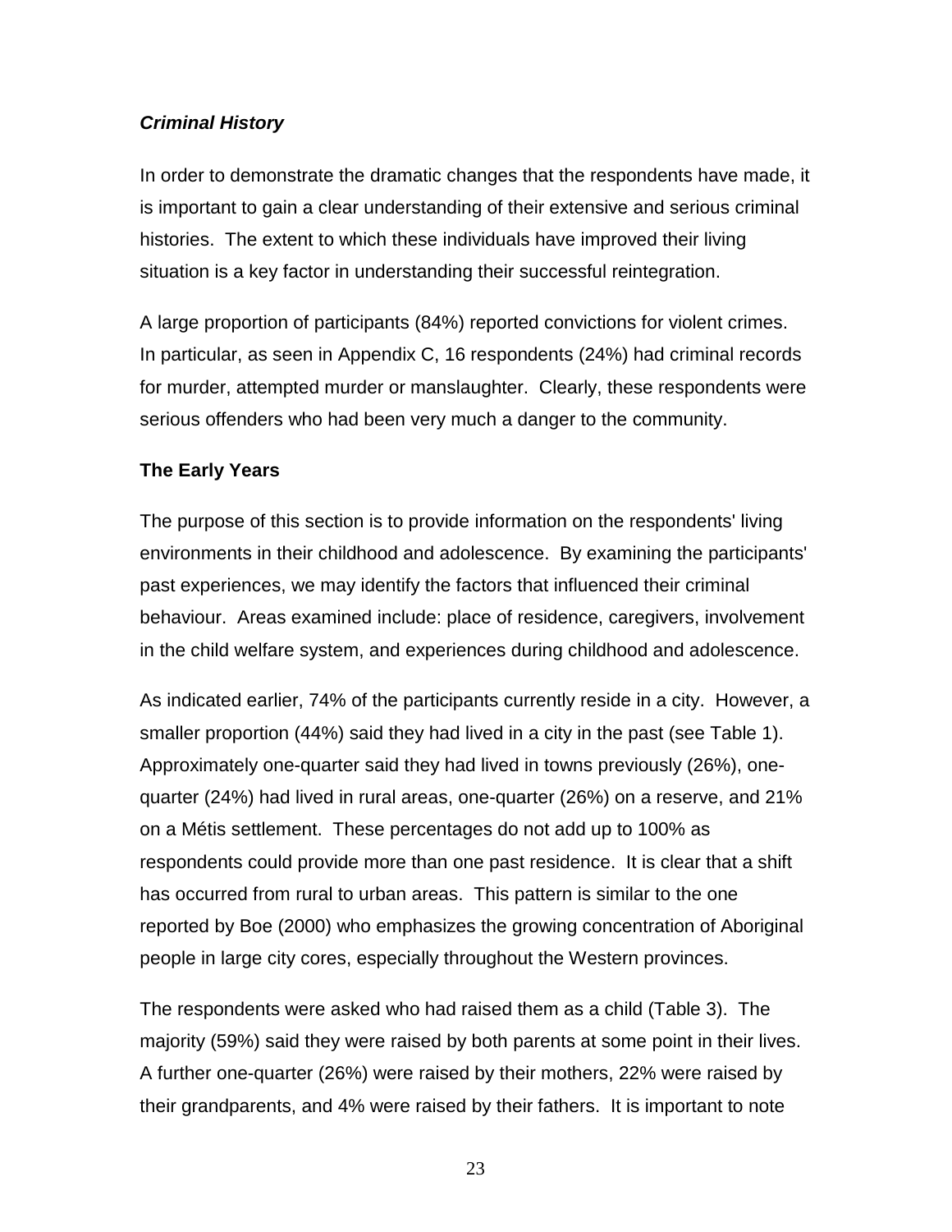### *Criminal History*

In order to demonstrate the dramatic changes that the respondents have made, it is important to gain a clear understanding of their extensive and serious criminal histories. The extent to which these individuals have improved their living situation is a key factor in understanding their successful reintegration.

A large proportion of participants (84%) reported convictions for violent crimes. In particular, as seen in Appendix C, 16 respondents (24%) had criminal records for murder, attempted murder or manslaughter. Clearly, these respondents were serious offenders who had been very much a danger to the community.

## The Early Years

The purpose of this section is to provide information on the respondents' living environments in their childhood and adolescence. By examining the participants' past experiences, we may identify the factors that influenced their criminal behaviour. Areas examined include: place of residence, caregivers, involvement in the child welfare system, and experiences during childhood and adolescence.

As indicated earlier, 74% of the participants currently reside in a city. However, a smaller proportion (44%) said they had lived in a city in the past (see Table 1). Approximately one-quarter said they had lived in towns previously (26%), one-quarter (24%) had lived in rural areas, one-quarter (26%) on a reserve, and 21% on a Métis settlement. These percentages do not add up to 100% as respondents could provide more than one past residence. It is clear that a shift has occurred from rural to urban areas. This pattern is similar to the one reported by Boe (2000) who emphasizes the growing concentration of Aboriginal people in large city cores, especially throughout the Western provinces.

The respondents were asked who had raised them as a child (Table 3). The majority (59%) said they were raised by both parents at some point in their lives. A further one-quarter (26%) were raised by their mothers, 22% were raised by their grandparents, and 4% were raised by their fathers. It is important to note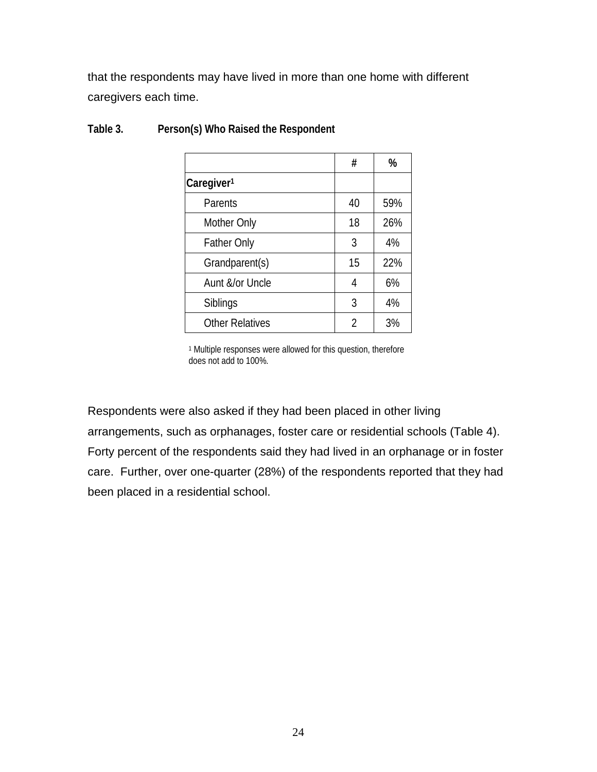that the respondents may have lived in more than one home with different caregivers each time.

**Table 3. Person(s) Who Raised the Respondent**

| | # | % |
|---|---|---|
| **Caregiver[1]** | | |
| Parents | 40 | 59% |
| Mother Only | 18 | 26% |
| Father Only | 3 | 4% |
| Grandparent(s) | 15 | 22% |
| Aunt &/or Uncle | 4 | 6% |
| Siblings | 3 | 4% |
| Other Relatives | 2 | 3% |

[1] Multiple responses were allowed for this question, therefore does not add to 100%.

Respondents were also asked if they had been placed in other living arrangements, such as orphanages, foster care or residential schools (Table 4). Forty percent of the respondents said they had lived in an orphanage or in foster care. Further, over one-quarter (28%) of the respondents reported that they had been placed in a residential school.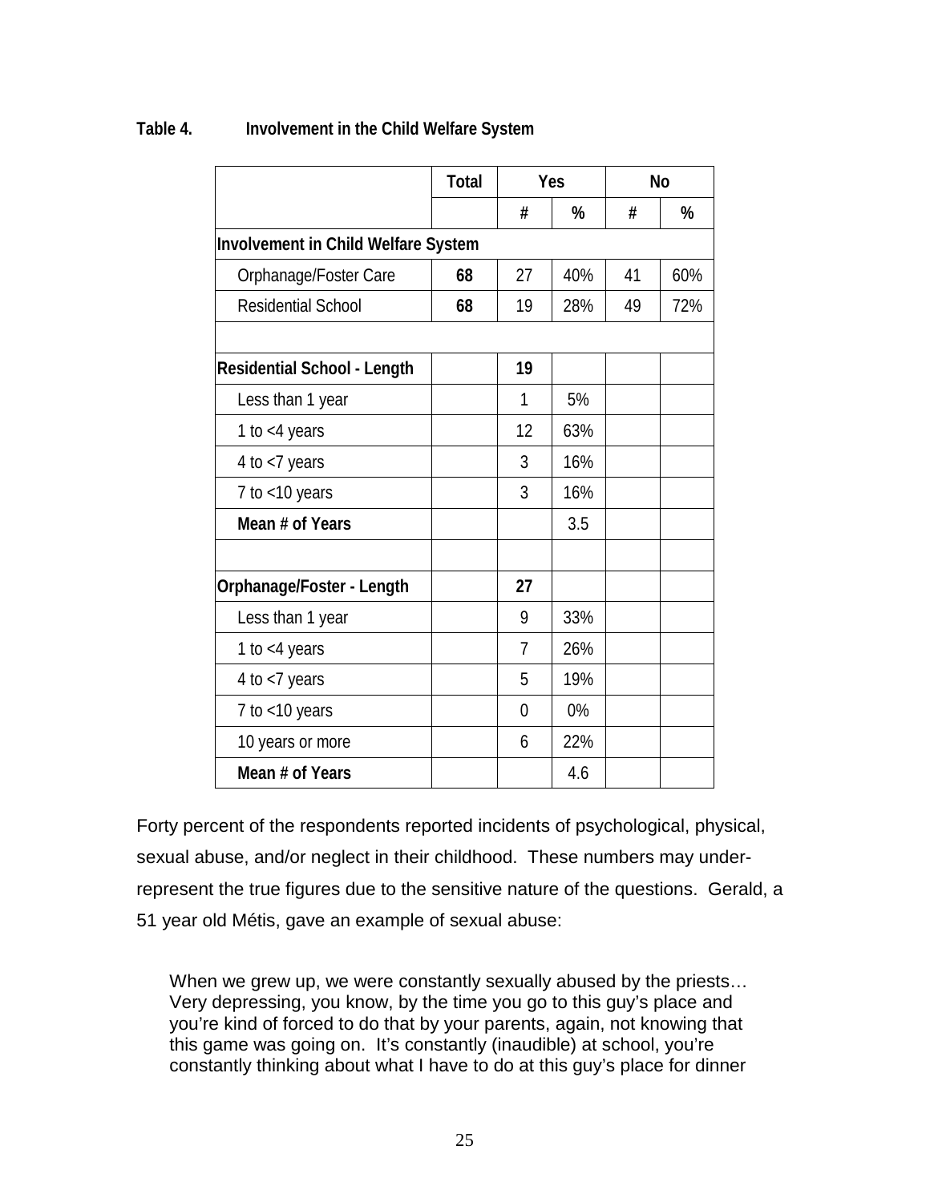**Table 4. Involvement in the Child Welfare System**

| | Total | Yes | | No | |
|---|---|---|---|---|---|
| | | # | % | # | % |
| **Involvement in Child Welfare System** | | | | | |
| Orphanage/Foster Care | **68** | 27 | 40% | 41 | 60% |
| Residential School | **68** | 19 | 28% | 49 | 72% |
| | | | | | |
| **Residential School - Length** | | **19** | | | |
| Less than 1 year | | 1 | 5% | | |
| 1 to <4 years | | 12 | 63% | | |
| 4 to <7 years | | 3 | 16% | | |
| 7 to <10 years | | 3 | 16% | | |
| **Mean # of Years** | | | 3.5 | | |
| | | | | | |
| **Orphanage/Foster - Length** | | **27** | | | |
| Less than 1 year | | 9 | 33% | | |
| 1 to <4 years | | 7 | 26% | | |
| 4 to <7 years | | 5 | 19% | | |
| 7 to <10 years | | 0 | 0% | | |
| 10 years or more | | 6 | 22% | | |
| **Mean # of Years** | | | 4.6 | | |

Forty percent of the respondents reported incidents of psychological, physical, sexual abuse, and/or neglect in their childhood. These numbers may under-represent the true figures due to the sensitive nature of the questions. Gerald, a 51 year old Métis, gave an example of sexual abuse:

> When we grew up, we were constantly sexually abused by the priests… Very depressing, you know, by the time you go to this guy's place and you're kind of forced to do that by your parents, again, not knowing that this game was going on. It's constantly (inaudible) at school, you're constantly thinking about what I have to do at this guy's place for dinner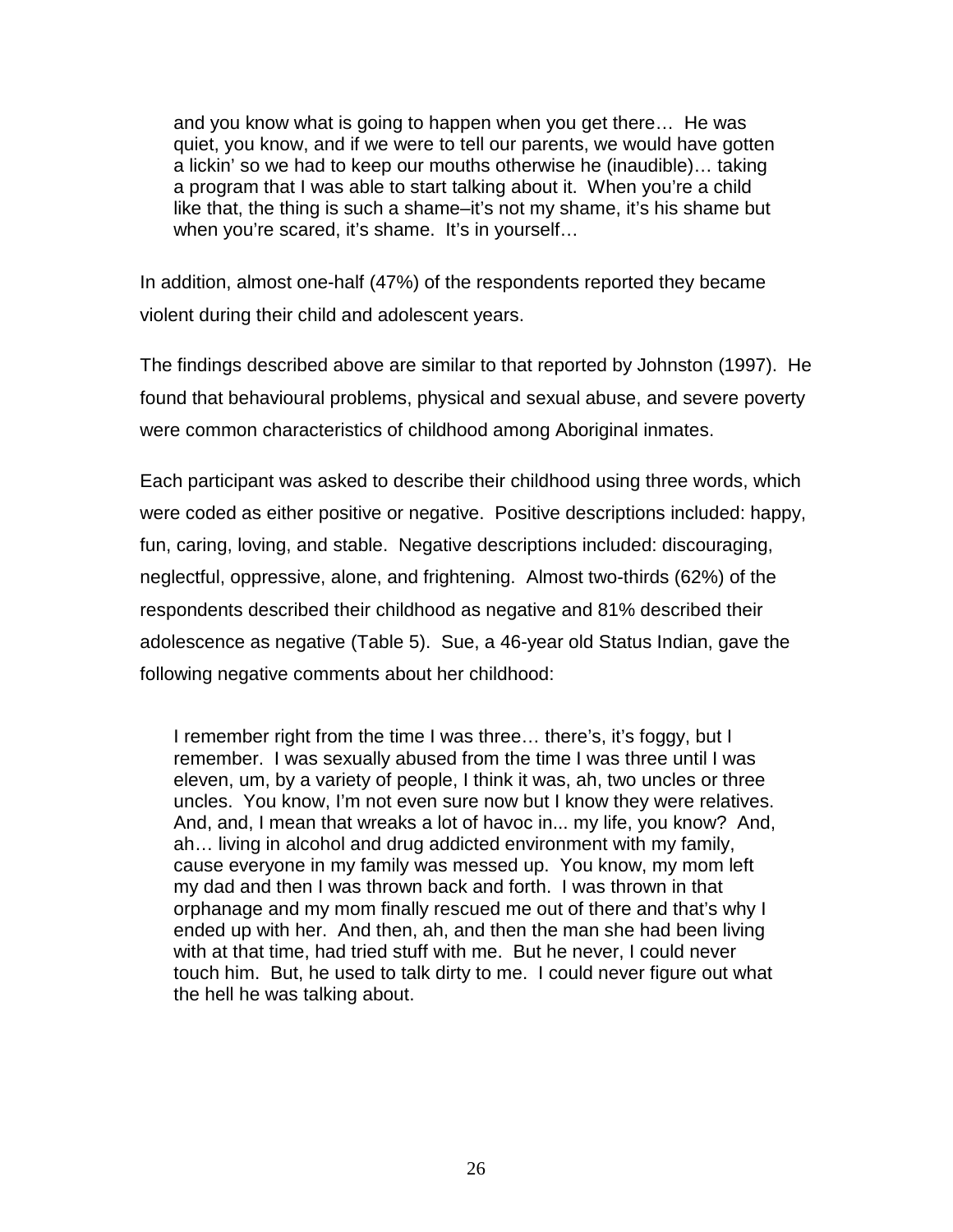> and you know what is going to happen when you get there… He was quiet, you know, and if we were to tell our parents, we would have gotten a lickin' so we had to keep our mouths otherwise he (inaudible)… taking a program that I was able to start talking about it. When you're a child like that, the thing is such a shame–it's not my shame, it's his shame but when you're scared, it's shame. It's in yourself…

In addition, almost one-half (47%) of the respondents reported they became violent during their child and adolescent years.

The findings described above are similar to that reported by Johnston (1997). He found that behavioural problems, physical and sexual abuse, and severe poverty were common characteristics of childhood among Aboriginal inmates.

Each participant was asked to describe their childhood using three words, which were coded as either positive or negative. Positive descriptions included: happy, fun, caring, loving, and stable. Negative descriptions included: discouraging, neglectful, oppressive, alone, and frightening. Almost two-thirds (62%) of the respondents described their childhood as negative and 81% described their adolescence as negative (Table 5). Sue, a 46-year old Status Indian, gave the following negative comments about her childhood:

> I remember right from the time I was three… there's, it's foggy, but I remember. I was sexually abused from the time I was three until I was eleven, um, by a variety of people, I think it was, ah, two uncles or three uncles. You know, I'm not even sure now but I know they were relatives. And, and, I mean that wreaks a lot of havoc in... my life, you know? And, ah… living in alcohol and drug addicted environment with my family, cause everyone in my family was messed up. You know, my mom left my dad and then I was thrown back and forth. I was thrown in that orphanage and my mom finally rescued me out of there and that's why I ended up with her. And then, ah, and then the man she had been living with at that time, had tried stuff with me. But he never, I could never touch him. But, he used to talk dirty to me. I could never figure out what the hell he was talking about.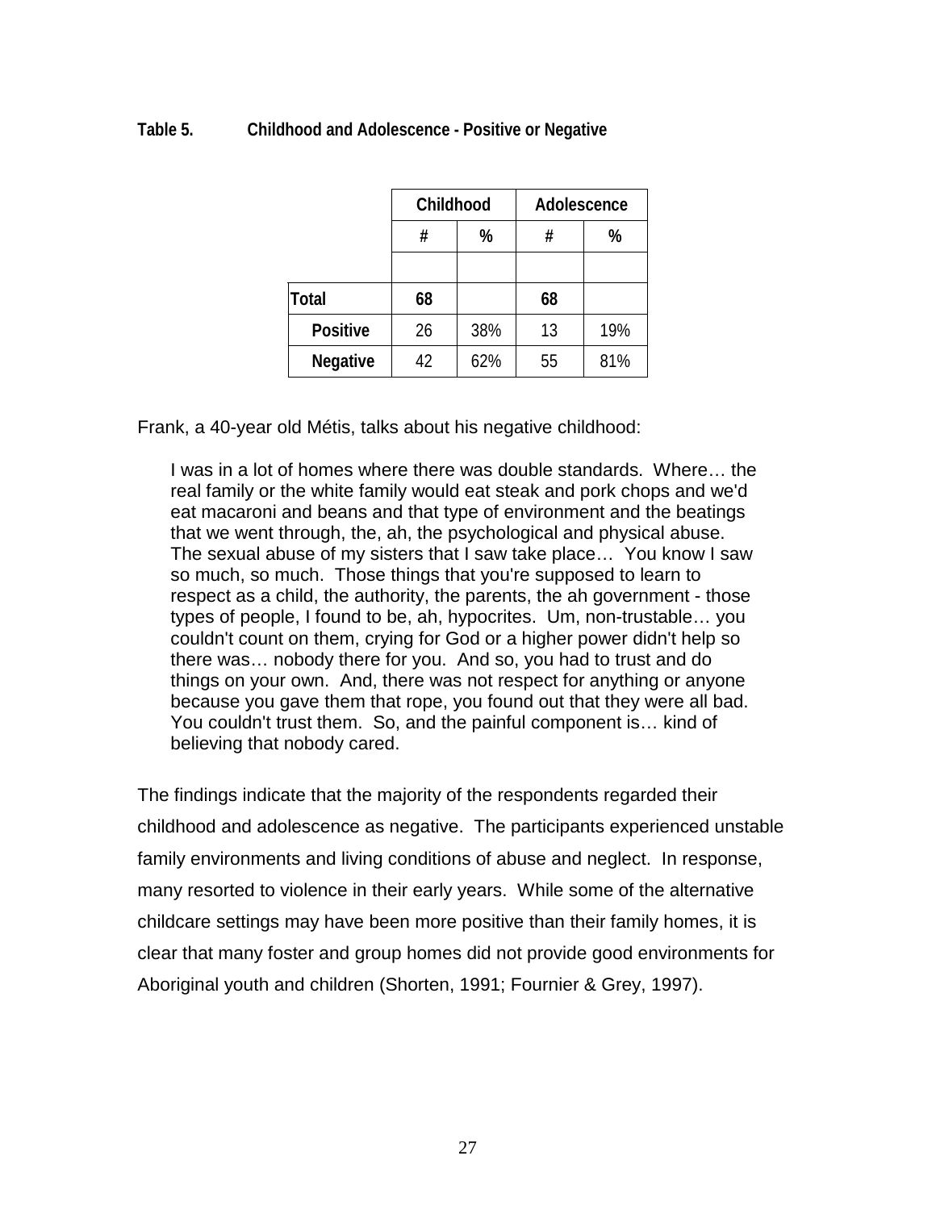**Table 5. Childhood and Adolescence - Positive or Negative**

| | Childhood | | Adolescence | |
|---|---|---|---|---|
| | # | % | # | % |
| **Total** | **68** | | **68** | |
| **Positive** | 26 | 38% | 13 | 19% |
| **Negative** | 42 | 62% | 55 | 81% |

Frank, a 40-year old Métis, talks about his negative childhood:

> I was in a lot of homes where there was double standards. Where… the real family or the white family would eat steak and pork chops and we'd eat macaroni and beans and that type of environment and the beatings that we went through, the, ah, the psychological and physical abuse. The sexual abuse of my sisters that I saw take place… You know I saw so much, so much. Those things that you're supposed to learn to respect as a child, the authority, the parents, the ah government - those types of people, I found to be, ah, hypocrites. Um, non-trustable… you couldn't count on them, crying for God or a higher power didn't help so there was… nobody there for you. And so, you had to trust and do things on your own. And, there was not respect for anything or anyone because you gave them that rope, you found out that they were all bad. You couldn't trust them. So, and the painful component is… kind of believing that nobody cared.

The findings indicate that the majority of the respondents regarded their childhood and adolescence as negative. The participants experienced unstable family environments and living conditions of abuse and neglect. In response, many resorted to violence in their early years. While some of the alternative childcare settings may have been more positive than their family homes, it is clear that many foster and group homes did not provide good environments for Aboriginal youth and children (Shorten, 1991; Fournier & Grey, 1997).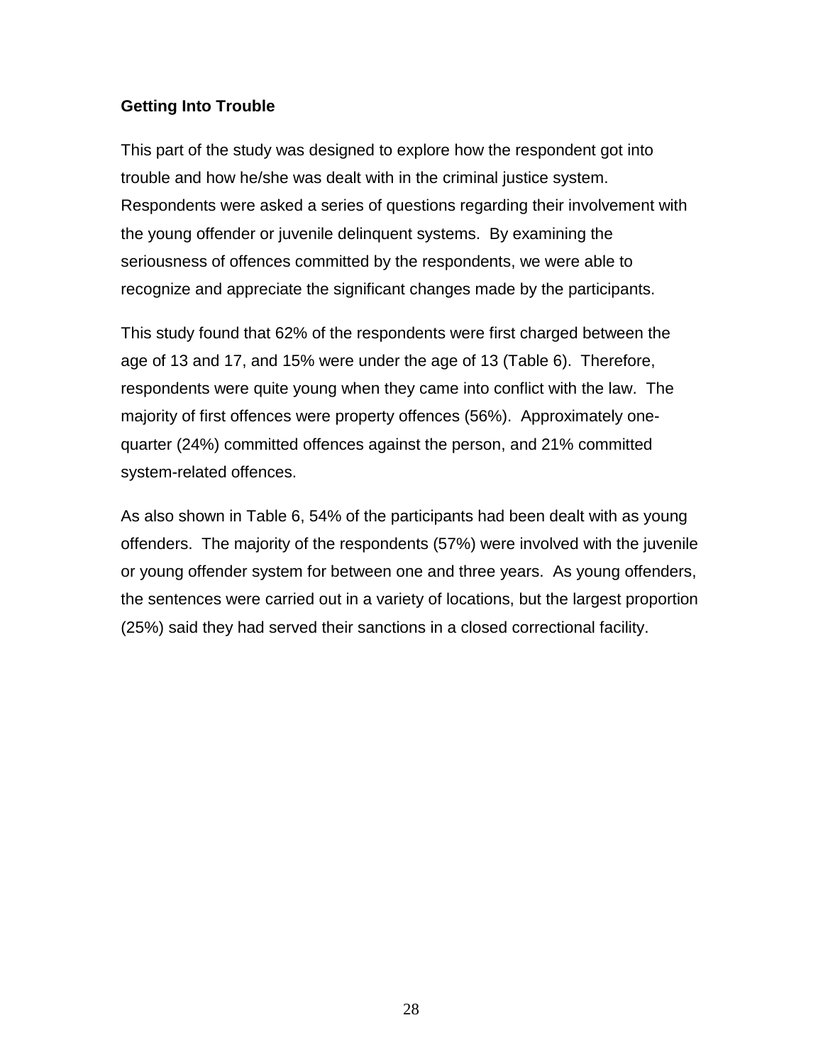## Getting Into Trouble

This part of the study was designed to explore how the respondent got into trouble and how he/she was dealt with in the criminal justice system. Respondents were asked a series of questions regarding their involvement with the young offender or juvenile delinquent systems. By examining the seriousness of offences committed by the respondents, we were able to recognize and appreciate the significant changes made by the participants.

This study found that 62% of the respondents were first charged between the age of 13 and 17, and 15% were under the age of 13 (Table 6). Therefore, respondents were quite young when they came into conflict with the law. The majority of first offences were property offences (56%). Approximately one-quarter (24%) committed offences against the person, and 21% committed system-related offences.

As also shown in Table 6, 54% of the participants had been dealt with as young offenders. The majority of the respondents (57%) were involved with the juvenile or young offender system for between one and three years. As young offenders, the sentences were carried out in a variety of locations, but the largest proportion (25%) said they had served their sanctions in a closed correctional facility.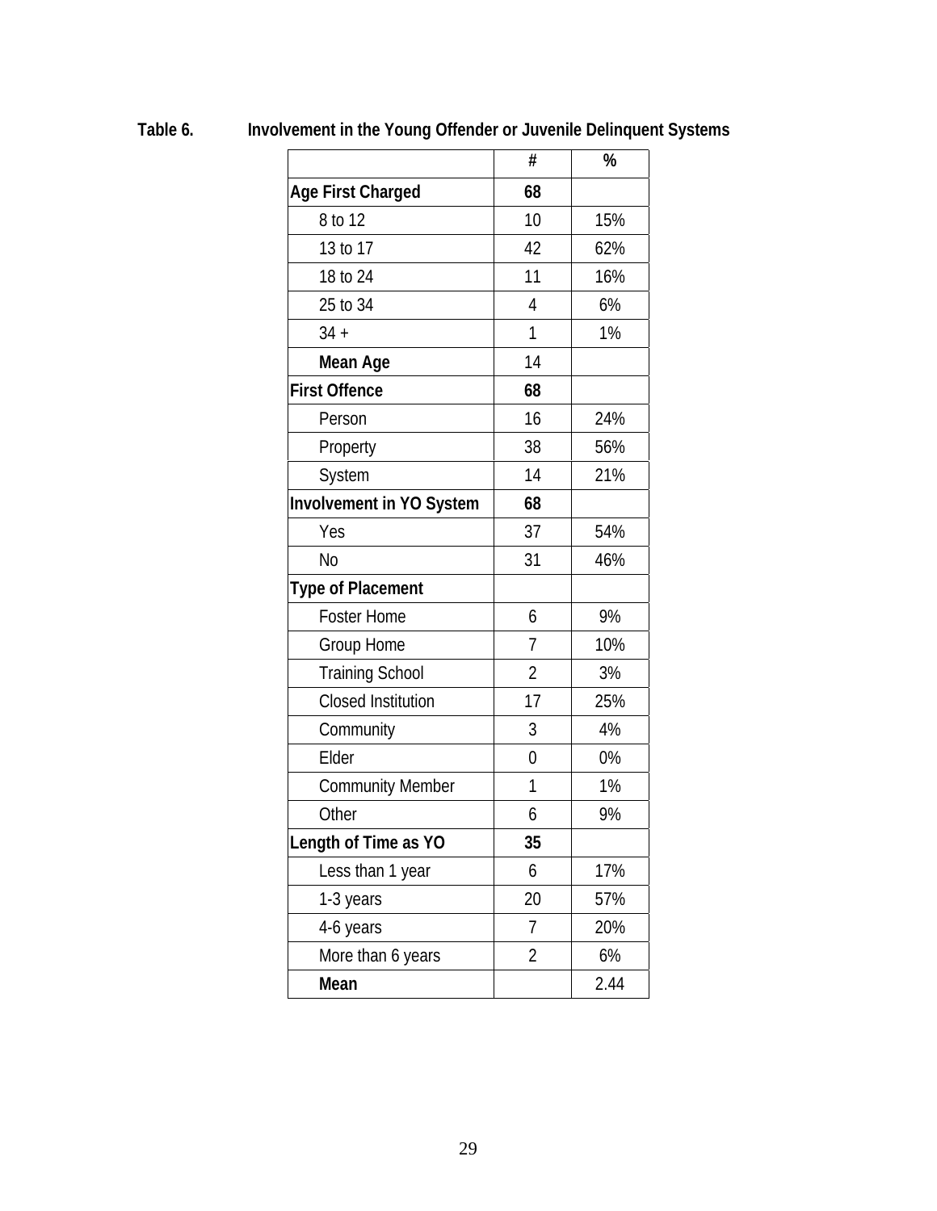**Table 6. Involvement in the Young Offender or Juvenile Delinquent Systems**

| | # | % |
|---|---|---|
| **Age First Charged** | **68** | |
| 8 to 12 | 10 | 15% |
| 13 to 17 | 42 | 62% |
| 18 to 24 | 11 | 16% |
| 25 to 34 | 4 | 6% |
| 34 + | 1 | 1% |
| **Mean Age** | 14 | |
| **First Offence** | **68** | |
| Person | 16 | 24% |
| Property | 38 | 56% |
| System | 14 | 21% |
| **Involvement in YO System** | **68** | |
| Yes | 37 | 54% |
| No | 31 | 46% |
| **Type of Placement** | | |
| Foster Home | 6 | 9% |
| Group Home | 7 | 10% |
| Training School | 2 | 3% |
| Closed Institution | 17 | 25% |
| Community | 3 | 4% |
| Elder | 0 | 0% |
| Community Member | 1 | 1% |
| Other | 6 | 9% |
| **Length of Time as YO** | **35** | |
| Less than 1 year | 6 | 17% |
| 1-3 years | 20 | 57% |
| 4-6 years | 7 | 20% |
| More than 6 years | 2 | 6% |
| **Mean** | | 2.44 |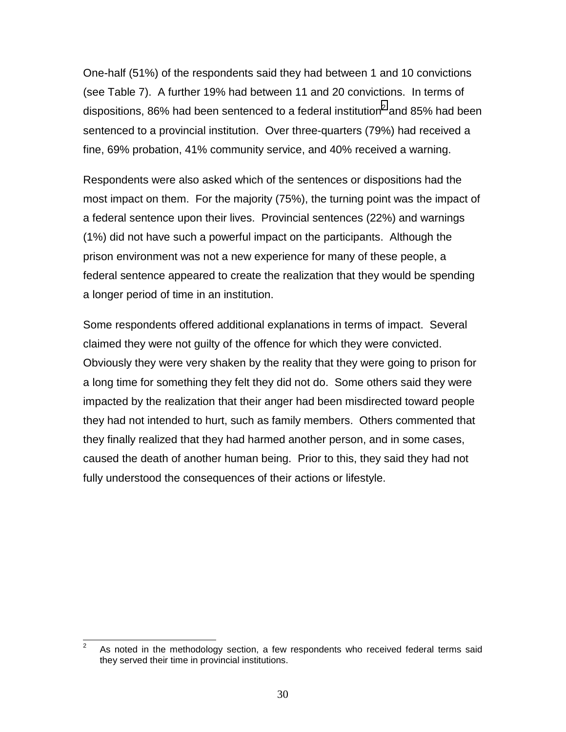One-half (51%) of the respondents said they had between 1 and 10 convictions (see Table 7). A further 19% had between 11 and 20 convictions. In terms of dispositions, 86% had been sentenced to a federal institution[2] and 85% had been sentenced to a provincial institution. Over three-quarters (79%) had received a fine, 69% probation, 41% community service, and 40% received a warning.

Respondents were also asked which of the sentences or dispositions had the most impact on them. For the majority (75%), the turning point was the impact of a federal sentence upon their lives. Provincial sentences (22%) and warnings (1%) did not have such a powerful impact on the participants. Although the prison environment was not a new experience for many of these people, a federal sentence appeared to create the realization that they would be spending a longer period of time in an institution.

Some respondents offered additional explanations in terms of impact. Several claimed they were not guilty of the offence for which they were convicted. Obviously they were very shaken by the reality that they were going to prison for a long time for something they felt they did not do. Some others said they were impacted by the realization that their anger had been misdirected toward people they had not intended to hurt, such as family members. Others commented that they finally realized that they had harmed another person, and in some cases, caused the death of another human being. Prior to this, they said they had not fully understood the consequences of their actions or lifestyle.

---

[2] As noted in the methodology section, a few respondents who received federal terms said they served their time in provincial institutions.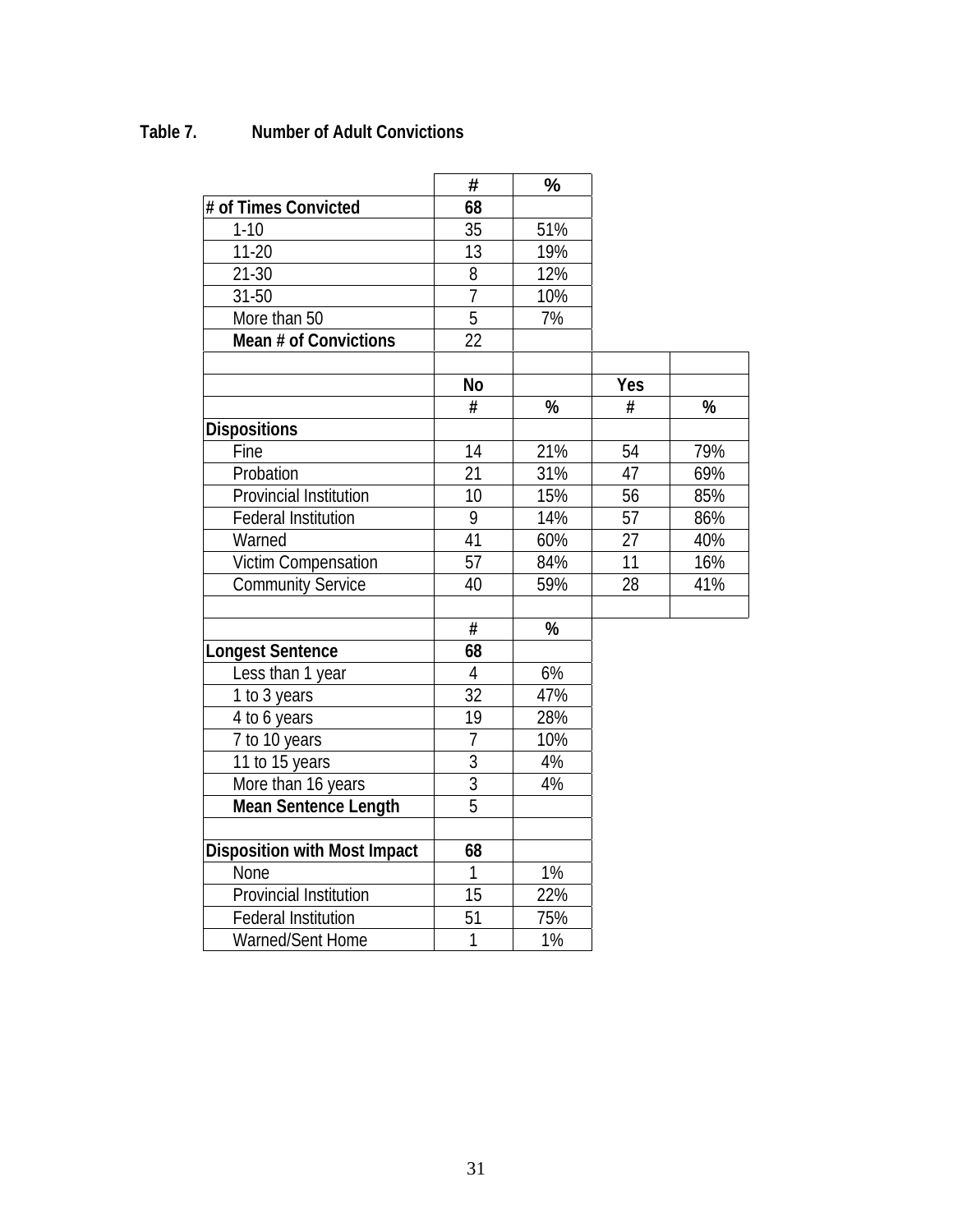**Table 7. Number of Adult Convictions**

| | # | % | | |
|---|---|---|---|---|
| **# of Times Convicted** | **68** | | | |
| 1-10 | 35 | 51% | | |
| 11-20 | 13 | 19% | | |
| 21-30 | 8 | 12% | | |
| 31-50 | 7 | 10% | | |
| More than 50 | 5 | 7% | | |
| **Mean # of Convictions** | 22 | | | |
| | | | | |
| | **No** | | **Yes** | |
| | # | % | # | % |
| **Dispositions** | | | | |
| Fine | 14 | 21% | 54 | 79% |
| Probation | 21 | 31% | 47 | 69% |
| Provincial Institution | 10 | 15% | 56 | 85% |
| Federal Institution | 9 | 14% | 57 | 86% |
| Warned | 41 | 60% | 27 | 40% |
| Victim Compensation | 57 | 84% | 11 | 16% |
| Community Service | 40 | 59% | 28 | 41% |
| | | | | |
| | # | % | | |
| **Longest Sentence** | **68** | | | |
| Less than 1 year | 4 | 6% | | |
| 1 to 3 years | 32 | 47% | | |
| 4 to 6 years | 19 | 28% | | |
| 7 to 10 years | 7 | 10% | | |
| 11 to 15 years | 3 | 4% | | |
| More than 16 years | 3 | 4% | | |
| **Mean Sentence Length** | 5 | | | |
| | | | | |
| **Disposition with Most Impact** | **68** | | | |
| None | 1 | 1% | | |
| Provincial Institution | 15 | 22% | | |
| Federal Institution | 51 | 75% | | |
| Warned/Sent Home | 1 | 1% | | |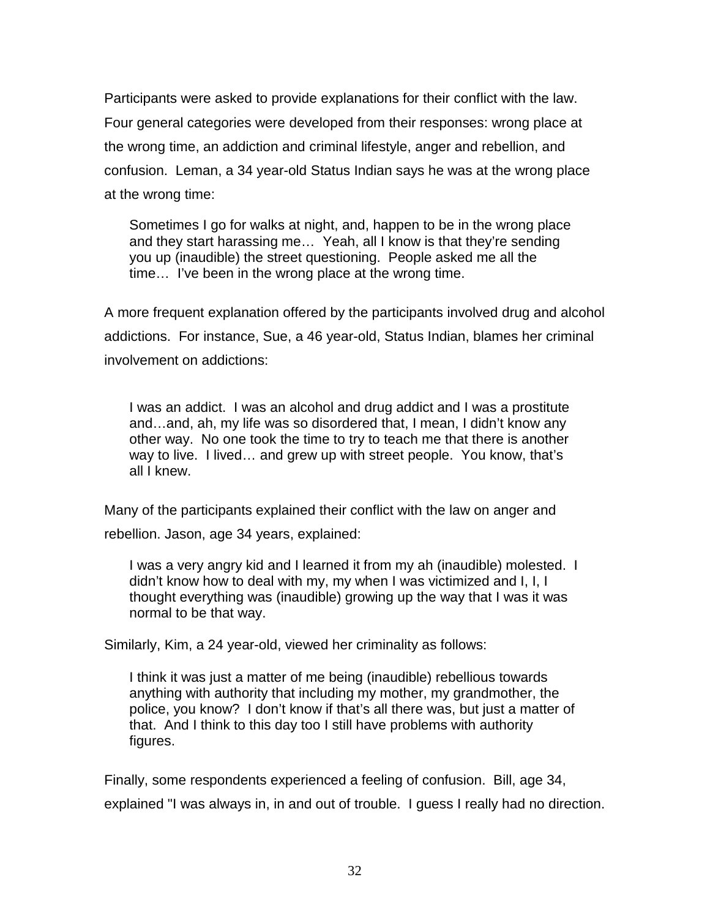Participants were asked to provide explanations for their conflict with the law. Four general categories were developed from their responses: wrong place at the wrong time, an addiction and criminal lifestyle, anger and rebellion, and confusion. Leman, a 34 year-old Status Indian says he was at the wrong place at the wrong time:

> Sometimes I go for walks at night, and, happen to be in the wrong place and they start harassing me… Yeah, all I know is that they're sending you up (inaudible) the street questioning. People asked me all the time… I've been in the wrong place at the wrong time.

A more frequent explanation offered by the participants involved drug and alcohol addictions. For instance, Sue, a 46 year-old, Status Indian, blames her criminal involvement on addictions:

> I was an addict. I was an alcohol and drug addict and I was a prostitute and…and, ah, my life was so disordered that, I mean, I didn't know any other way. No one took the time to try to teach me that there is another way to live. I lived… and grew up with street people. You know, that's all I knew.

Many of the participants explained their conflict with the law on anger and rebellion. Jason, age 34 years, explained:

> I was a very angry kid and I learned it from my ah (inaudible) molested. I didn't know how to deal with my, my when I was victimized and I, I, I thought everything was (inaudible) growing up the way that I was it was normal to be that way.

Similarly, Kim, a 24 year-old, viewed her criminality as follows:

> I think it was just a matter of me being (inaudible) rebellious towards anything with authority that including my mother, my grandmother, the police, you know? I don't know if that's all there was, but just a matter of that. And I think to this day too I still have problems with authority figures.

Finally, some respondents experienced a feeling of confusion. Bill, age 34, explained "I was always in, in and out of trouble. I guess I really had no direction.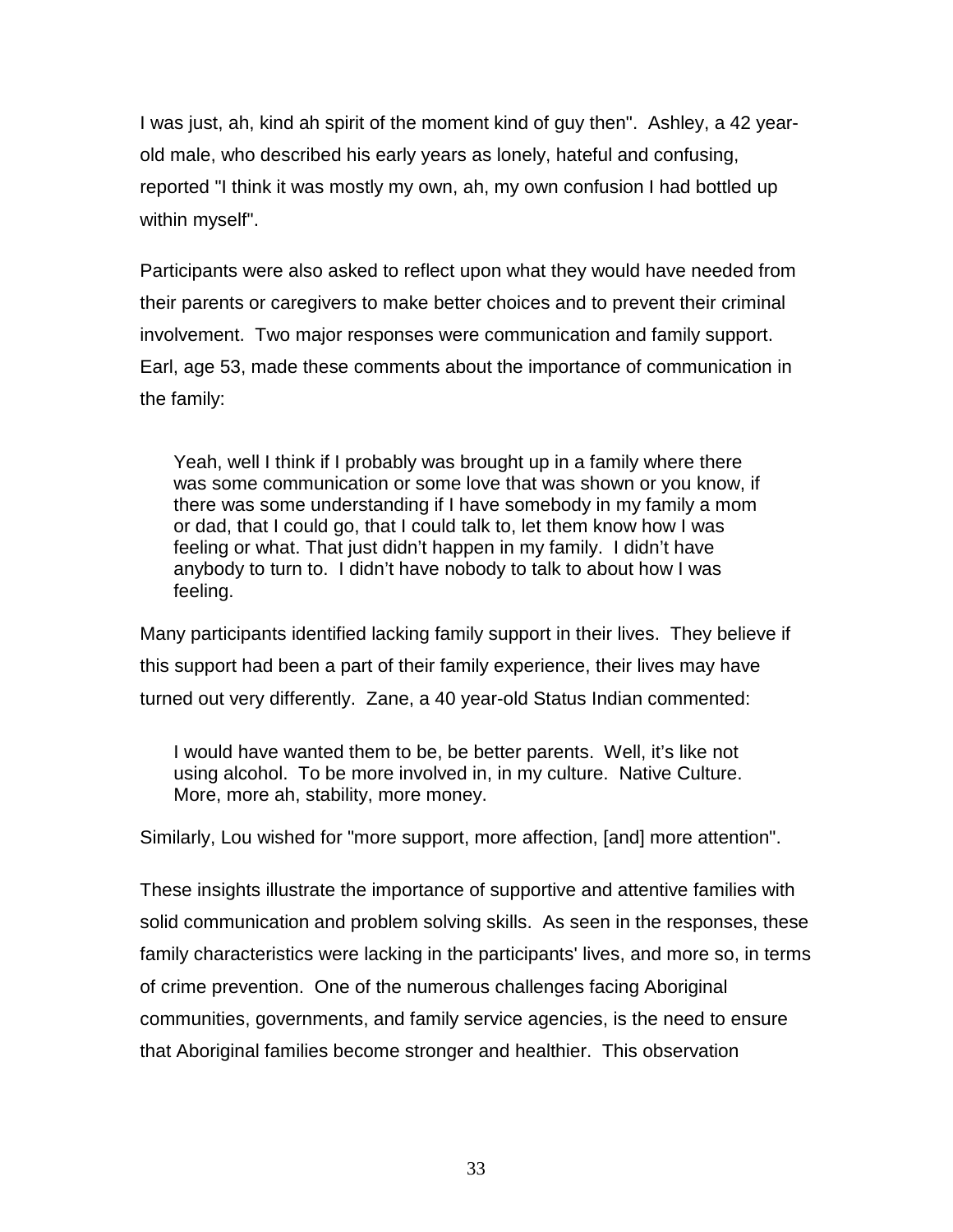I was just, ah, kind ah spirit of the moment kind of guy then". Ashley, a 42 year-old male, who described his early years as lonely, hateful and confusing, reported "I think it was mostly my own, ah, my own confusion I had bottled up within myself".

Participants were also asked to reflect upon what they would have needed from their parents or caregivers to make better choices and to prevent their criminal involvement. Two major responses were communication and family support. Earl, age 53, made these comments about the importance of communication in the family:

> Yeah, well I think if I probably was brought up in a family where there was some communication or some love that was shown or you know, if there was some understanding if I have somebody in my family a mom or dad, that I could go, that I could talk to, let them know how I was feeling or what. That just didn't happen in my family. I didn't have anybody to turn to. I didn't have nobody to talk to about how I was feeling.

Many participants identified lacking family support in their lives. They believe if this support had been a part of their family experience, their lives may have turned out very differently. Zane, a 40 year-old Status Indian commented:

> I would have wanted them to be, be better parents. Well, it's like not using alcohol. To be more involved in, in my culture. Native Culture. More, more ah, stability, more money.

Similarly, Lou wished for "more support, more affection, [and] more attention".

These insights illustrate the importance of supportive and attentive families with solid communication and problem solving skills. As seen in the responses, these family characteristics were lacking in the participants' lives, and more so, in terms of crime prevention. One of the numerous challenges facing Aboriginal communities, governments, and family service agencies, is the need to ensure that Aboriginal families become stronger and healthier. This observation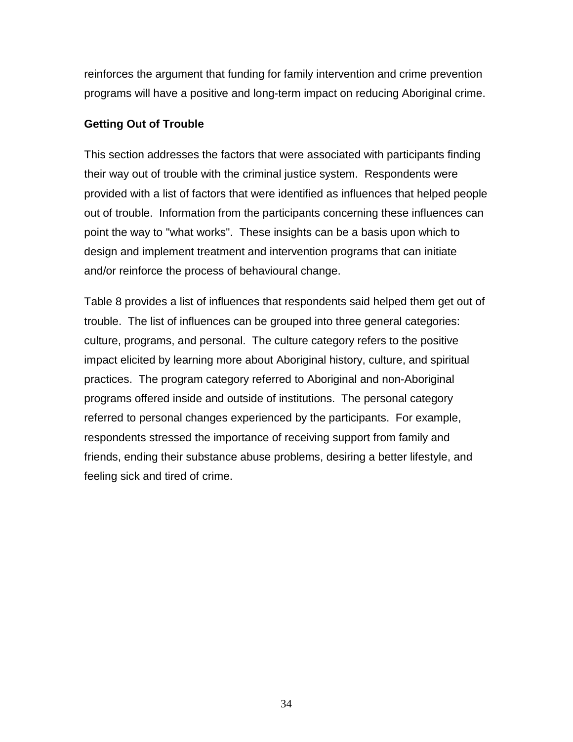reinforces the argument that funding for family intervention and crime prevention programs will have a positive and long-term impact on reducing Aboriginal crime.

**Getting Out of Trouble**

This section addresses the factors that were associated with participants finding their way out of trouble with the criminal justice system. Respondents were provided with a list of factors that were identified as influences that helped people out of trouble. Information from the participants concerning these influences can point the way to "what works". These insights can be a basis upon which to design and implement treatment and intervention programs that can initiate and/or reinforce the process of behavioural change.

Table 8 provides a list of influences that respondents said helped them get out of trouble. The list of influences can be grouped into three general categories: culture, programs, and personal. The culture category refers to the positive impact elicited by learning more about Aboriginal history, culture, and spiritual practices. The program category referred to Aboriginal and non-Aboriginal programs offered inside and outside of institutions. The personal category referred to personal changes experienced by the participants. For example, respondents stressed the importance of receiving support from family and friends, ending their substance abuse problems, desiring a better lifestyle, and feeling sick and tired of crime.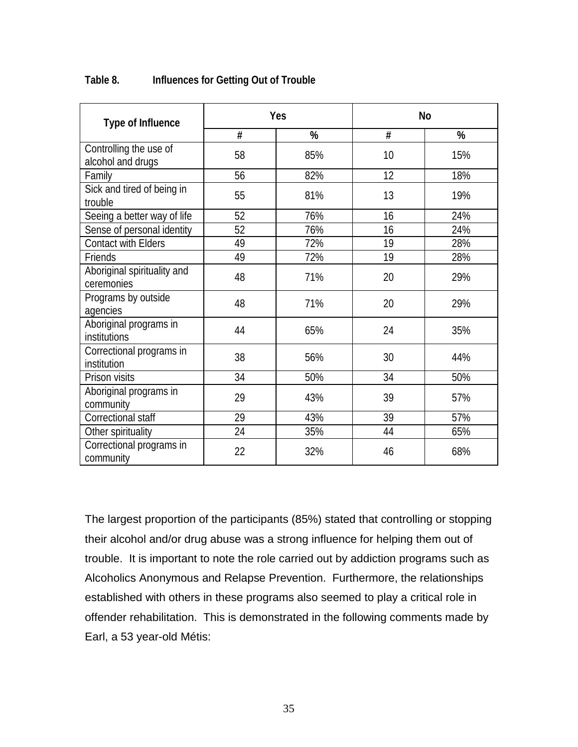**Table 8. Influences for Getting Out of Trouble**

| Type of Influence | Yes | | No | |
|---|---|---|---|---|
| | # | % | # | % |
| Controlling the use of alcohol and drugs | 58 | 85% | 10 | 15% |
| Family | 56 | 82% | 12 | 18% |
| Sick and tired of being in trouble | 55 | 81% | 13 | 19% |
| Seeing a better way of life | 52 | 76% | 16 | 24% |
| Sense of personal identity | 52 | 76% | 16 | 24% |
| Contact with Elders | 49 | 72% | 19 | 28% |
| Friends | 49 | 72% | 19 | 28% |
| Aboriginal spirituality and ceremonies | 48 | 71% | 20 | 29% |
| Programs by outside agencies | 48 | 71% | 20 | 29% |
| Aboriginal programs in institutions | 44 | 65% | 24 | 35% |
| Correctional programs in institution | 38 | 56% | 30 | 44% |
| Prison visits | 34 | 50% | 34 | 50% |
| Aboriginal programs in community | 29 | 43% | 39 | 57% |
| Correctional staff | 29 | 43% | 39 | 57% |
| Other spirituality | 24 | 35% | 44 | 65% |
| Correctional programs in community | 22 | 32% | 46 | 68% |

The largest proportion of the participants (85%) stated that controlling or stopping their alcohol and/or drug abuse was a strong influence for helping them out of trouble. It is important to note the role carried out by addiction programs such as Alcoholics Anonymous and Relapse Prevention. Furthermore, the relationships established with others in these programs also seemed to play a critical role in offender rehabilitation. This is demonstrated in the following comments made by Earl, a 53 year-old Métis: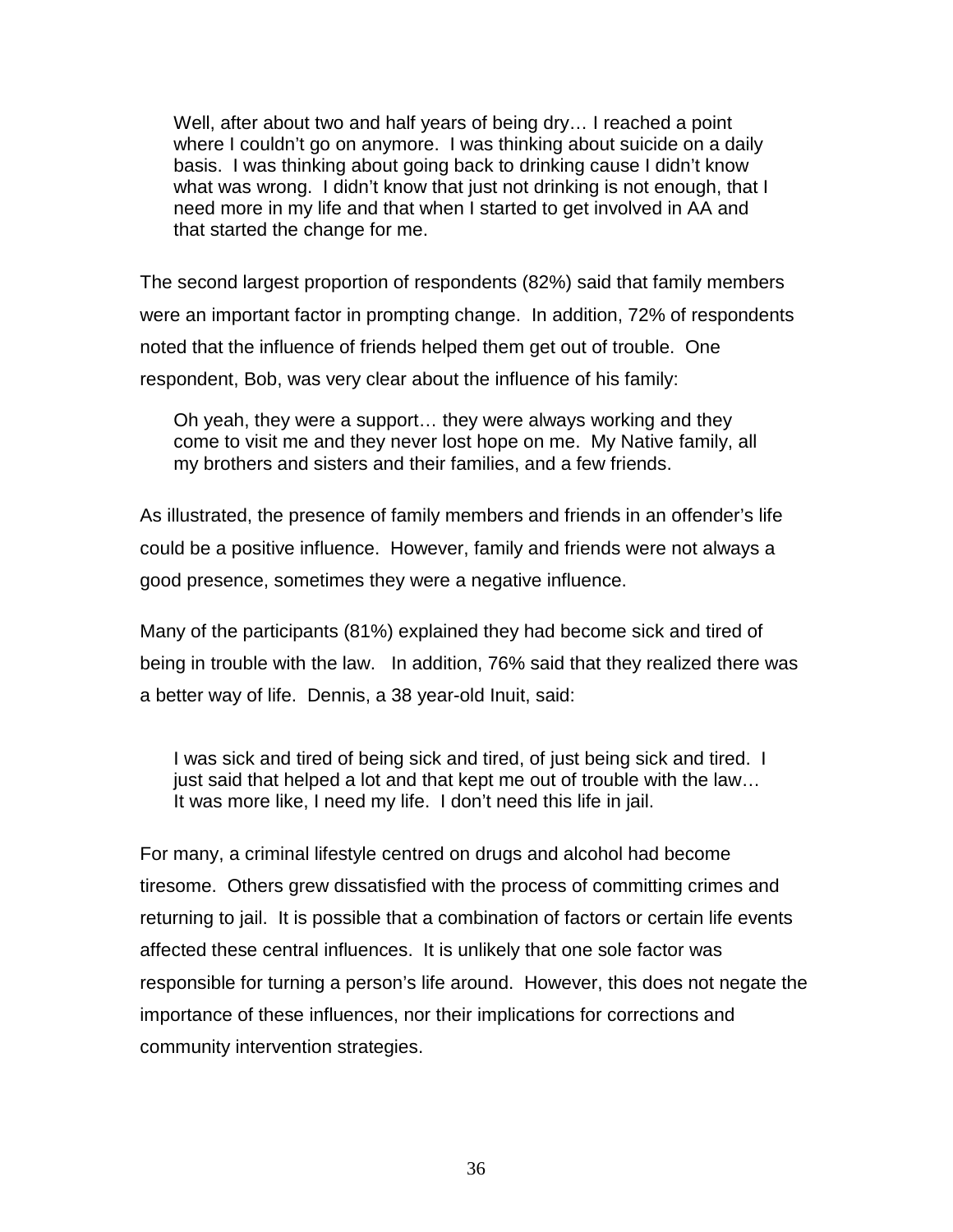> Well, after about two and half years of being dry… I reached a point where I couldn't go on anymore. I was thinking about suicide on a daily basis. I was thinking about going back to drinking cause I didn't know what was wrong. I didn't know that just not drinking is not enough, that I need more in my life and that when I started to get involved in AA and that started the change for me.

The second largest proportion of respondents (82%) said that family members were an important factor in prompting change. In addition, 72% of respondents noted that the influence of friends helped them get out of trouble. One respondent, Bob, was very clear about the influence of his family:

> Oh yeah, they were a support… they were always working and they come to visit me and they never lost hope on me. My Native family, all my brothers and sisters and their families, and a few friends.

As illustrated, the presence of family members and friends in an offender's life could be a positive influence. However, family and friends were not always a good presence, sometimes they were a negative influence.

Many of the participants (81%) explained they had become sick and tired of being in trouble with the law. In addition, 76% said that they realized there was a better way of life. Dennis, a 38 year-old Inuit, said:

> I was sick and tired of being sick and tired, of just being sick and tired. I just said that helped a lot and that kept me out of trouble with the law… It was more like, I need my life. I don't need this life in jail.

For many, a criminal lifestyle centred on drugs and alcohol had become tiresome. Others grew dissatisfied with the process of committing crimes and returning to jail. It is possible that a combination of factors or certain life events affected these central influences. It is unlikely that one sole factor was responsible for turning a person's life around. However, this does not negate the importance of these influences, nor their implications for corrections and community intervention strategies.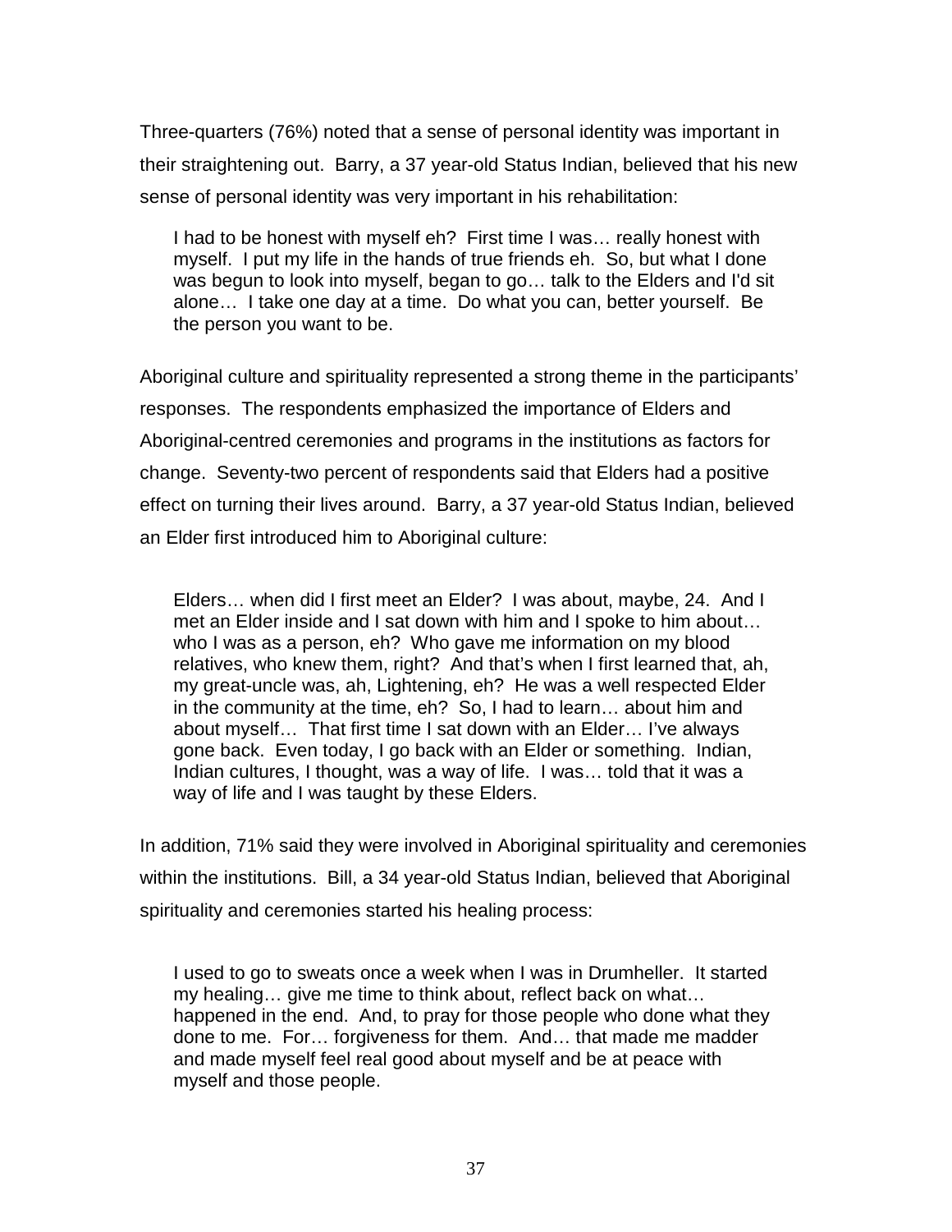Three-quarters (76%) noted that a sense of personal identity was important in their straightening out. Barry, a 37 year-old Status Indian, believed that his new sense of personal identity was very important in his rehabilitation:

> I had to be honest with myself eh? First time I was… really honest with myself. I put my life in the hands of true friends eh. So, but what I done was begun to look into myself, began to go… talk to the Elders and I'd sit alone… I take one day at a time. Do what you can, better yourself. Be the person you want to be.

Aboriginal culture and spirituality represented a strong theme in the participants' responses. The respondents emphasized the importance of Elders and Aboriginal-centred ceremonies and programs in the institutions as factors for change. Seventy-two percent of respondents said that Elders had a positive effect on turning their lives around. Barry, a 37 year-old Status Indian, believed an Elder first introduced him to Aboriginal culture:

> Elders… when did I first meet an Elder? I was about, maybe, 24. And I met an Elder inside and I sat down with him and I spoke to him about… who I was as a person, eh? Who gave me information on my blood relatives, who knew them, right? And that's when I first learned that, ah, my great-uncle was, ah, Lightening, eh? He was a well respected Elder in the community at the time, eh? So, I had to learn… about him and about myself… That first time I sat down with an Elder… I've always gone back. Even today, I go back with an Elder or something. Indian, Indian cultures, I thought, was a way of life. I was… told that it was a way of life and I was taught by these Elders.

In addition, 71% said they were involved in Aboriginal spirituality and ceremonies within the institutions. Bill, a 34 year-old Status Indian, believed that Aboriginal spirituality and ceremonies started his healing process:

> I used to go to sweats once a week when I was in Drumheller. It started my healing… give me time to think about, reflect back on what… happened in the end. And, to pray for those people who done what they done to me. For… forgiveness for them. And… that made me madder and made myself feel real good about myself and be at peace with myself and those people.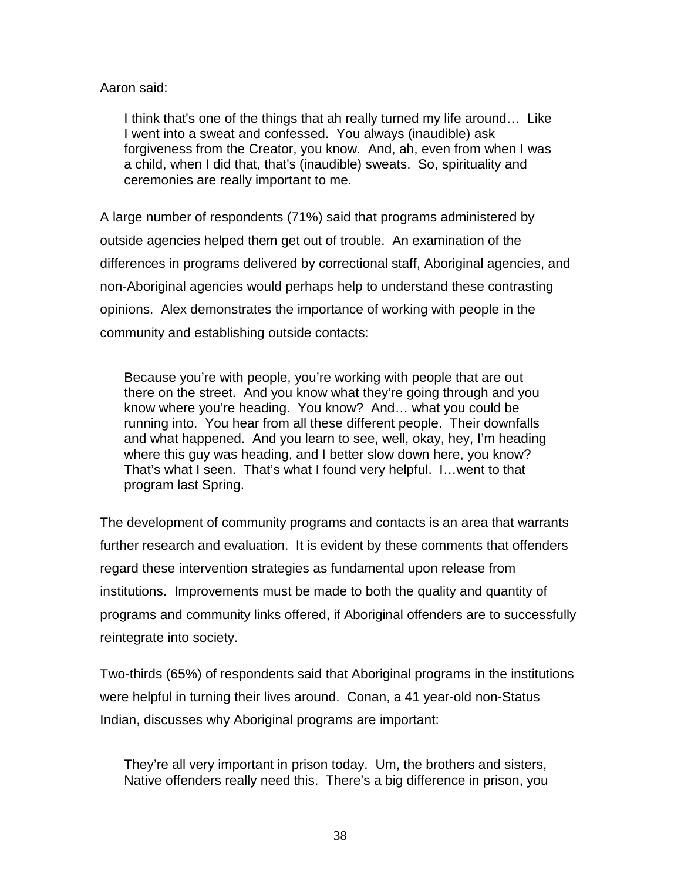Aaron said:

> I think that's one of the things that ah really turned my life around… Like I went into a sweat and confessed. You always (inaudible) ask forgiveness from the Creator, you know. And, ah, even from when I was a child, when I did that, that's (inaudible) sweats. So, spirituality and ceremonies are really important to me.

A large number of respondents (71%) said that programs administered by outside agencies helped them get out of trouble. An examination of the differences in programs delivered by correctional staff, Aboriginal agencies, and non-Aboriginal agencies would perhaps help to understand these contrasting opinions. Alex demonstrates the importance of working with people in the community and establishing outside contacts:

> Because you're with people, you're working with people that are out there on the street. And you know what they're going through and you know where you're heading. You know? And… what you could be running into. You hear from all these different people. Their downfalls and what happened. And you learn to see, well, okay, hey, I'm heading where this guy was heading, and I better slow down here, you know? That's what I seen. That's what I found very helpful. I…went to that program last Spring.

The development of community programs and contacts is an area that warrants further research and evaluation. It is evident by these comments that offenders regard these intervention strategies as fundamental upon release from institutions. Improvements must be made to both the quality and quantity of programs and community links offered, if Aboriginal offenders are to successfully reintegrate into society.

Two-thirds (65%) of respondents said that Aboriginal programs in the institutions were helpful in turning their lives around. Conan, a 41 year-old non-Status Indian, discusses why Aboriginal programs are important:

> They're all very important in prison today. Um, the brothers and sisters, Native offenders really need this. There's a big difference in prison, you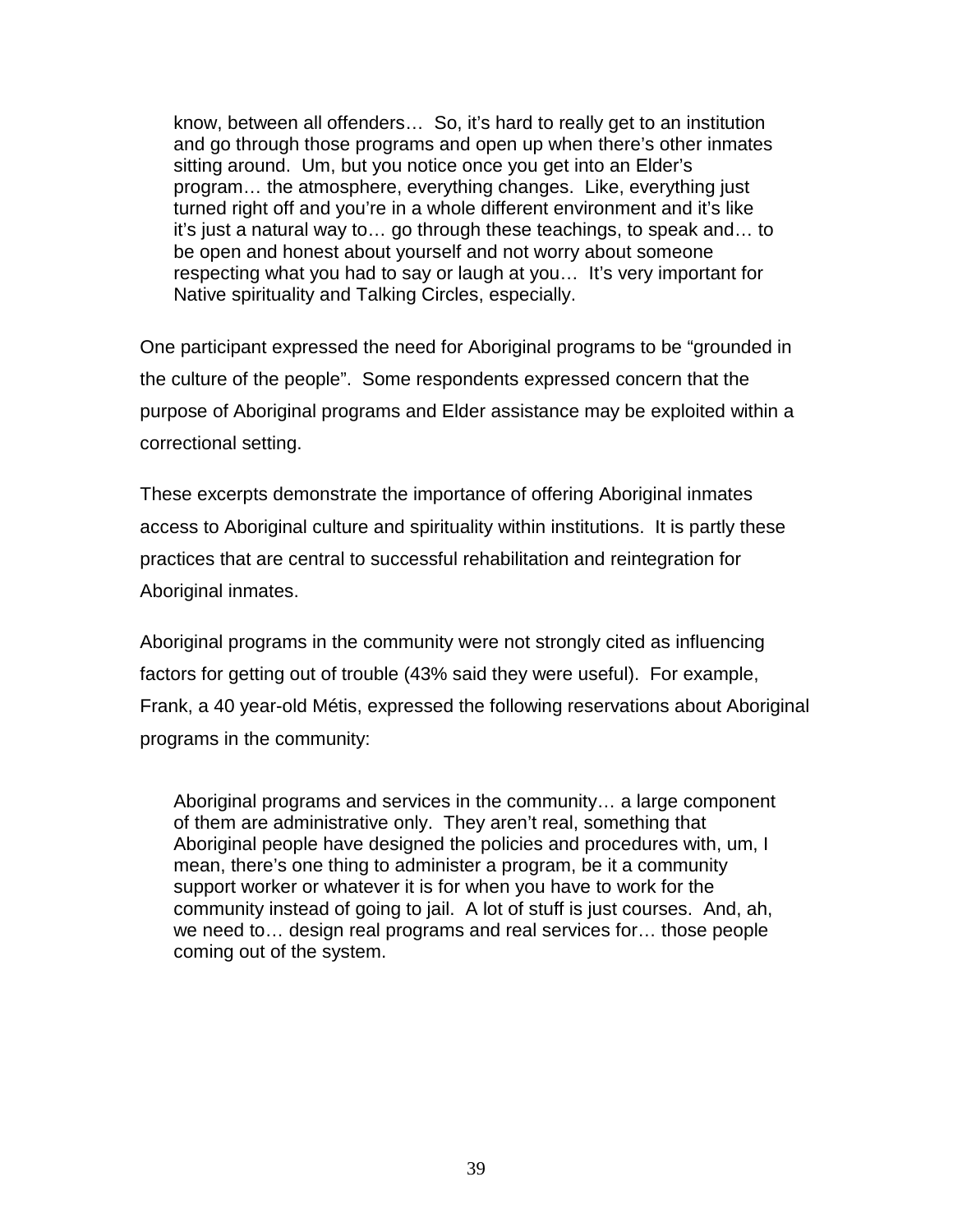> know, between all offenders… So, it's hard to really get to an institution and go through those programs and open up when there's other inmates sitting around. Um, but you notice once you get into an Elder's program… the atmosphere, everything changes. Like, everything just turned right off and you're in a whole different environment and it's like it's just a natural way to… go through these teachings, to speak and… to be open and honest about yourself and not worry about someone respecting what you had to say or laugh at you… It's very important for Native spirituality and Talking Circles, especially.

One participant expressed the need for Aboriginal programs to be "grounded in the culture of the people". Some respondents expressed concern that the purpose of Aboriginal programs and Elder assistance may be exploited within a correctional setting.

These excerpts demonstrate the importance of offering Aboriginal inmates access to Aboriginal culture and spirituality within institutions. It is partly these practices that are central to successful rehabilitation and reintegration for Aboriginal inmates.

Aboriginal programs in the community were not strongly cited as influencing factors for getting out of trouble (43% said they were useful). For example, Frank, a 40 year-old Métis, expressed the following reservations about Aboriginal programs in the community:

> Aboriginal programs and services in the community… a large component of them are administrative only. They aren't real, something that Aboriginal people have designed the policies and procedures with, um, I mean, there's one thing to administer a program, be it a community support worker or whatever it is for when you have to work for the community instead of going to jail. A lot of stuff is just courses. And, ah, we need to… design real programs and real services for… those people coming out of the system.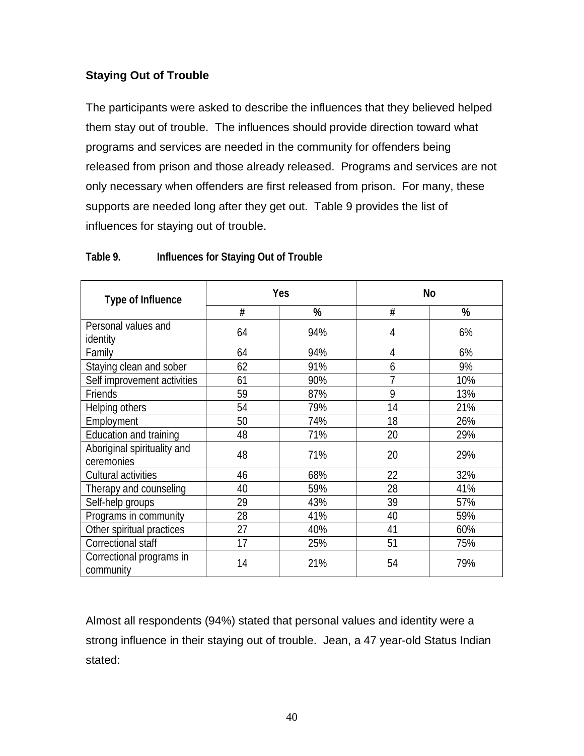### Staying Out of Trouble

The participants were asked to describe the influences that they believed helped them stay out of trouble. The influences should provide direction toward what programs and services are needed in the community for offenders being released from prison and those already released. Programs and services are not only necessary when offenders are first released from prison. For many, these supports are needed long after they get out. Table 9 provides the list of influences for staying out of trouble.

**Table 9. Influences for Staying Out of Trouble**

| Type of Influence | Yes | | No | |
|---|---|---|---|---|
| | # | % | # | % |
| Personal values and identity | 64 | 94% | 4 | 6% |
| Family | 64 | 94% | 4 | 6% |
| Staying clean and sober | 62 | 91% | 6 | 9% |
| Self improvement activities | 61 | 90% | 7 | 10% |
| Friends | 59 | 87% | 9 | 13% |
| Helping others | 54 | 79% | 14 | 21% |
| Employment | 50 | 74% | 18 | 26% |
| Education and training | 48 | 71% | 20 | 29% |
| Aboriginal spirituality and ceremonies | 48 | 71% | 20 | 29% |
| Cultural activities | 46 | 68% | 22 | 32% |
| Therapy and counseling | 40 | 59% | 28 | 41% |
| Self-help groups | 29 | 43% | 39 | 57% |
| Programs in community | 28 | 41% | 40 | 59% |
| Other spiritual practices | 27 | 40% | 41 | 60% |
| Correctional staff | 17 | 25% | 51 | 75% |
| Correctional programs in community | 14 | 21% | 54 | 79% |

Almost all respondents (94%) stated that personal values and identity were a strong influence in their staying out of trouble. Jean, a 47 year-old Status Indian stated: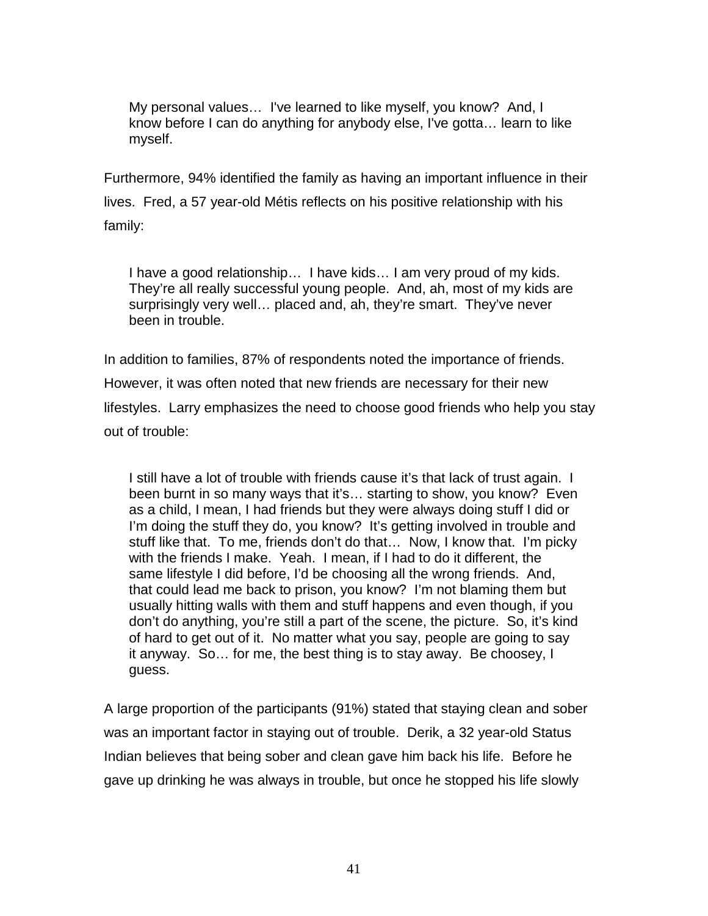> My personal values… I've learned to like myself, you know? And, I know before I can do anything for anybody else, I've gotta… learn to like myself.

Furthermore, 94% identified the family as having an important influence in their lives. Fred, a 57 year-old Métis reflects on his positive relationship with his family:

> I have a good relationship… I have kids… I am very proud of my kids. They're all really successful young people. And, ah, most of my kids are surprisingly very well… placed and, ah, they're smart. They've never been in trouble.

In addition to families, 87% of respondents noted the importance of friends. However, it was often noted that new friends are necessary for their new lifestyles. Larry emphasizes the need to choose good friends who help you stay out of trouble:

> I still have a lot of trouble with friends cause it's that lack of trust again. I been burnt in so many ways that it's… starting to show, you know? Even as a child, I mean, I had friends but they were always doing stuff I did or I'm doing the stuff they do, you know? It's getting involved in trouble and stuff like that. To me, friends don't do that… Now, I know that. I'm picky with the friends I make. Yeah. I mean, if I had to do it different, the same lifestyle I did before, I'd be choosing all the wrong friends. And, that could lead me back to prison, you know? I'm not blaming them but usually hitting walls with them and stuff happens and even though, if you don't do anything, you're still a part of the scene, the picture. So, it's kind of hard to get out of it. No matter what you say, people are going to say it anyway. So… for me, the best thing is to stay away. Be choosey, I guess.

A large proportion of the participants (91%) stated that staying clean and sober was an important factor in staying out of trouble. Derik, a 32 year-old Status Indian believes that being sober and clean gave him back his life. Before he gave up drinking he was always in trouble, but once he stopped his life slowly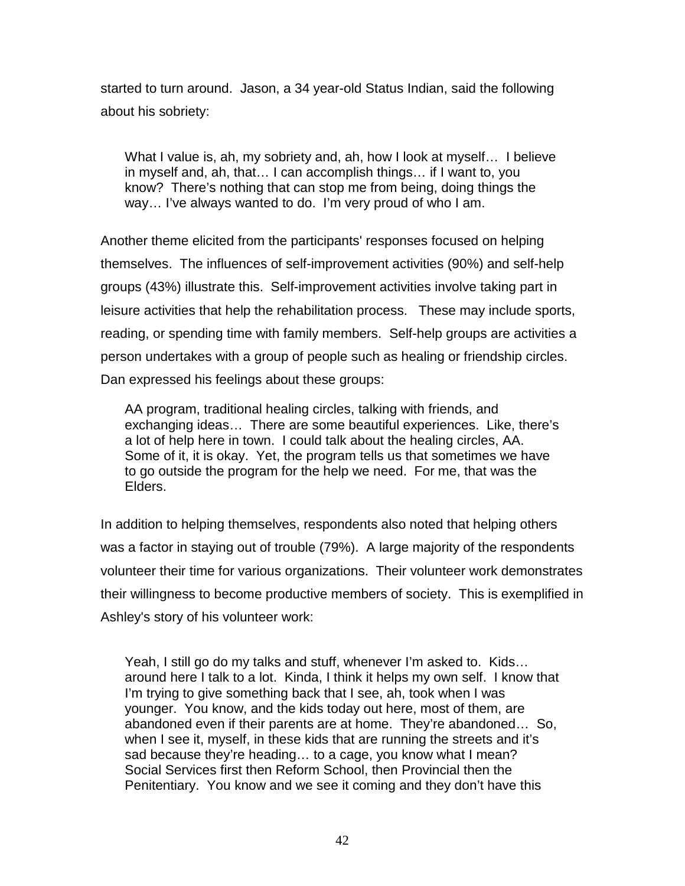started to turn around. Jason, a 34 year-old Status Indian, said the following about his sobriety:

> What I value is, ah, my sobriety and, ah, how I look at myself… I believe in myself and, ah, that… I can accomplish things… if I want to, you know? There's nothing that can stop me from being, doing things the way… I've always wanted to do. I'm very proud of who I am.

Another theme elicited from the participants' responses focused on helping themselves. The influences of self-improvement activities (90%) and self-help groups (43%) illustrate this. Self-improvement activities involve taking part in leisure activities that help the rehabilitation process. These may include sports, reading, or spending time with family members. Self-help groups are activities a person undertakes with a group of people such as healing or friendship circles. Dan expressed his feelings about these groups:

> AA program, traditional healing circles, talking with friends, and exchanging ideas… There are some beautiful experiences. Like, there's a lot of help here in town. I could talk about the healing circles, AA. Some of it, it is okay. Yet, the program tells us that sometimes we have to go outside the program for the help we need. For me, that was the Elders.

In addition to helping themselves, respondents also noted that helping others was a factor in staying out of trouble (79%). A large majority of the respondents volunteer their time for various organizations. Their volunteer work demonstrates their willingness to become productive members of society. This is exemplified in Ashley's story of his volunteer work:

> Yeah, I still go do my talks and stuff, whenever I'm asked to. Kids… around here I talk to a lot. Kinda, I think it helps my own self. I know that I'm trying to give something back that I see, ah, took when I was younger. You know, and the kids today out here, most of them, are abandoned even if their parents are at home. They're abandoned… So, when I see it, myself, in these kids that are running the streets and it's sad because they're heading… to a cage, you know what I mean? Social Services first then Reform School, then Provincial then the Penitentiary. You know and we see it coming and they don't have this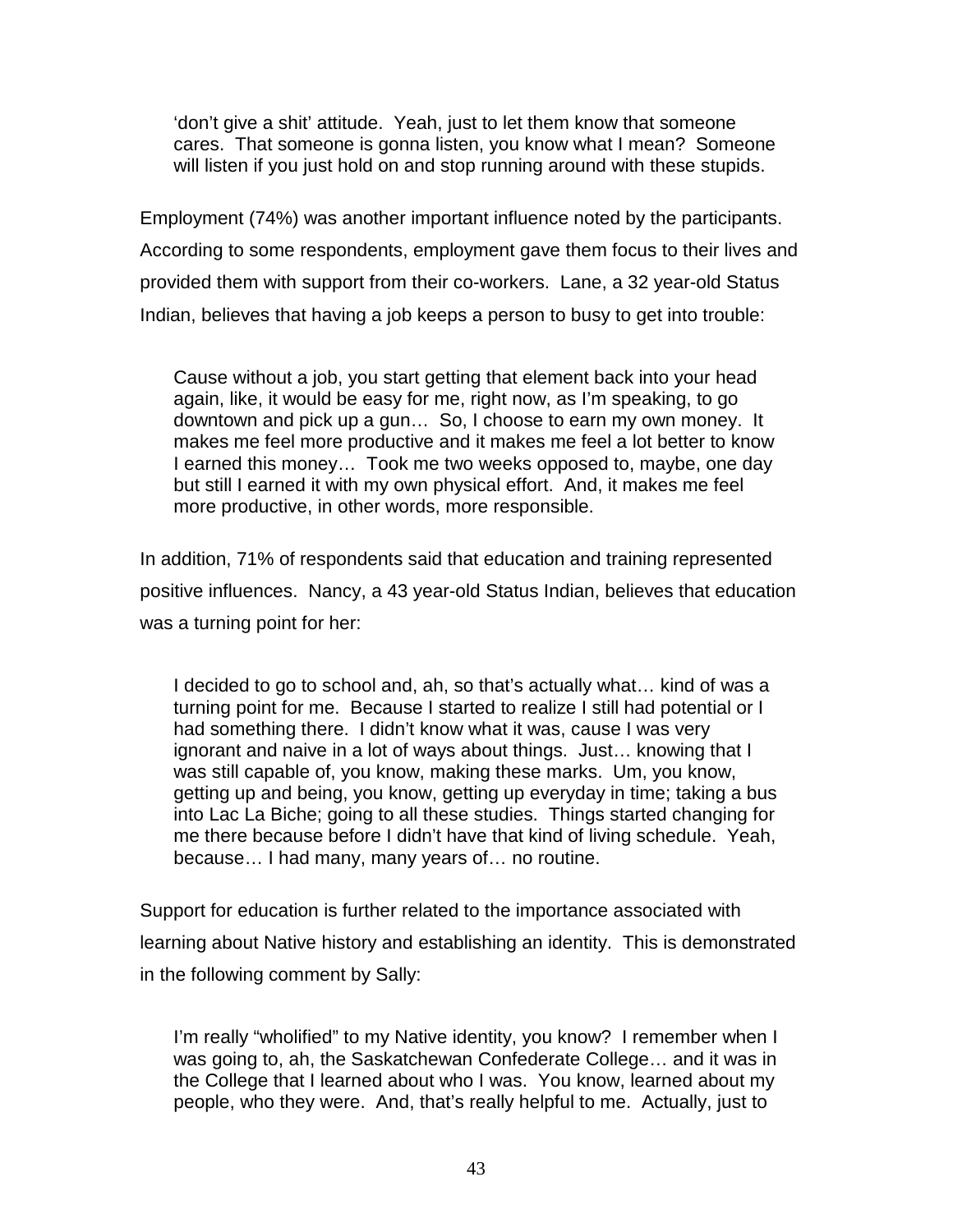> 'don't give a shit' attitude. Yeah, just to let them know that someone cares. That someone is gonna listen, you know what I mean? Someone will listen if you just hold on and stop running around with these stupids.

Employment (74%) was another important influence noted by the participants. According to some respondents, employment gave them focus to their lives and provided them with support from their co-workers. Lane, a 32 year-old Status Indian, believes that having a job keeps a person to busy to get into trouble:

> Cause without a job, you start getting that element back into your head again, like, it would be easy for me, right now, as I'm speaking, to go downtown and pick up a gun… So, I choose to earn my own money. It makes me feel more productive and it makes me feel a lot better to know I earned this money… Took me two weeks opposed to, maybe, one day but still I earned it with my own physical effort. And, it makes me feel more productive, in other words, more responsible.

In addition, 71% of respondents said that education and training represented positive influences. Nancy, a 43 year-old Status Indian, believes that education was a turning point for her:

> I decided to go to school and, ah, so that's actually what… kind of was a turning point for me. Because I started to realize I still had potential or I had something there. I didn't know what it was, cause I was very ignorant and naive in a lot of ways about things. Just… knowing that I was still capable of, you know, making these marks. Um, you know, getting up and being, you know, getting up everyday in time; taking a bus into Lac La Biche; going to all these studies. Things started changing for me there because before I didn't have that kind of living schedule. Yeah, because… I had many, many years of… no routine.

Support for education is further related to the importance associated with learning about Native history and establishing an identity. This is demonstrated in the following comment by Sally:

> I'm really "wholified" to my Native identity, you know? I remember when I was going to, ah, the Saskatchewan Confederate College… and it was in the College that I learned about who I was. You know, learned about my people, who they were. And, that's really helpful to me. Actually, just to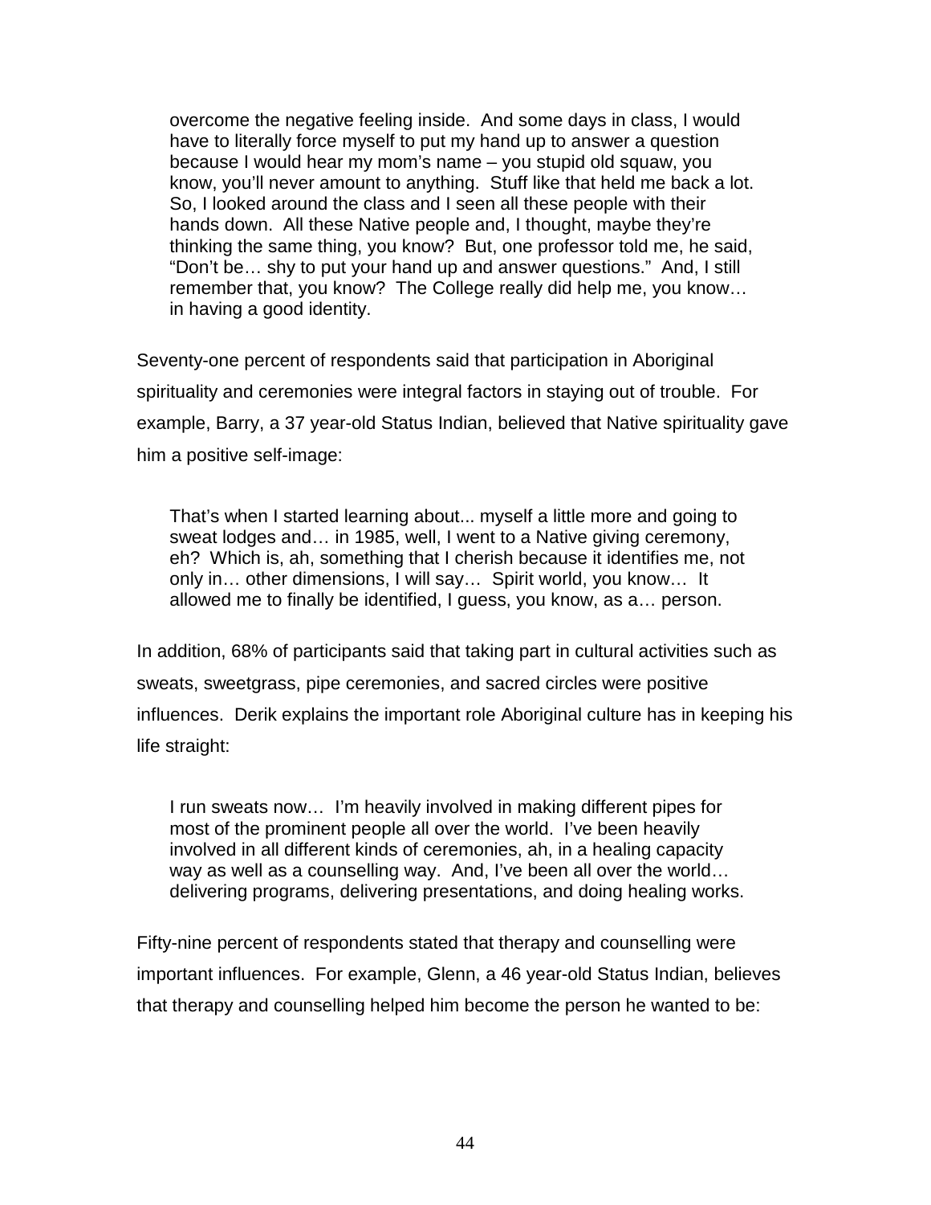> overcome the negative feeling inside. And some days in class, I would have to literally force myself to put my hand up to answer a question because I would hear my mom's name – you stupid old squaw, you know, you'll never amount to anything. Stuff like that held me back a lot. So, I looked around the class and I seen all these people with their hands down. All these Native people and, I thought, maybe they're thinking the same thing, you know? But, one professor told me, he said, "Don't be… shy to put your hand up and answer questions." And, I still remember that, you know? The College really did help me, you know… in having a good identity.

Seventy-one percent of respondents said that participation in Aboriginal spirituality and ceremonies were integral factors in staying out of trouble. For example, Barry, a 37 year-old Status Indian, believed that Native spirituality gave him a positive self-image:

> That's when I started learning about... myself a little more and going to sweat lodges and… in 1985, well, I went to a Native giving ceremony, eh? Which is, ah, something that I cherish because it identifies me, not only in… other dimensions, I will say… Spirit world, you know… It allowed me to finally be identified, I guess, you know, as a… person.

In addition, 68% of participants said that taking part in cultural activities such as sweats, sweetgrass, pipe ceremonies, and sacred circles were positive influences. Derik explains the important role Aboriginal culture has in keeping his life straight:

> I run sweats now… I'm heavily involved in making different pipes for most of the prominent people all over the world. I've been heavily involved in all different kinds of ceremonies, ah, in a healing capacity way as well as a counselling way. And, I've been all over the world… delivering programs, delivering presentations, and doing healing works.

Fifty-nine percent of respondents stated that therapy and counselling were important influences. For example, Glenn, a 46 year-old Status Indian, believes that therapy and counselling helped him become the person he wanted to be: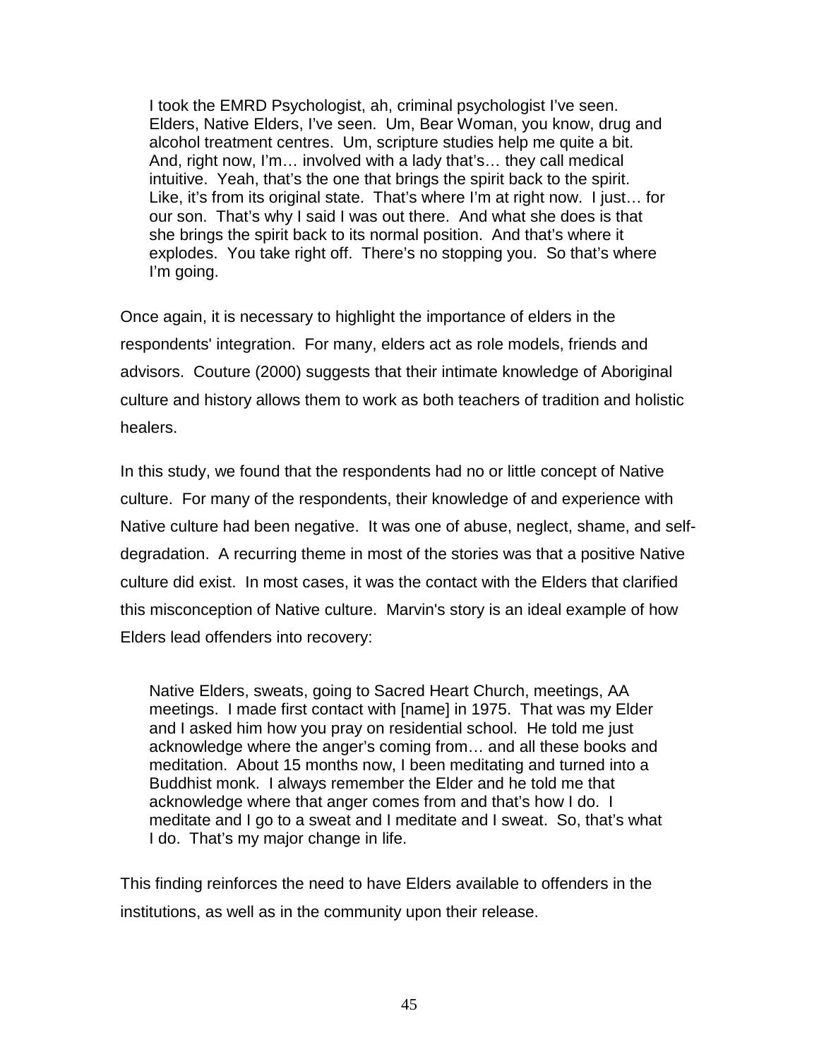> I took the EMRD Psychologist, ah, criminal psychologist I've seen. Elders, Native Elders, I've seen. Um, Bear Woman, you know, drug and alcohol treatment centres. Um, scripture studies help me quite a bit. And, right now, I'm… involved with a lady that's… they call medical intuitive. Yeah, that's the one that brings the spirit back to the spirit. Like, it's from its original state. That's where I'm at right now. I just… for our son. That's why I said I was out there. And what she does is that she brings the spirit back to its normal position. And that's where it explodes. You take right off. There's no stopping you. So that's where I'm going.

Once again, it is necessary to highlight the importance of elders in the respondents' integration. For many, elders act as role models, friends and advisors. Couture (2000) suggests that their intimate knowledge of Aboriginal culture and history allows them to work as both teachers of tradition and holistic healers.

In this study, we found that the respondents had no or little concept of Native culture. For many of the respondents, their knowledge of and experience with Native culture had been negative. It was one of abuse, neglect, shame, and self-degradation. A recurring theme in most of the stories was that a positive Native culture did exist. In most cases, it was the contact with the Elders that clarified this misconception of Native culture. Marvin's story is an ideal example of how Elders lead offenders into recovery:

> Native Elders, sweats, going to Sacred Heart Church, meetings, AA meetings. I made first contact with [name] in 1975. That was my Elder and I asked him how you pray on residential school. He told me just acknowledge where the anger's coming from… and all these books and meditation. About 15 months now, I been meditating and turned into a Buddhist monk. I always remember the Elder and he told me that acknowledge where that anger comes from and that's how I do. I meditate and I go to a sweat and I meditate and I sweat. So, that's what I do. That's my major change in life.

This finding reinforces the need to have Elders available to offenders in the institutions, as well as in the community upon their release.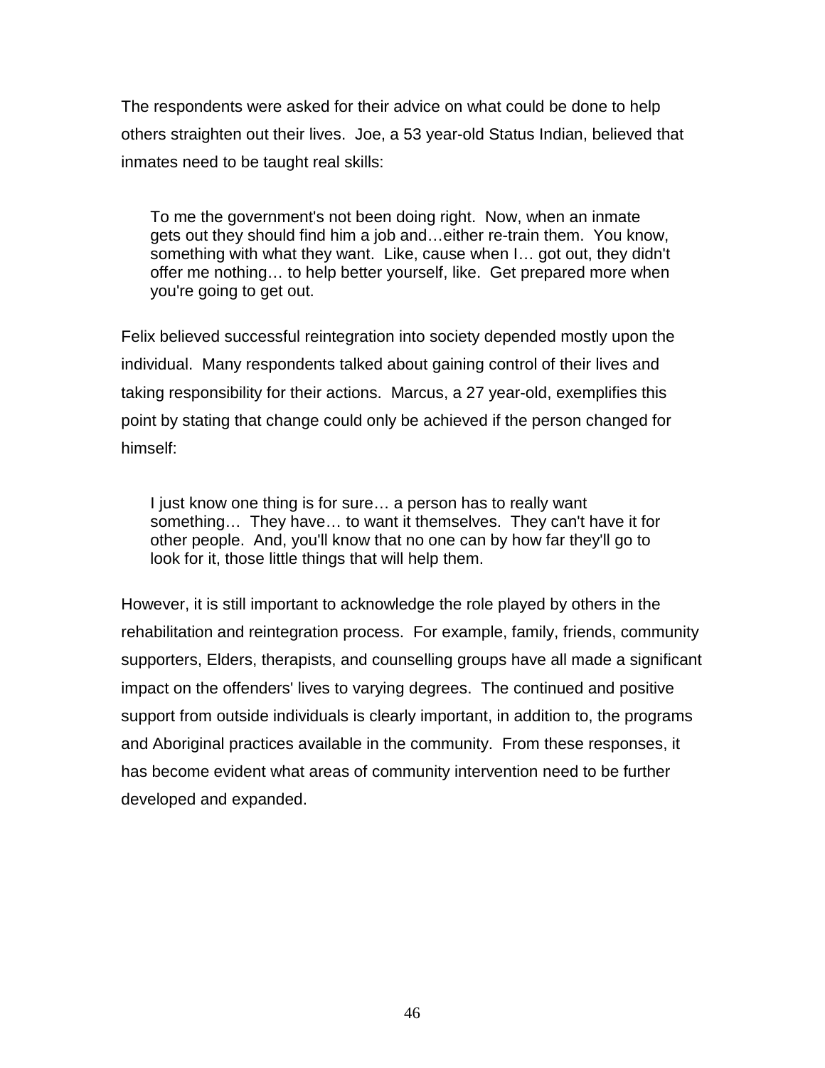The respondents were asked for their advice on what could be done to help others straighten out their lives. Joe, a 53 year-old Status Indian, believed that inmates need to be taught real skills:

> To me the government's not been doing right. Now, when an inmate gets out they should find him a job and…either re-train them. You know, something with what they want. Like, cause when I… got out, they didn't offer me nothing… to help better yourself, like. Get prepared more when you're going to get out.

Felix believed successful reintegration into society depended mostly upon the individual. Many respondents talked about gaining control of their lives and taking responsibility for their actions. Marcus, a 27 year-old, exemplifies this point by stating that change could only be achieved if the person changed for himself:

> I just know one thing is for sure… a person has to really want something… They have… to want it themselves. They can't have it for other people. And, you'll know that no one can by how far they'll go to look for it, those little things that will help them.

However, it is still important to acknowledge the role played by others in the rehabilitation and reintegration process. For example, family, friends, community supporters, Elders, therapists, and counselling groups have all made a significant impact on the offenders' lives to varying degrees. The continued and positive support from outside individuals is clearly important, in addition to, the programs and Aboriginal practices available in the community. From these responses, it has become evident what areas of community intervention need to be further developed and expanded.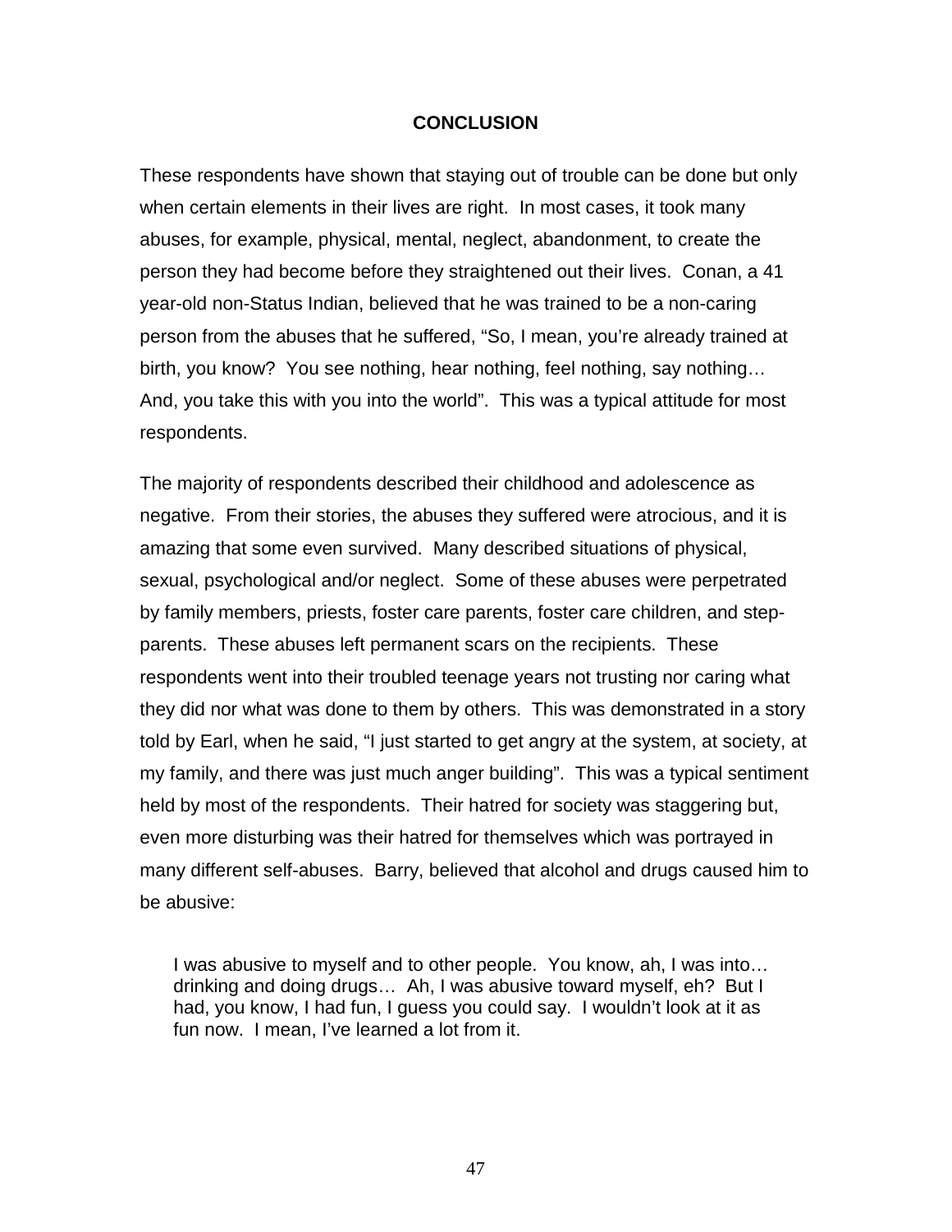## CONCLUSION

These respondents have shown that staying out of trouble can be done but only when certain elements in their lives are right. In most cases, it took many abuses, for example, physical, mental, neglect, abandonment, to create the person they had become before they straightened out their lives. Conan, a 41 year-old non-Status Indian, believed that he was trained to be a non-caring person from the abuses that he suffered, "So, I mean, you're already trained at birth, you know? You see nothing, hear nothing, feel nothing, say nothing… And, you take this with you into the world". This was a typical attitude for most respondents.

The majority of respondents described their childhood and adolescence as negative. From their stories, the abuses they suffered were atrocious, and it is amazing that some even survived. Many described situations of physical, sexual, psychological and/or neglect. Some of these abuses were perpetrated by family members, priests, foster care parents, foster care children, and step-parents. These abuses left permanent scars on the recipients. These respondents went into their troubled teenage years not trusting nor caring what they did nor what was done to them by others. This was demonstrated in a story told by Earl, when he said, "I just started to get angry at the system, at society, at my family, and there was just much anger building". This was a typical sentiment held by most of the respondents. Their hatred for society was staggering but, even more disturbing was their hatred for themselves which was portrayed in many different self-abuses. Barry, believed that alcohol and drugs caused him to be abusive:

> I was abusive to myself and to other people. You know, ah, I was into… drinking and doing drugs… Ah, I was abusive toward myself, eh? But I had, you know, I had fun, I guess you could say. I wouldn't look at it as fun now. I mean, I've learned a lot from it.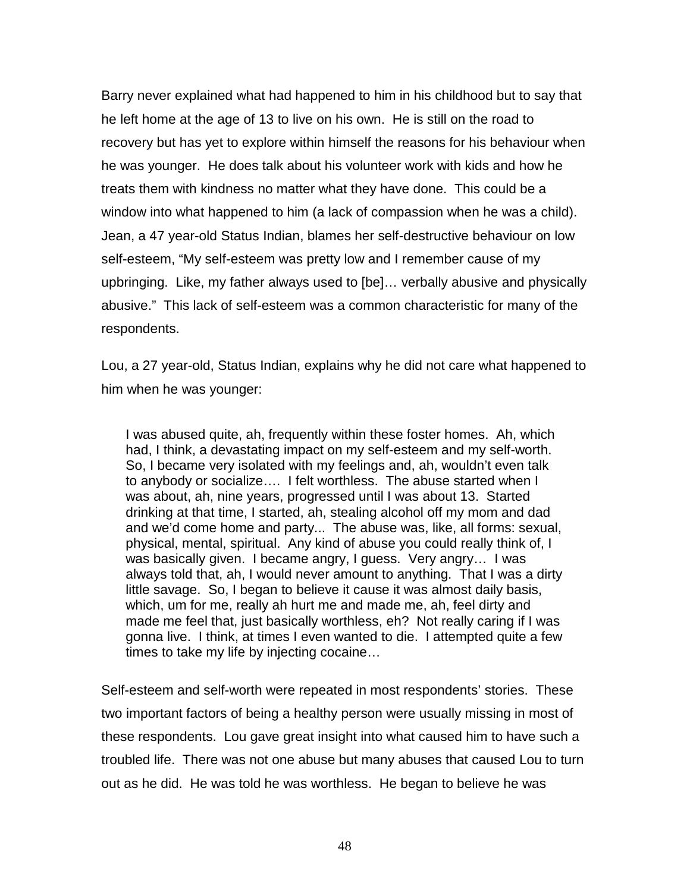Barry never explained what had happened to him in his childhood but to say that he left home at the age of 13 to live on his own. He is still on the road to recovery but has yet to explore within himself the reasons for his behaviour when he was younger. He does talk about his volunteer work with kids and how he treats them with kindness no matter what they have done. This could be a window into what happened to him (a lack of compassion when he was a child). Jean, a 47 year-old Status Indian, blames her self-destructive behaviour on low self-esteem, "My self-esteem was pretty low and I remember cause of my upbringing. Like, my father always used to [be]… verbally abusive and physically abusive." This lack of self-esteem was a common characteristic for many of the respondents.

Lou, a 27 year-old, Status Indian, explains why he did not care what happened to him when he was younger:

> I was abused quite, ah, frequently within these foster homes. Ah, which had, I think, a devastating impact on my self-esteem and my self-worth. So, I became very isolated with my feelings and, ah, wouldn't even talk to anybody or socialize…. I felt worthless. The abuse started when I was about, ah, nine years, progressed until I was about 13. Started drinking at that time, I started, ah, stealing alcohol off my mom and dad and we'd come home and party... The abuse was, like, all forms: sexual, physical, mental, spiritual. Any kind of abuse you could really think of, I was basically given. I became angry, I guess. Very angry… I was always told that, ah, I would never amount to anything. That I was a dirty little savage. So, I began to believe it cause it was almost daily basis, which, um for me, really ah hurt me and made me, ah, feel dirty and made me feel that, just basically worthless, eh? Not really caring if I was gonna live. I think, at times I even wanted to die. I attempted quite a few times to take my life by injecting cocaine…

Self-esteem and self-worth were repeated in most respondents' stories. These two important factors of being a healthy person were usually missing in most of these respondents. Lou gave great insight into what caused him to have such a troubled life. There was not one abuse but many abuses that caused Lou to turn out as he did. He was told he was worthless. He began to believe he was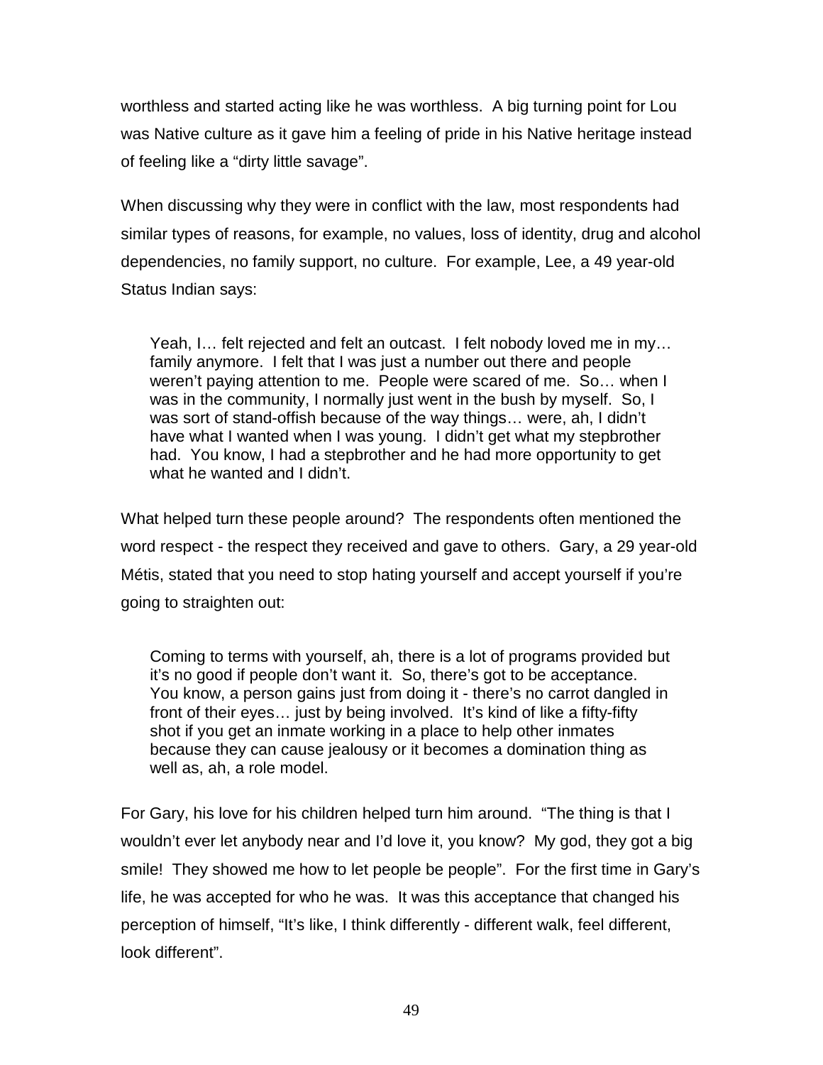worthless and started acting like he was worthless. A big turning point for Lou was Native culture as it gave him a feeling of pride in his Native heritage instead of feeling like a "dirty little savage".

When discussing why they were in conflict with the law, most respondents had similar types of reasons, for example, no values, loss of identity, drug and alcohol dependencies, no family support, no culture. For example, Lee, a 49 year-old Status Indian says:

> Yeah, I… felt rejected and felt an outcast. I felt nobody loved me in my… family anymore. I felt that I was just a number out there and people weren't paying attention to me. People were scared of me. So… when I was in the community, I normally just went in the bush by myself. So, I was sort of stand-offish because of the way things… were, ah, I didn't have what I wanted when I was young. I didn't get what my stepbrother had. You know, I had a stepbrother and he had more opportunity to get what he wanted and I didn't.

What helped turn these people around? The respondents often mentioned the word respect - the respect they received and gave to others. Gary, a 29 year-old Métis, stated that you need to stop hating yourself and accept yourself if you're going to straighten out:

> Coming to terms with yourself, ah, there is a lot of programs provided but it's no good if people don't want it. So, there's got to be acceptance. You know, a person gains just from doing it - there's no carrot dangled in front of their eyes… just by being involved. It's kind of like a fifty-fifty shot if you get an inmate working in a place to help other inmates because they can cause jealousy or it becomes a domination thing as well as, ah, a role model.

For Gary, his love for his children helped turn him around. "The thing is that I wouldn't ever let anybody near and I'd love it, you know? My god, they got a big smile! They showed me how to let people be people". For the first time in Gary's life, he was accepted for who he was. It was this acceptance that changed his perception of himself, "It's like, I think differently - different walk, feel different, look different".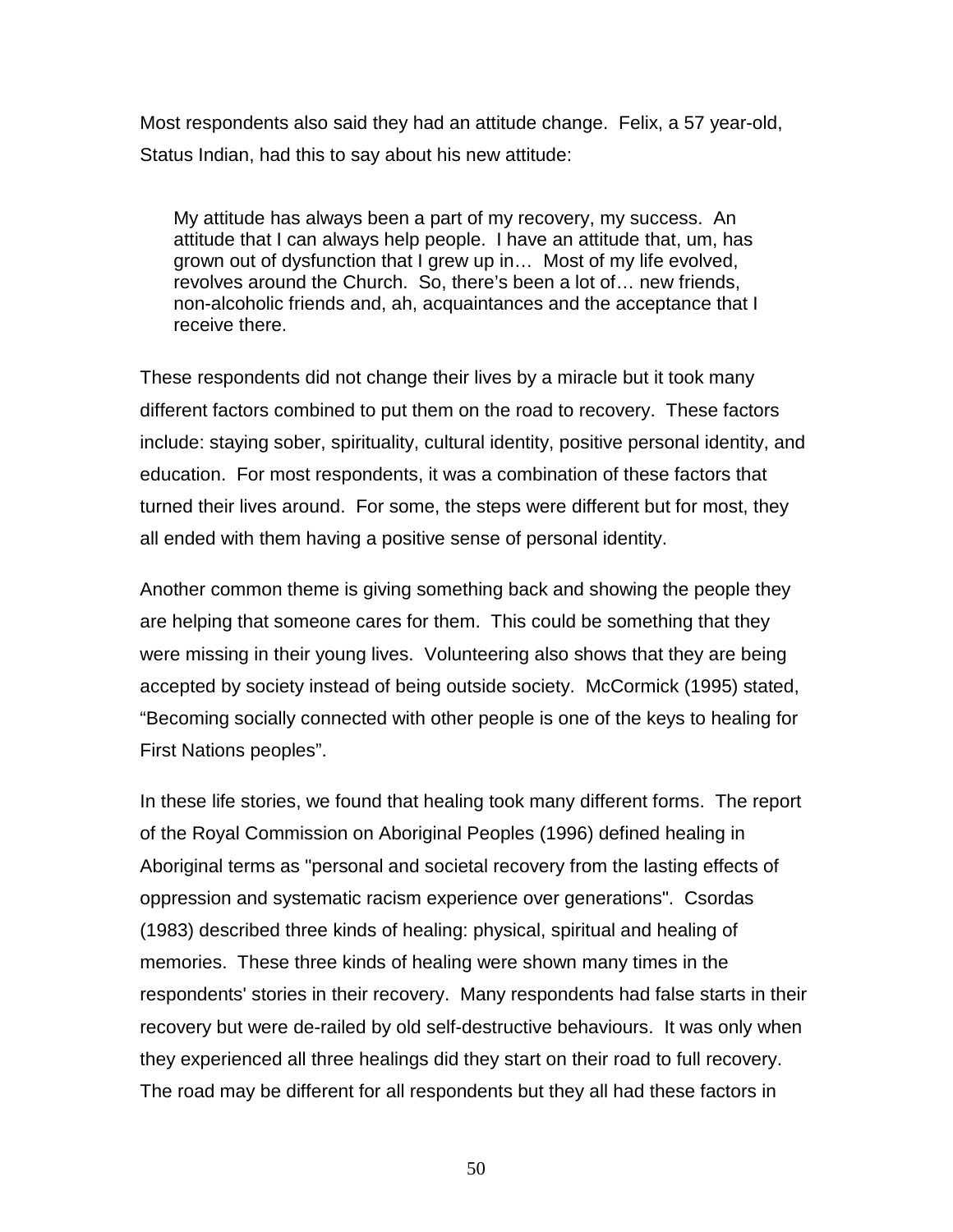Most respondents also said they had an attitude change. Felix, a 57 year-old, Status Indian, had this to say about his new attitude:

> My attitude has always been a part of my recovery, my success. An attitude that I can always help people. I have an attitude that, um, has grown out of dysfunction that I grew up in… Most of my life evolved, revolves around the Church. So, there's been a lot of… new friends, non-alcoholic friends and, ah, acquaintances and the acceptance that I receive there.

These respondents did not change their lives by a miracle but it took many different factors combined to put them on the road to recovery. These factors include: staying sober, spirituality, cultural identity, positive personal identity, and education. For most respondents, it was a combination of these factors that turned their lives around. For some, the steps were different but for most, they all ended with them having a positive sense of personal identity.

Another common theme is giving something back and showing the people they are helping that someone cares for them. This could be something that they were missing in their young lives. Volunteering also shows that they are being accepted by society instead of being outside society. McCormick (1995) stated, "Becoming socially connected with other people is one of the keys to healing for First Nations peoples".

In these life stories, we found that healing took many different forms. The report of the Royal Commission on Aboriginal Peoples (1996) defined healing in Aboriginal terms as "personal and societal recovery from the lasting effects of oppression and systematic racism experience over generations". Csordas (1983) described three kinds of healing: physical, spiritual and healing of memories. These three kinds of healing were shown many times in the respondents' stories in their recovery. Many respondents had false starts in their recovery but were de-railed by old self-destructive behaviours. It was only when they experienced all three healings did they start on their road to full recovery. The road may be different for all respondents but they all had these factors in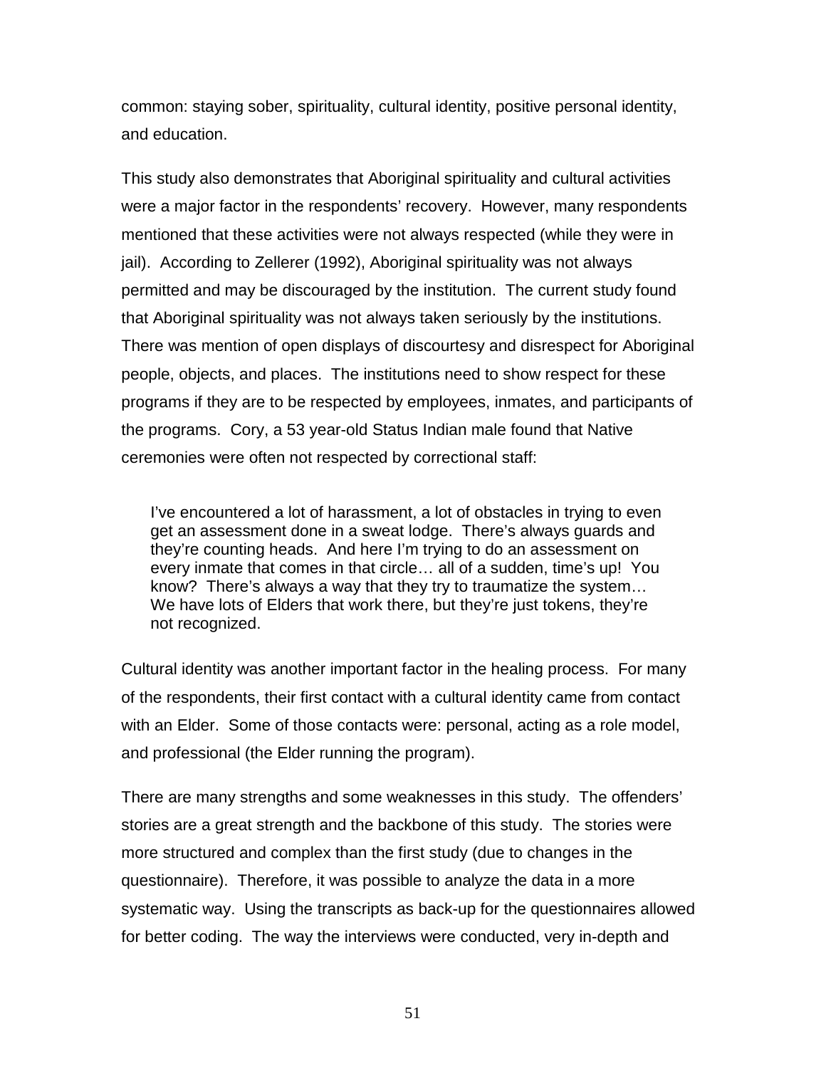common: staying sober, spirituality, cultural identity, positive personal identity, and education.

This study also demonstrates that Aboriginal spirituality and cultural activities were a major factor in the respondents' recovery. However, many respondents mentioned that these activities were not always respected (while they were in jail). According to Zellerer (1992), Aboriginal spirituality was not always permitted and may be discouraged by the institution. The current study found that Aboriginal spirituality was not always taken seriously by the institutions. There was mention of open displays of discourtesy and disrespect for Aboriginal people, objects, and places. The institutions need to show respect for these programs if they are to be respected by employees, inmates, and participants of the programs. Cory, a 53 year-old Status Indian male found that Native ceremonies were often not respected by correctional staff:

> I've encountered a lot of harassment, a lot of obstacles in trying to even get an assessment done in a sweat lodge. There's always guards and they're counting heads. And here I'm trying to do an assessment on every inmate that comes in that circle… all of a sudden, time's up! You know? There's always a way that they try to traumatize the system… We have lots of Elders that work there, but they're just tokens, they're not recognized.

Cultural identity was another important factor in the healing process. For many of the respondents, their first contact with a cultural identity came from contact with an Elder. Some of those contacts were: personal, acting as a role model, and professional (the Elder running the program).

There are many strengths and some weaknesses in this study. The offenders' stories are a great strength and the backbone of this study. The stories were more structured and complex than the first study (due to changes in the questionnaire). Therefore, it was possible to analyze the data in a more systematic way. Using the transcripts as back-up for the questionnaires allowed for better coding. The way the interviews were conducted, very in-depth and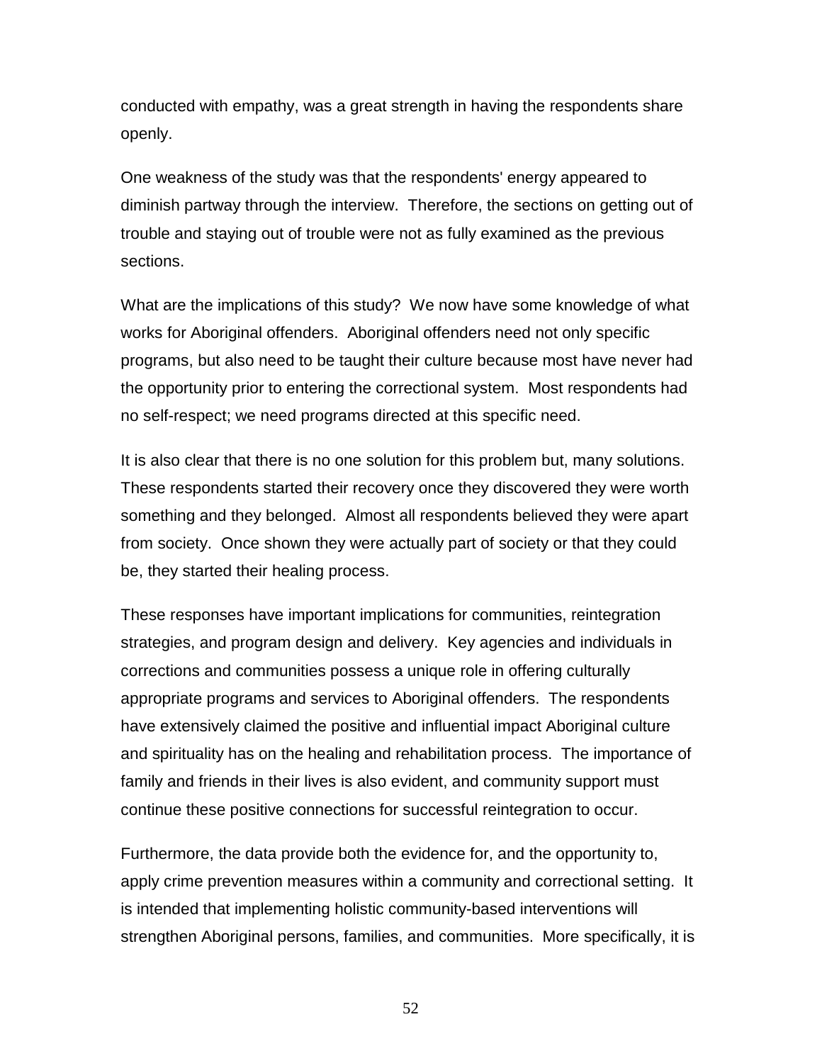conducted with empathy, was a great strength in having the respondents share openly.

One weakness of the study was that the respondents' energy appeared to diminish partway through the interview. Therefore, the sections on getting out of trouble and staying out of trouble were not as fully examined as the previous sections.

What are the implications of this study? We now have some knowledge of what works for Aboriginal offenders. Aboriginal offenders need not only specific programs, but also need to be taught their culture because most have never had the opportunity prior to entering the correctional system. Most respondents had no self-respect; we need programs directed at this specific need.

It is also clear that there is no one solution for this problem but, many solutions. These respondents started their recovery once they discovered they were worth something and they belonged. Almost all respondents believed they were apart from society. Once shown they were actually part of society or that they could be, they started their healing process.

These responses have important implications for communities, reintegration strategies, and program design and delivery. Key agencies and individuals in corrections and communities possess a unique role in offering culturally appropriate programs and services to Aboriginal offenders. The respondents have extensively claimed the positive and influential impact Aboriginal culture and spirituality has on the healing and rehabilitation process. The importance of family and friends in their lives is also evident, and community support must continue these positive connections for successful reintegration to occur.

Furthermore, the data provide both the evidence for, and the opportunity to, apply crime prevention measures within a community and correctional setting. It is intended that implementing holistic community-based interventions will strengthen Aboriginal persons, families, and communities. More specifically, it is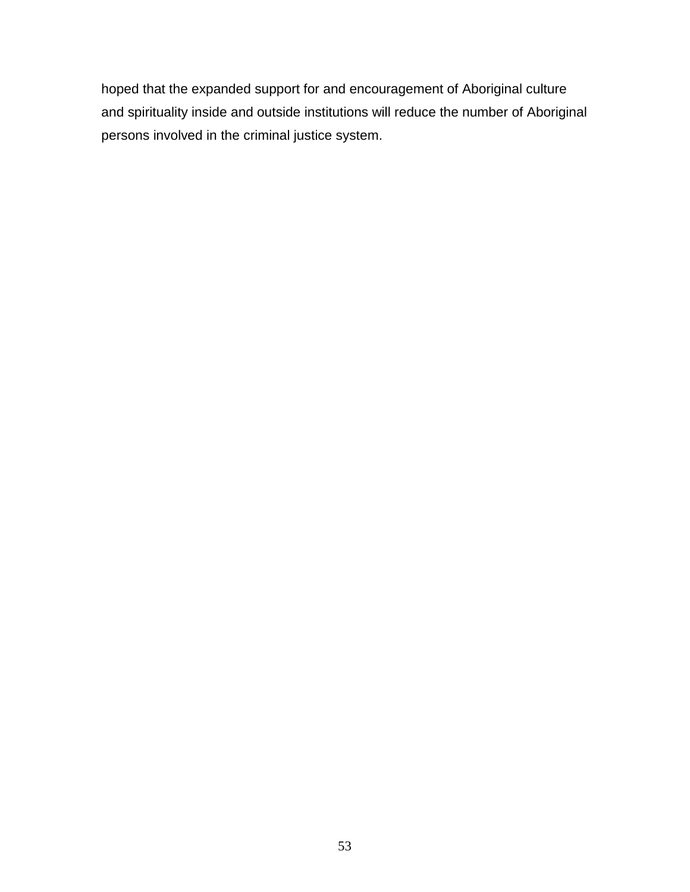hoped that the expanded support for and encouragement of Aboriginal culture and spirituality inside and outside institutions will reduce the number of Aboriginal persons involved in the criminal justice system.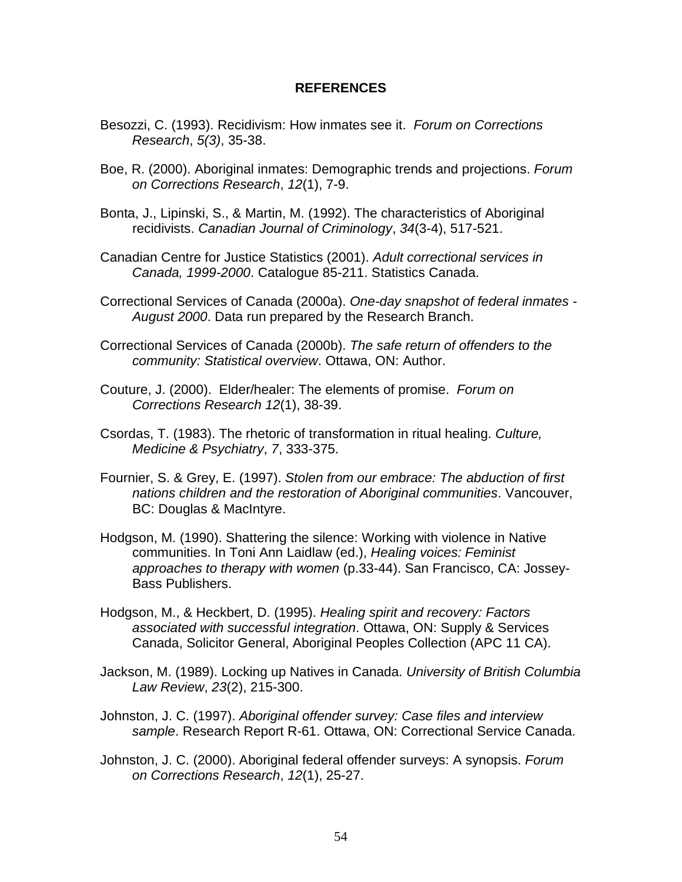## REFERENCES

Besozzi, C. (1993). Recidivism: How inmates see it. *Forum on Corrections Research*, *5(3)*, 35-38.

Boe, R. (2000). Aboriginal inmates: Demographic trends and projections. *Forum on Corrections Research*, *12*(1), 7-9.

Bonta, J., Lipinski, S., & Martin, M. (1992). The characteristics of Aboriginal recidivists. *Canadian Journal of Criminology*, *34*(3-4), 517-521.

Canadian Centre for Justice Statistics (2001). *Adult correctional services in Canada, 1999-2000*. Catalogue 85-211. Statistics Canada.

Correctional Services of Canada (2000a). *One-day snapshot of federal inmates - August 2000*. Data run prepared by the Research Branch.

Correctional Services of Canada (2000b). *The safe return of offenders to the community: Statistical overview*. Ottawa, ON: Author.

Couture, J. (2000). Elder/healer: The elements of promise. *Forum on Corrections Research 12*(1), 38-39.

Csordas, T. (1983). The rhetoric of transformation in ritual healing. *Culture, Medicine & Psychiatry*, *7*, 333-375.

Fournier, S. & Grey, E. (1997). *Stolen from our embrace: The abduction of first nations children and the restoration of Aboriginal communities*. Vancouver, BC: Douglas & MacIntyre.

Hodgson, M. (1990). Shattering the silence: Working with violence in Native communities. In Toni Ann Laidlaw (ed.), *Healing voices: Feminist approaches to therapy with women* (p.33-44). San Francisco, CA: Jossey-Bass Publishers.

Hodgson, M., & Heckbert, D. (1995). *Healing spirit and recovery: Factors associated with successful integration*. Ottawa, ON: Supply & Services Canada, Solicitor General, Aboriginal Peoples Collection (APC 11 CA).

Jackson, M. (1989). Locking up Natives in Canada. *University of British Columbia Law Review*, *23*(2), 215-300.

Johnston, J. C. (1997). *Aboriginal offender survey: Case files and interview sample*. Research Report R-61. Ottawa, ON: Correctional Service Canada.

Johnston, J. C. (2000). Aboriginal federal offender surveys: A synopsis. *Forum on Corrections Research*, *12*(1), 25-27.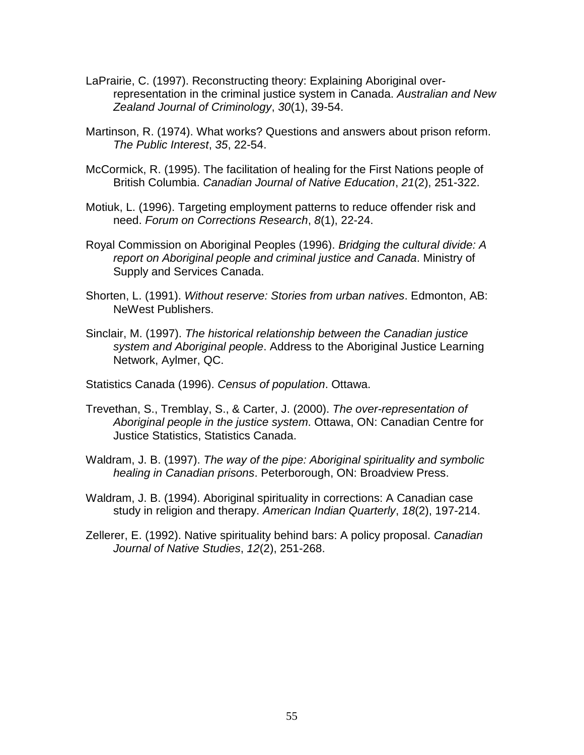LaPrairie, C. (1997). Reconstructing theory: Explaining Aboriginal over-representation in the criminal justice system in Canada. *Australian and New Zealand Journal of Criminology*, *30*(1), 39-54.

Martinson, R. (1974). What works? Questions and answers about prison reform. *The Public Interest*, *35*, 22-54.

McCormick, R. (1995). The facilitation of healing for the First Nations people of British Columbia. *Canadian Journal of Native Education*, *21*(2), 251-322.

Motiuk, L. (1996). Targeting employment patterns to reduce offender risk and need. *Forum on Corrections Research*, *8*(1), 22-24.

Royal Commission on Aboriginal Peoples (1996). *Bridging the cultural divide: A report on Aboriginal people and criminal justice and Canada*. Ministry of Supply and Services Canada.

Shorten, L. (1991). *Without reserve: Stories from urban natives*. Edmonton, AB: NeWest Publishers.

Sinclair, M. (1997). *The historical relationship between the Canadian justice system and Aboriginal people*. Address to the Aboriginal Justice Learning Network, Aylmer, QC.

Statistics Canada (1996). *Census of population*. Ottawa.

Trevethan, S., Tremblay, S., & Carter, J. (2000). *The over-representation of Aboriginal people in the justice system*. Ottawa, ON: Canadian Centre for Justice Statistics, Statistics Canada.

Waldram, J. B. (1997). *The way of the pipe: Aboriginal spirituality and symbolic healing in Canadian prisons*. Peterborough, ON: Broadview Press.

Waldram, J. B. (1994). Aboriginal spirituality in corrections: A Canadian case study in religion and therapy. *American Indian Quarterly*, *18*(2), 197-214.

Zellerer, E. (1992). Native spirituality behind bars: A policy proposal. *Canadian Journal of Native Studies*, *12*(2), 251-268.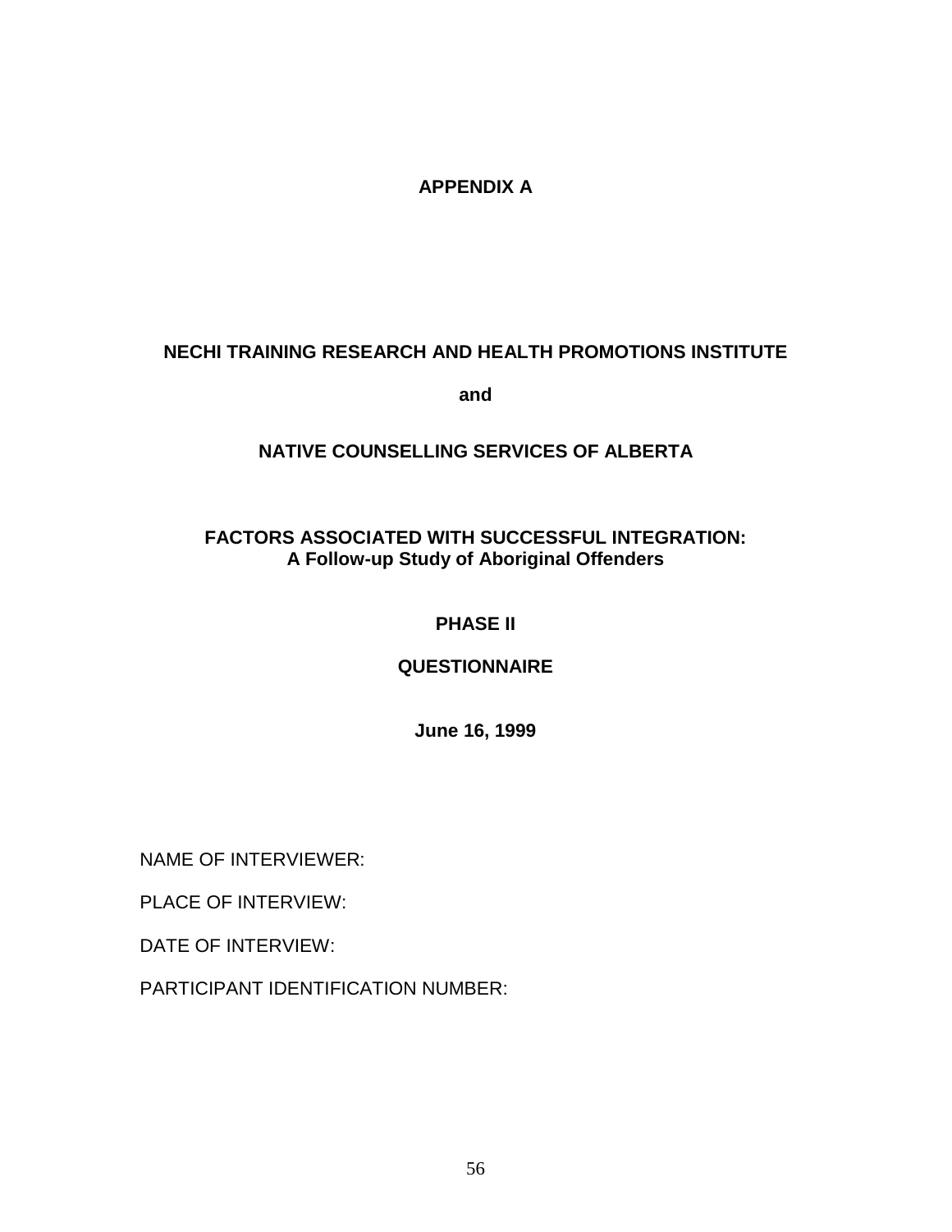# APPENDIX A

## NECHI TRAINING RESEARCH AND HEALTH PROMOTIONS INSTITUTE

**and**

## NATIVE COUNSELLING SERVICES OF ALBERTA

## FACTORS ASSOCIATED WITH SUCCESSFUL INTEGRATION:
**A Follow-up Study of Aboriginal Offenders**

**PHASE II**

**QUESTIONNAIRE**

**June 16, 1999**

NAME OF INTERVIEWER:

PLACE OF INTERVIEW:

DATE OF INTERVIEW:

PARTICIPANT IDENTIFICATION NUMBER: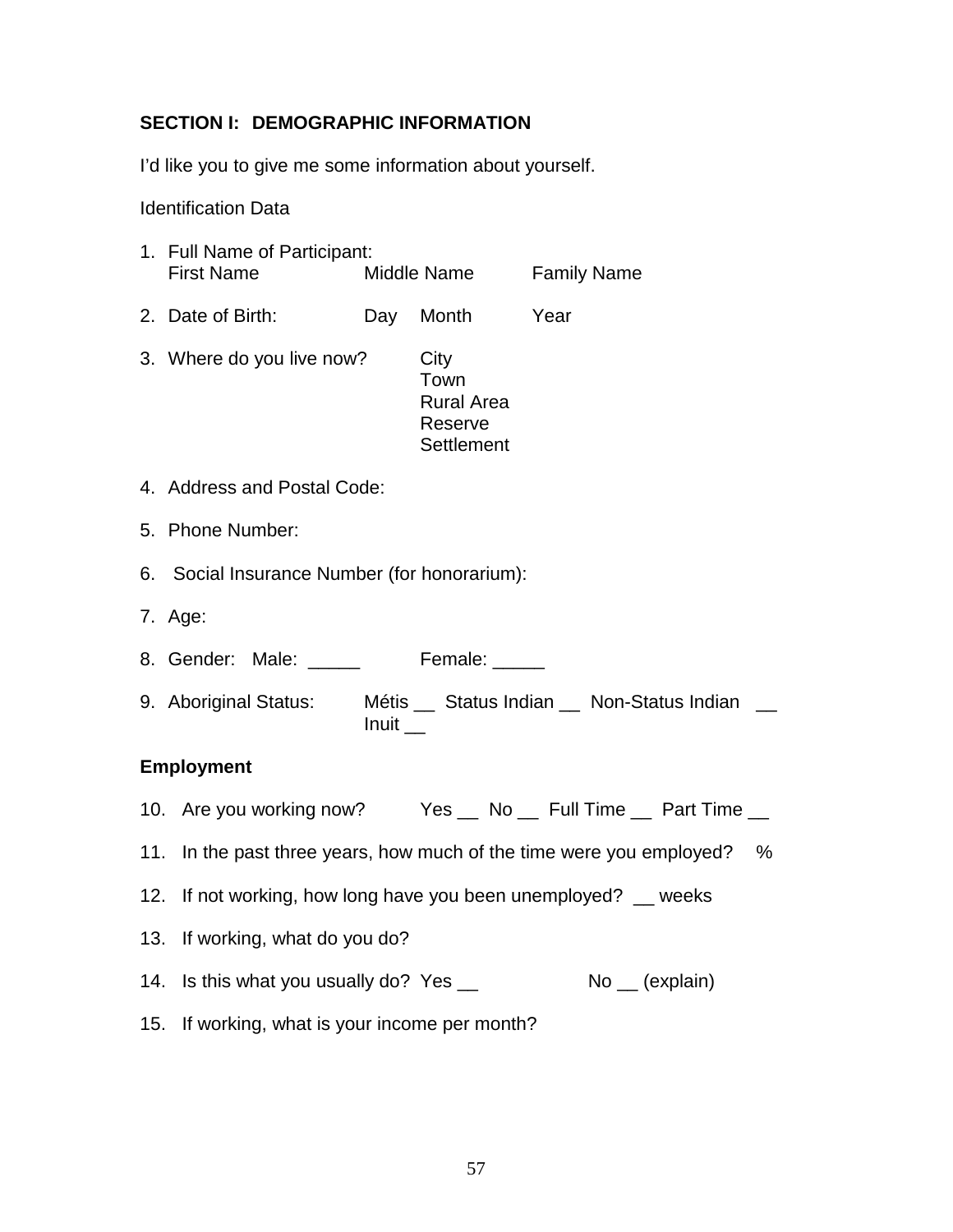## SECTION I: DEMOGRAPHIC INFORMATION

I'd like you to give me some information about yourself.

Identification Data

1. Full Name of Participant:
   First Name     Middle Name     Family Name

2. Date of Birth:     Day   Month   Year

3. Where do you live now?
   - City
   - Town
   - Rural Area
   - Reserve
   - Settlement

4. Address and Postal Code:

5. Phone Number:

6. Social Insurance Number (for honorarium):

7. Age:

8. Gender:   Male: _____     Female: _____

9. Aboriginal Status:   Métis __  Status Indian __  Non-Status Indian __  Inuit __

**Employment**

10. Are you working now?     Yes __  No __  Full Time __  Part Time __

11. In the past three years, how much of the time were you employed?   %

12. If not working, how long have you been unemployed?  __ weeks

13. If working, what do you do?

14. Is this what you usually do?  Yes __     No __ (explain)

15. If working, what is your income per month?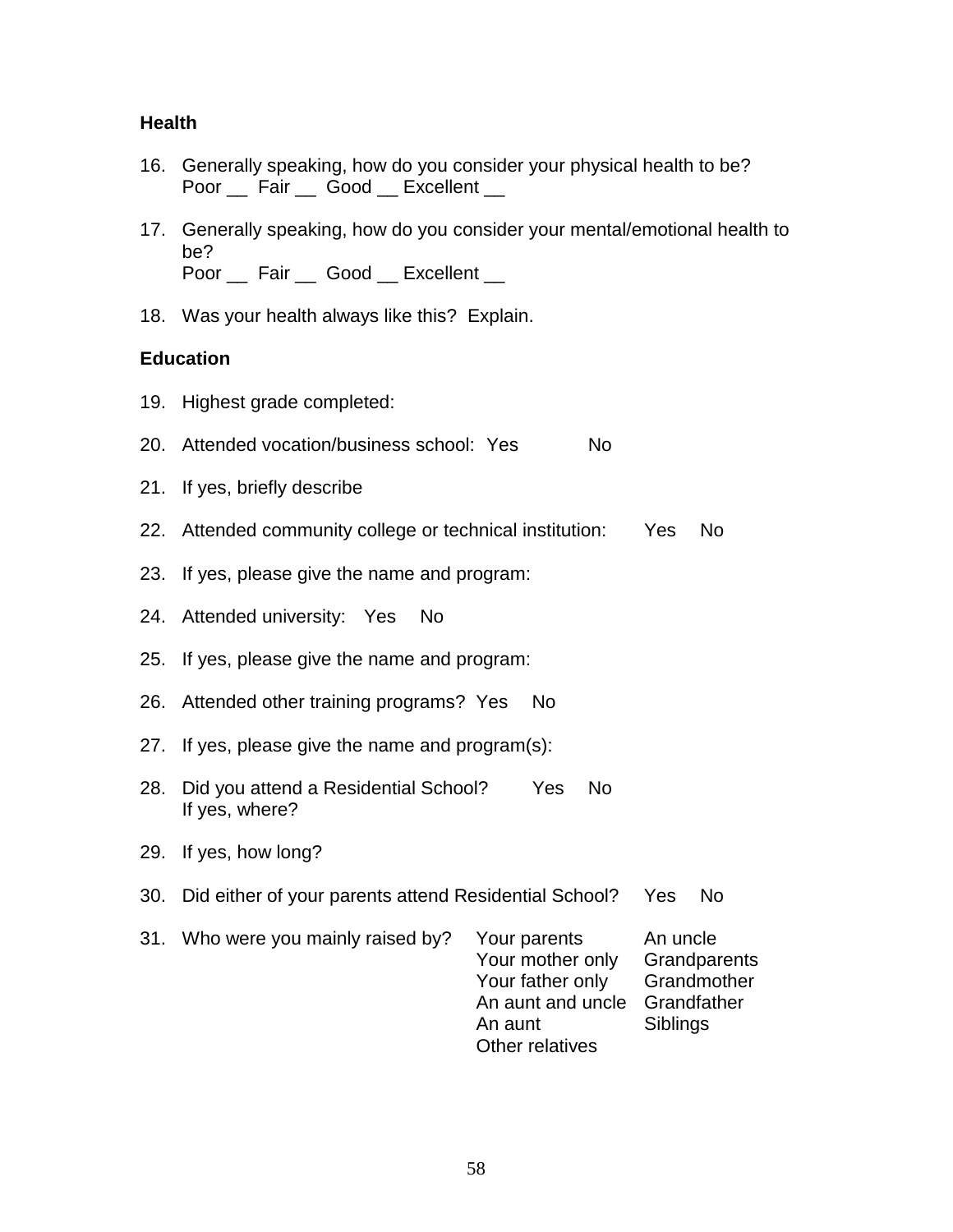**Health**

16. Generally speaking, how do you consider your physical health to be?
    Poor __ Fair __ Good __ Excellent __

17. Generally speaking, how do you consider your mental/emotional health to be?
    Poor __ Fair __ Good __ Excellent __

18. Was your health always like this? Explain.

**Education**

19. Highest grade completed:

20. Attended vocation/business school: Yes No

21. If yes, briefly describe

22. Attended community college or technical institution: Yes No

23. If yes, please give the name and program:

24. Attended university: Yes No

25. If yes, please give the name and program:

26. Attended other training programs? Yes No

27. If yes, please give the name and program(s):

28. Did you attend a Residential School? Yes No
    If yes, where?

29. If yes, how long?

30. Did either of your parents attend Residential School? Yes No

31. Who were you mainly raised by?

| | |
|---|---|
| Your parents | An uncle |
| Your mother only | Grandparents |
| Your father only | Grandmother |
| An aunt and uncle | Grandfather |
| An aunt | Siblings |
| Other relatives | |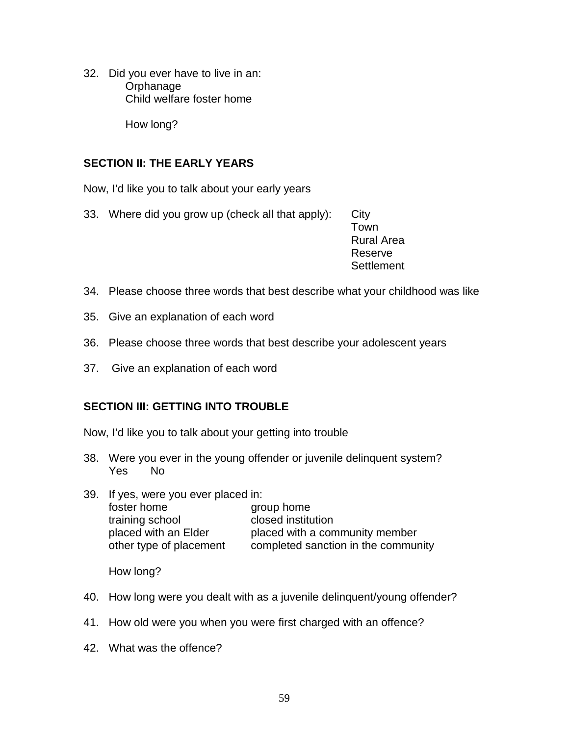32. Did you ever have to live in an:
    - Orphanage
    - Child welfare foster home

    How long?

## SECTION II: THE EARLY YEARS

Now, I'd like you to talk about your early years

33. Where did you grow up (check all that apply):
    - City
    - Town
    - Rural Area
    - Reserve
    - Settlement

34. Please choose three words that best describe what your childhood was like

35. Give an explanation of each word

36. Please choose three words that best describe your adolescent years

37. Give an explanation of each word

## SECTION III: GETTING INTO TROUBLE

Now, I'd like you to talk about your getting into trouble

38. Were you ever in the young offender or juvenile delinquent system?
    Yes    No

39. If yes, were you ever placed in:

    | | |
    |---|---|
    | foster home | group home |
    | training school | closed institution |
    | placed with an Elder | placed with a community member |
    | other type of placement | completed sanction in the community |

    How long?

40. How long were you dealt with as a juvenile delinquent/young offender?

41. How old were you when you were first charged with an offence?

42. What was the offence?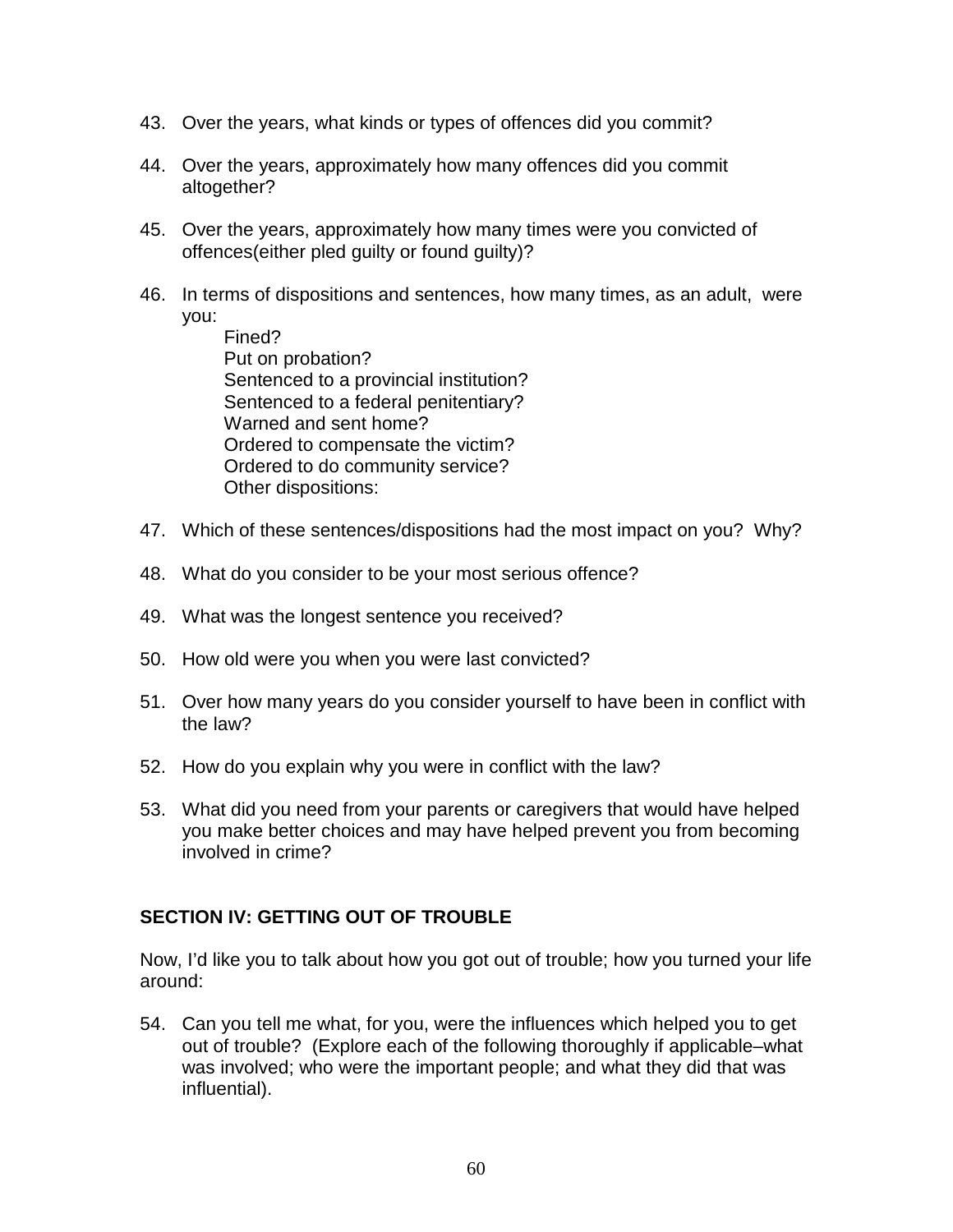43. Over the years, what kinds or types of offences did you commit?

44. Over the years, approximately how many offences did you commit altogether?

45. Over the years, approximately how many times were you convicted of offences(either pled guilty or found guilty)?

46. In terms of dispositions and sentences, how many times, as an adult, were you:

    Fined?
    Put on probation?
    Sentenced to a provincial institution?
    Sentenced to a federal penitentiary?
    Warned and sent home?
    Ordered to compensate the victim?
    Ordered to do community service?
    Other dispositions:

47. Which of these sentences/dispositions had the most impact on you? Why?

48. What do you consider to be your most serious offence?

49. What was the longest sentence you received?

50. How old were you when you were last convicted?

51. Over how many years do you consider yourself to have been in conflict with the law?

52. How do you explain why you were in conflict with the law?

53. What did you need from your parents or caregivers that would have helped you make better choices and may have helped prevent you from becoming involved in crime?

## SECTION IV: GETTING OUT OF TROUBLE

Now, I'd like you to talk about how you got out of trouble; how you turned your life around:

54. Can you tell me what, for you, were the influences which helped you to get out of trouble? (Explore each of the following thoroughly if applicable–what was involved; who were the important people; and what they did that was influential).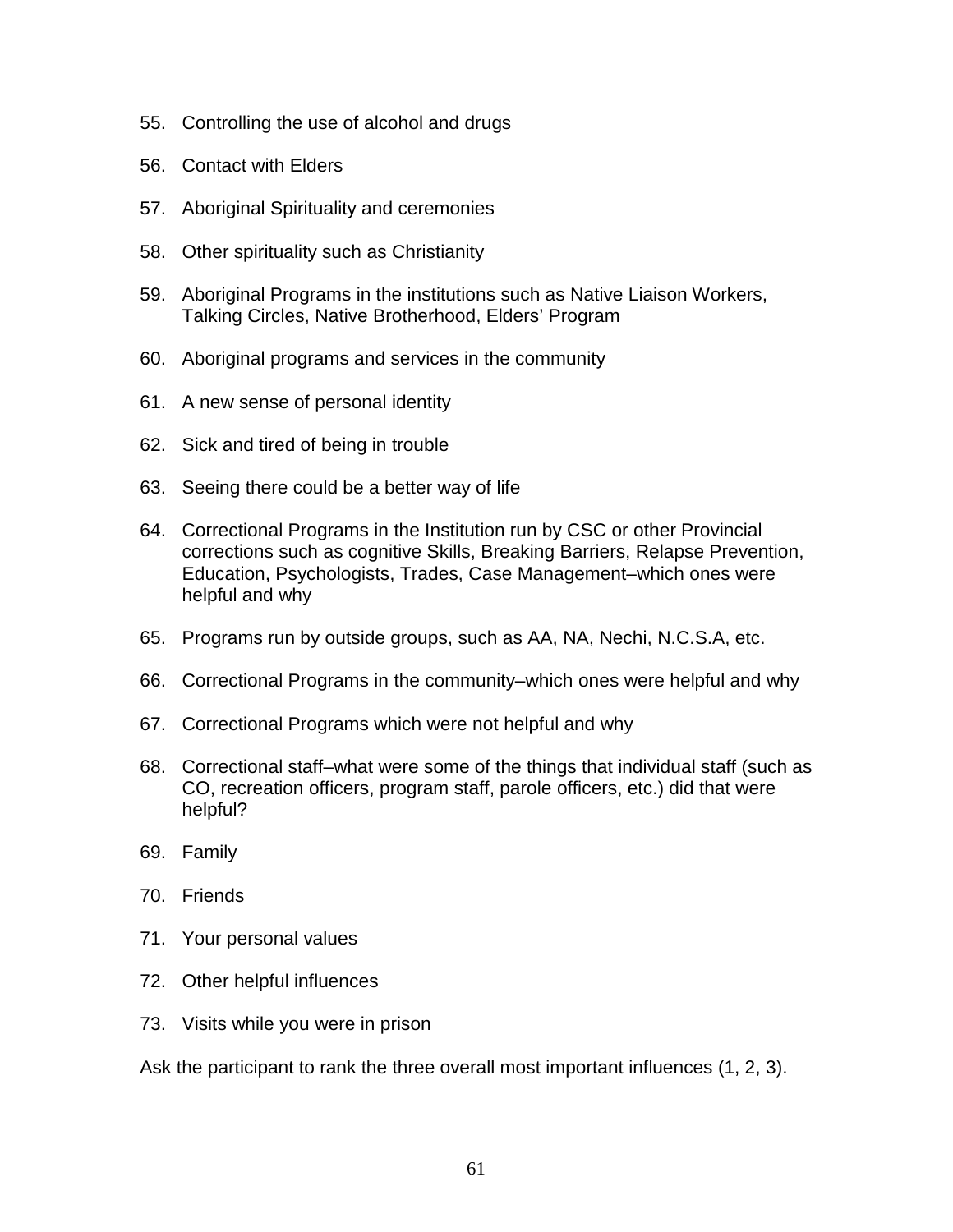55. Controlling the use of alcohol and drugs
56. Contact with Elders
57. Aboriginal Spirituality and ceremonies
58. Other spirituality such as Christianity
59. Aboriginal Programs in the institutions such as Native Liaison Workers, Talking Circles, Native Brotherhood, Elders' Program
60. Aboriginal programs and services in the community
61. A new sense of personal identity
62. Sick and tired of being in trouble
63. Seeing there could be a better way of life
64. Correctional Programs in the Institution run by CSC or other Provincial corrections such as cognitive Skills, Breaking Barriers, Relapse Prevention, Education, Psychologists, Trades, Case Management–which ones were helpful and why
65. Programs run by outside groups, such as AA, NA, Nechi, N.C.S.A, etc.
66. Correctional Programs in the community–which ones were helpful and why
67. Correctional Programs which were not helpful and why
68. Correctional staff–what were some of the things that individual staff (such as CO, recreation officers, program staff, parole officers, etc.) did that were helpful?
69. Family
70. Friends
71. Your personal values
72. Other helpful influences
73. Visits while you were in prison

Ask the participant to rank the three overall most important influences (1, 2, 3).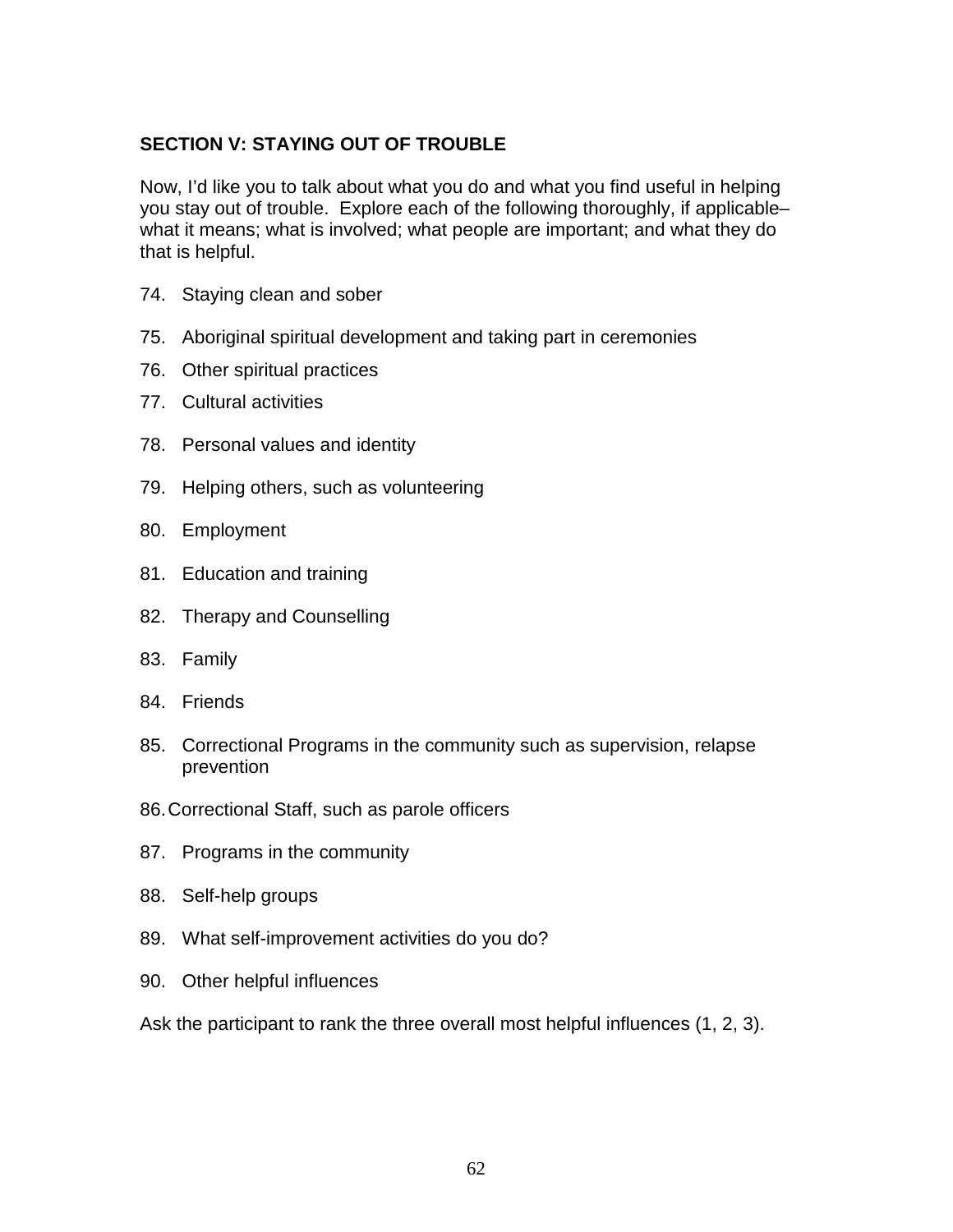## SECTION V: STAYING OUT OF TROUBLE

Now, I'd like you to talk about what you do and what you find useful in helping you stay out of trouble. Explore each of the following thoroughly, if applicable– what it means; what is involved; what people are important; and what they do that is helpful.

74. Staying clean and sober
75. Aboriginal spiritual development and taking part in ceremonies
76. Other spiritual practices
77. Cultural activities
78. Personal values and identity
79. Helping others, such as volunteering
80. Employment
81. Education and training
82. Therapy and Counselling
83. Family
84. Friends
85. Correctional Programs in the community such as supervision, relapse prevention
86. Correctional Staff, such as parole officers
87. Programs in the community
88. Self-help groups
89. What self-improvement activities do you do?
90. Other helpful influences

Ask the participant to rank the three overall most helpful influences (1, 2, 3).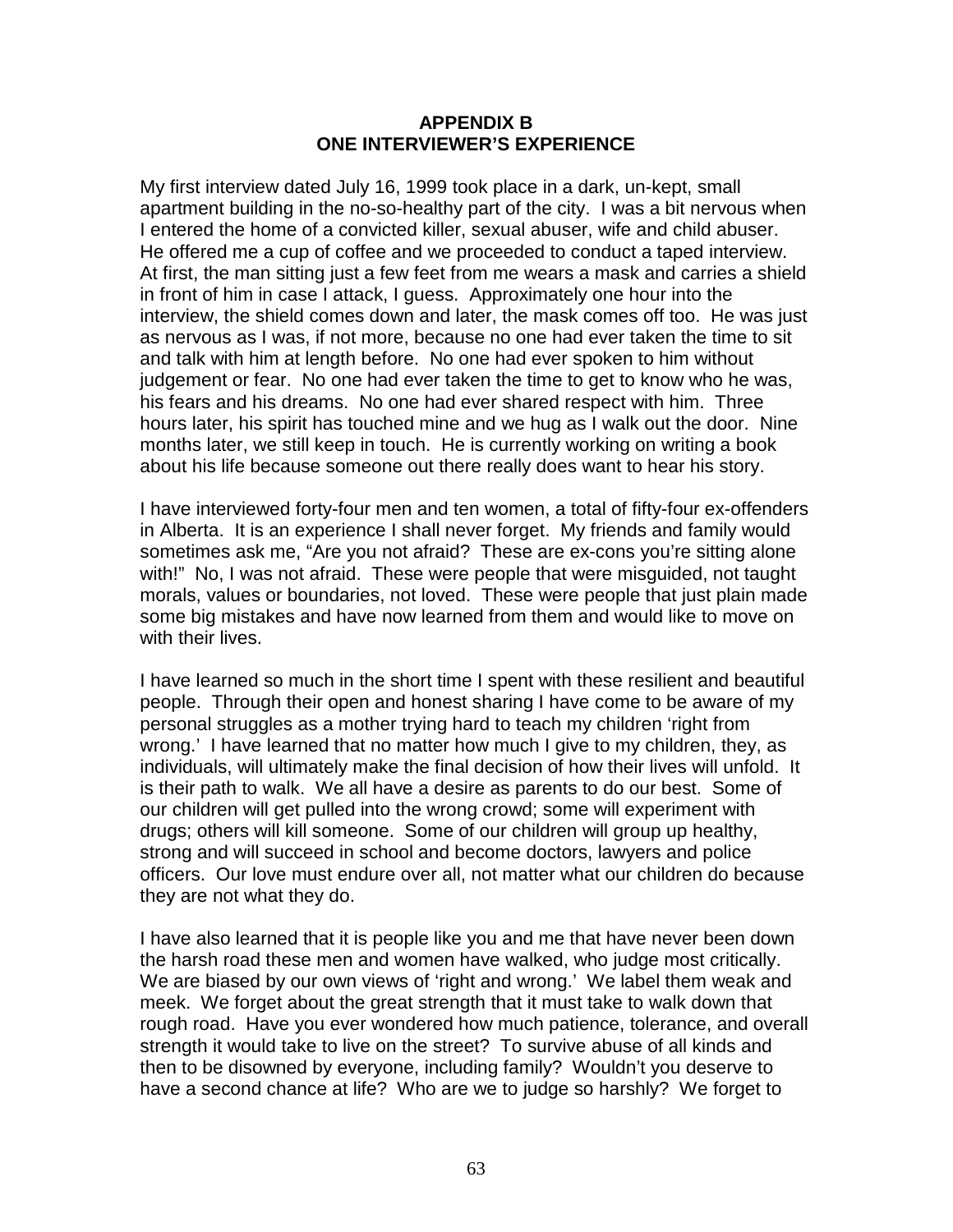## APPENDIX B
## ONE INTERVIEWER'S EXPERIENCE

My first interview dated July 16, 1999 took place in a dark, un-kept, small apartment building in the no-so-healthy part of the city. I was a bit nervous when I entered the home of a convicted killer, sexual abuser, wife and child abuser. He offered me a cup of coffee and we proceeded to conduct a taped interview. At first, the man sitting just a few feet from me wears a mask and carries a shield in front of him in case I attack, I guess. Approximately one hour into the interview, the shield comes down and later, the mask comes off too. He was just as nervous as I was, if not more, because no one had ever taken the time to sit and talk with him at length before. No one had ever spoken to him without judgement or fear. No one had ever taken the time to get to know who he was, his fears and his dreams. No one had ever shared respect with him. Three hours later, his spirit has touched mine and we hug as I walk out the door. Nine months later, we still keep in touch. He is currently working on writing a book about his life because someone out there really does want to hear his story.

I have interviewed forty-four men and ten women, a total of fifty-four ex-offenders in Alberta. It is an experience I shall never forget. My friends and family would sometimes ask me, "Are you not afraid? These are ex-cons you're sitting alone with!" No, I was not afraid. These were people that were misguided, not taught morals, values or boundaries, not loved. These were people that just plain made some big mistakes and have now learned from them and would like to move on with their lives.

I have learned so much in the short time I spent with these resilient and beautiful people. Through their open and honest sharing I have come to be aware of my personal struggles as a mother trying hard to teach my children 'right from wrong.' I have learned that no matter how much I give to my children, they, as individuals, will ultimately make the final decision of how their lives will unfold. It is their path to walk. We all have a desire as parents to do our best. Some of our children will get pulled into the wrong crowd; some will experiment with drugs; others will kill someone. Some of our children will group up healthy, strong and will succeed in school and become doctors, lawyers and police officers. Our love must endure over all, not matter what our children do because they are not what they do.

I have also learned that it is people like you and me that have never been down the harsh road these men and women have walked, who judge most critically. We are biased by our own views of 'right and wrong.' We label them weak and meek. We forget about the great strength that it must take to walk down that rough road. Have you ever wondered how much patience, tolerance, and overall strength it would take to live on the street? To survive abuse of all kinds and then to be disowned by everyone, including family? Wouldn't you deserve to have a second chance at life? Who are we to judge so harshly? We forget to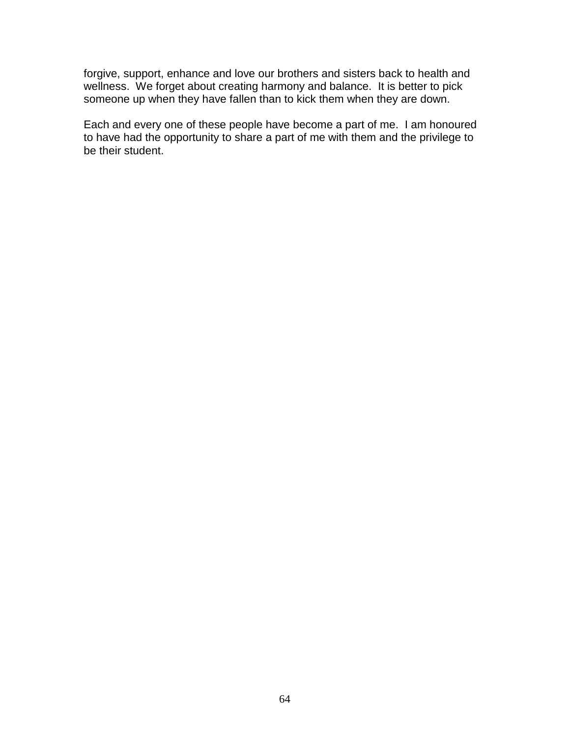forgive, support, enhance and love our brothers and sisters back to health and wellness. We forget about creating harmony and balance. It is better to pick someone up when they have fallen than to kick them when they are down.

Each and every one of these people have become a part of me. I am honoured to have had the opportunity to share a part of me with them and the privilege to be their student.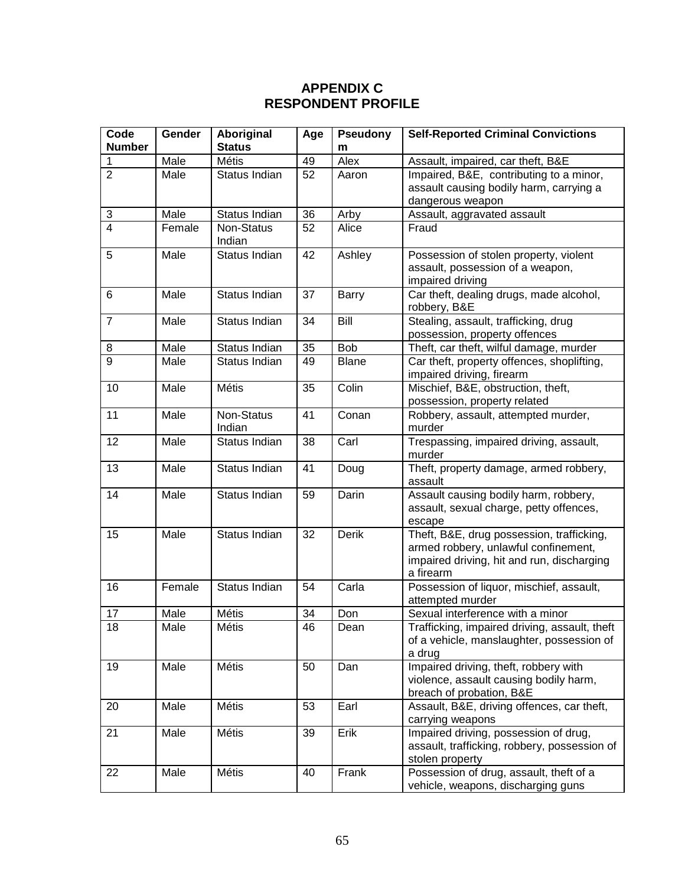# APPENDIX C
# RESPONDENT PROFILE

| Code Number | Gender | Aboriginal Status | Age | Pseudonym | Self-Reported Criminal Convictions |
|---|---|---|---|---|---|
| 1 | Male | Métis | 49 | Alex | Assault, impaired, car theft, B&E |
| 2 | Male | Status Indian | 52 | Aaron | Impaired, B&E, contributing to a minor, assault causing bodily harm, carrying a dangerous weapon |
| 3 | Male | Status Indian | 36 | Arby | Assault, aggravated assault |
| 4 | Female | Non-Status Indian | 52 | Alice | Fraud |
| 5 | Male | Status Indian | 42 | Ashley | Possession of stolen property, violent assault, possession of a weapon, impaired driving |
| 6 | Male | Status Indian | 37 | Barry | Car theft, dealing drugs, made alcohol, robbery, B&E |
| 7 | Male | Status Indian | 34 | Bill | Stealing, assault, trafficking, drug possession, property offences |
| 8 | Male | Status Indian | 35 | Bob | Theft, car theft, wilful damage, murder |
| 9 | Male | Status Indian | 49 | Blane | Car theft, property offences, shoplifting, impaired driving, firearm |
| 10 | Male | Métis | 35 | Colin | Mischief, B&E, obstruction, theft, possession, property related |
| 11 | Male | Non-Status Indian | 41 | Conan | Robbery, assault, attempted murder, murder |
| 12 | Male | Status Indian | 38 | Carl | Trespassing, impaired driving, assault, murder |
| 13 | Male | Status Indian | 41 | Doug | Theft, property damage, armed robbery, assault |
| 14 | Male | Status Indian | 59 | Darin | Assault causing bodily harm, robbery, assault, sexual charge, petty offences, escape |
| 15 | Male | Status Indian | 32 | Derik | Theft, B&E, drug possession, trafficking, armed robbery, unlawful confinement, impaired driving, hit and run, discharging a firearm |
| 16 | Female | Status Indian | 54 | Carla | Possession of liquor, mischief, assault, attempted murder |
| 17 | Male | Métis | 34 | Don | Sexual interference with a minor |
| 18 | Male | Métis | 46 | Dean | Trafficking, impaired driving, assault, theft of a vehicle, manslaughter, possession of a drug |
| 19 | Male | Métis | 50 | Dan | Impaired driving, theft, robbery with violence, assault causing bodily harm, breach of probation, B&E |
| 20 | Male | Métis | 53 | Earl | Assault, B&E, driving offences, car theft, carrying weapons |
| 21 | Male | Métis | 39 | Erik | Impaired driving, possession of drug, assault, trafficking, robbery, possession of stolen property |
| 22 | Male | Métis | 40 | Frank | Possession of drug, assault, theft of a vehicle, weapons, discharging guns |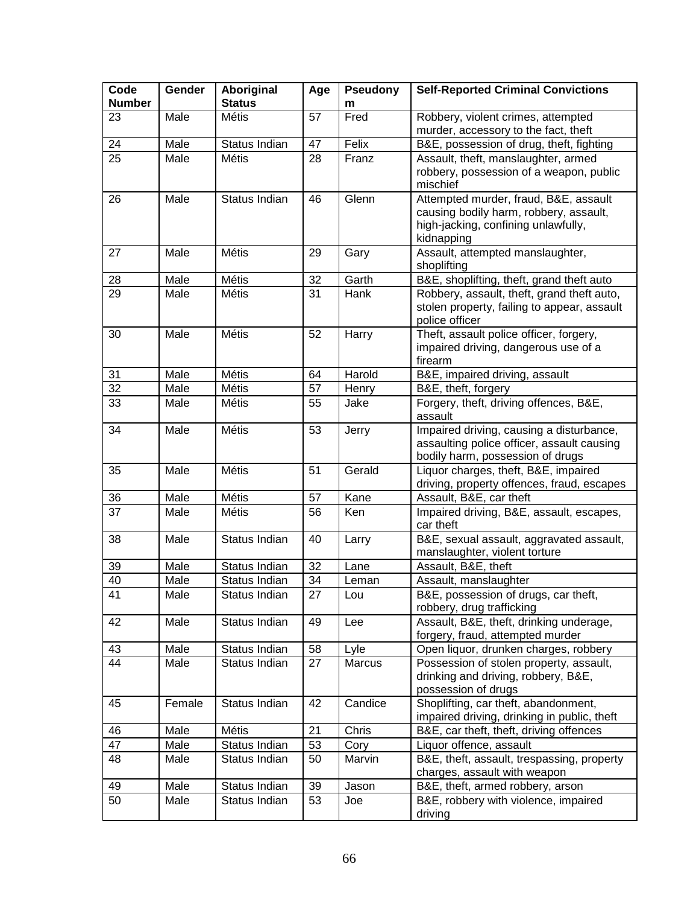| Code Number | Gender | Aboriginal Status | Age | Pseudonym | Self-Reported Criminal Convictions |
|---|---|---|---|---|---|
| 23 | Male | Métis | 57 | Fred | Robbery, violent crimes, attempted murder, accessory to the fact, theft |
| 24 | Male | Status Indian | 47 | Felix | B&E, possession of drug, theft, fighting |
| 25 | Male | Métis | 28 | Franz | Assault, theft, manslaughter, armed robbery, possession of a weapon, public mischief |
| 26 | Male | Status Indian | 46 | Glenn | Attempted murder, fraud, B&E, assault causing bodily harm, robbery, assault, high-jacking, confining unlawfully, kidnapping |
| 27 | Male | Métis | 29 | Gary | Assault, attempted manslaughter, shoplifting |
| 28 | Male | Métis | 32 | Garth | B&E, shoplifting, theft, grand theft auto |
| 29 | Male | Métis | 31 | Hank | Robbery, assault, theft, grand theft auto, stolen property, failing to appear, assault police officer |
| 30 | Male | Métis | 52 | Harry | Theft, assault police officer, forgery, impaired driving, dangerous use of a firearm |
| 31 | Male | Métis | 64 | Harold | B&E, impaired driving, assault |
| 32 | Male | Métis | 57 | Henry | B&E, theft, forgery |
| 33 | Male | Métis | 55 | Jake | Forgery, theft, driving offences, B&E, assault |
| 34 | Male | Métis | 53 | Jerry | Impaired driving, causing a disturbance, assaulting police officer, assault causing bodily harm, possession of drugs |
| 35 | Male | Métis | 51 | Gerald | Liquor charges, theft, B&E, impaired driving, property offences, fraud, escapes |
| 36 | Male | Métis | 57 | Kane | Assault, B&E, car theft |
| 37 | Male | Métis | 56 | Ken | Impaired driving, B&E, assault, escapes, car theft |
| 38 | Male | Status Indian | 40 | Larry | B&E, sexual assault, aggravated assault, manslaughter, violent torture |
| 39 | Male | Status Indian | 32 | Lane | Assault, B&E, theft |
| 40 | Male | Status Indian | 34 | Leman | Assault, manslaughter |
| 41 | Male | Status Indian | 27 | Lou | B&E, possession of drugs, car theft, robbery, drug trafficking |
| 42 | Male | Status Indian | 49 | Lee | Assault, B&E, theft, drinking underage, forgery, fraud, attempted murder |
| 43 | Male | Status Indian | 58 | Lyle | Open liquor, drunken charges, robbery |
| 44 | Male | Status Indian | 27 | Marcus | Possession of stolen property, assault, drinking and driving, robbery, B&E, possession of drugs |
| 45 | Female | Status Indian | 42 | Candice | Shoplifting, car theft, abandonment, impaired driving, drinking in public, theft |
| 46 | Male | Métis | 21 | Chris | B&E, car theft, theft, driving offences |
| 47 | Male | Status Indian | 53 | Cory | Liquor offence, assault |
| 48 | Male | Status Indian | 50 | Marvin | B&E, theft, assault, trespassing, property charges, assault with weapon |
| 49 | Male | Status Indian | 39 | Jason | B&E, theft, armed robbery, arson |
| 50 | Male | Status Indian | 53 | Joe | B&E, robbery with violence, impaired driving |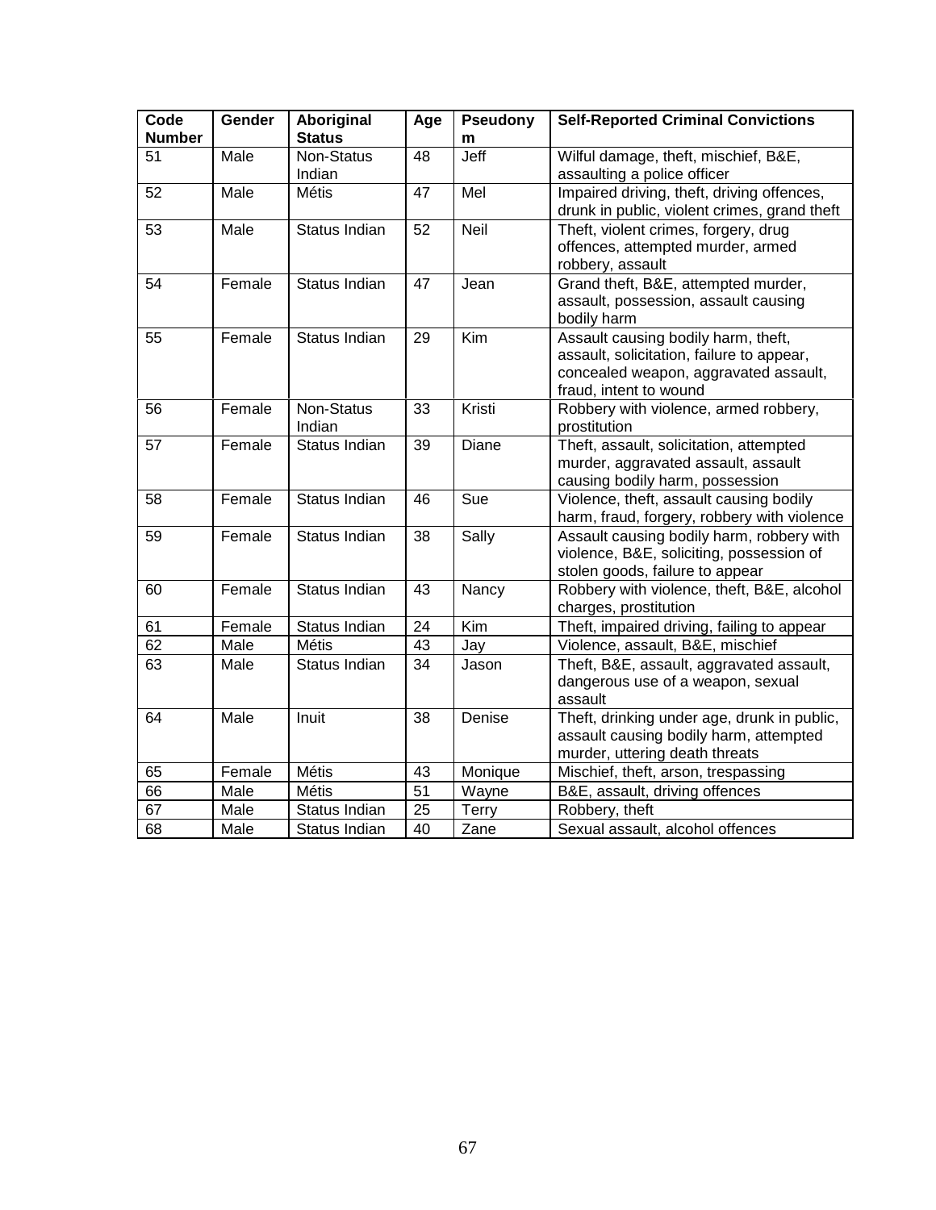| Code Number | Gender | Aboriginal Status | Age | Pseudonym | Self-Reported Criminal Convictions |
|---|---|---|---|---|---|
| 51 | Male | Non-Status Indian | 48 | Jeff | Wilful damage, theft, mischief, B&E, assaulting a police officer |
| 52 | Male | Métis | 47 | Mel | Impaired driving, theft, driving offences, drunk in public, violent crimes, grand theft |
| 53 | Male | Status Indian | 52 | Neil | Theft, violent crimes, forgery, drug offences, attempted murder, armed robbery, assault |
| 54 | Female | Status Indian | 47 | Jean | Grand theft, B&E, attempted murder, assault, possession, assault causing bodily harm |
| 55 | Female | Status Indian | 29 | Kim | Assault causing bodily harm, theft, assault, solicitation, failure to appear, concealed weapon, aggravated assault, fraud, intent to wound |
| 56 | Female | Non-Status Indian | 33 | Kristi | Robbery with violence, armed robbery, prostitution |
| 57 | Female | Status Indian | 39 | Diane | Theft, assault, solicitation, attempted murder, aggravated assault, assault causing bodily harm, possession |
| 58 | Female | Status Indian | 46 | Sue | Violence, theft, assault causing bodily harm, fraud, forgery, robbery with violence |
| 59 | Female | Status Indian | 38 | Sally | Assault causing bodily harm, robbery with violence, B&E, soliciting, possession of stolen goods, failure to appear |
| 60 | Female | Status Indian | 43 | Nancy | Robbery with violence, theft, B&E, alcohol charges, prostitution |
| 61 | Female | Status Indian | 24 | Kim | Theft, impaired driving, failing to appear |
| 62 | Male | Métis | 43 | Jay | Violence, assault, B&E, mischief |
| 63 | Male | Status Indian | 34 | Jason | Theft, B&E, assault, aggravated assault, dangerous use of a weapon, sexual assault |
| 64 | Male | Inuit | 38 | Denise | Theft, drinking under age, drunk in public, assault causing bodily harm, attempted murder, uttering death threats |
| 65 | Female | Métis | 43 | Monique | Mischief, theft, arson, trespassing |
| 66 | Male | Métis | 51 | Wayne | B&E, assault, driving offences |
| 67 | Male | Status Indian | 25 | Terry | Robbery, theft |
| 68 | Male | Status Indian | 40 | Zane | Sexual assault, alcohol offences |